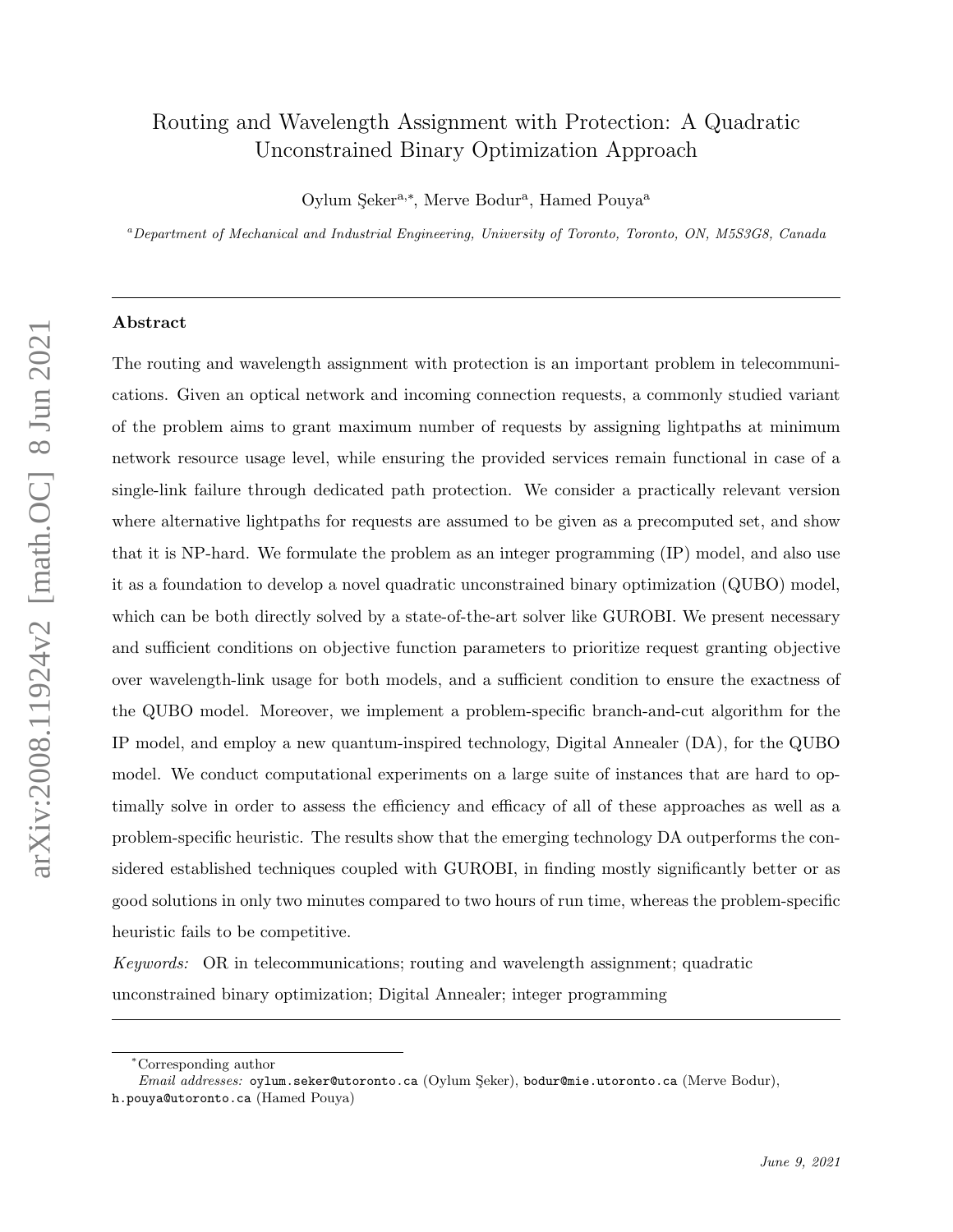# Routing and Wavelength Assignment with Protection: A Quadratic Unconstrained Binary Optimization Approach

Oylum Şeker[a,*], Merve Bodur[a], Hamed Pouya[a]

[a] *Department of Mechanical and Industrial Engineering, University of Toronto, Toronto, ON, M5S3G8, Canada*

---

## Abstract

The routing and wavelength assignment with protection is an important problem in telecommunications. Given an optical network and incoming connection requests, a commonly studied variant of the problem aims to grant maximum number of requests by assigning lightpaths at minimum network resource usage level, while ensuring the provided services remain functional in case of a single-link failure through dedicated path protection. We consider a practically relevant version where alternative lightpaths for requests are assumed to be given as a precomputed set, and show that it is NP-hard. We formulate the problem as an integer programming (IP) model, and also use it as a foundation to develop a novel quadratic unconstrained binary optimization (QUBO) model, which can be both directly solved by a state-of-the-art solver like GUROBI. We present necessary and sufficient conditions on objective function parameters to prioritize request granting objective over wavelength-link usage for both models, and a sufficient condition to ensure the exactness of the QUBO model. Moreover, we implement a problem-specific branch-and-cut algorithm for the IP model, and employ a new quantum-inspired technology, Digital Annealer (DA), for the QUBO model. We conduct computational experiments on a large suite of instances that are hard to optimally solve in order to assess the efficiency and efficacy of all of these approaches as well as a problem-specific heuristic. The results show that the emerging technology DA outperforms the considered established techniques coupled with GUROBI, in finding mostly significantly better or as good solutions in only two minutes compared to two hours of run time, whereas the problem-specific heuristic fails to be competitive.

*Keywords:* OR in telecommunications; routing and wavelength assignment; quadratic unconstrained binary optimization; Digital Annealer; integer programming

---

[*] Corresponding author

*Email addresses:* oylum.seker@utoronto.ca (Oylum Şeker), bodur@mie.utoronto.ca (Merve Bodur), h.pouya@utoronto.ca (Hamed Pouya)

*June 9, 2021*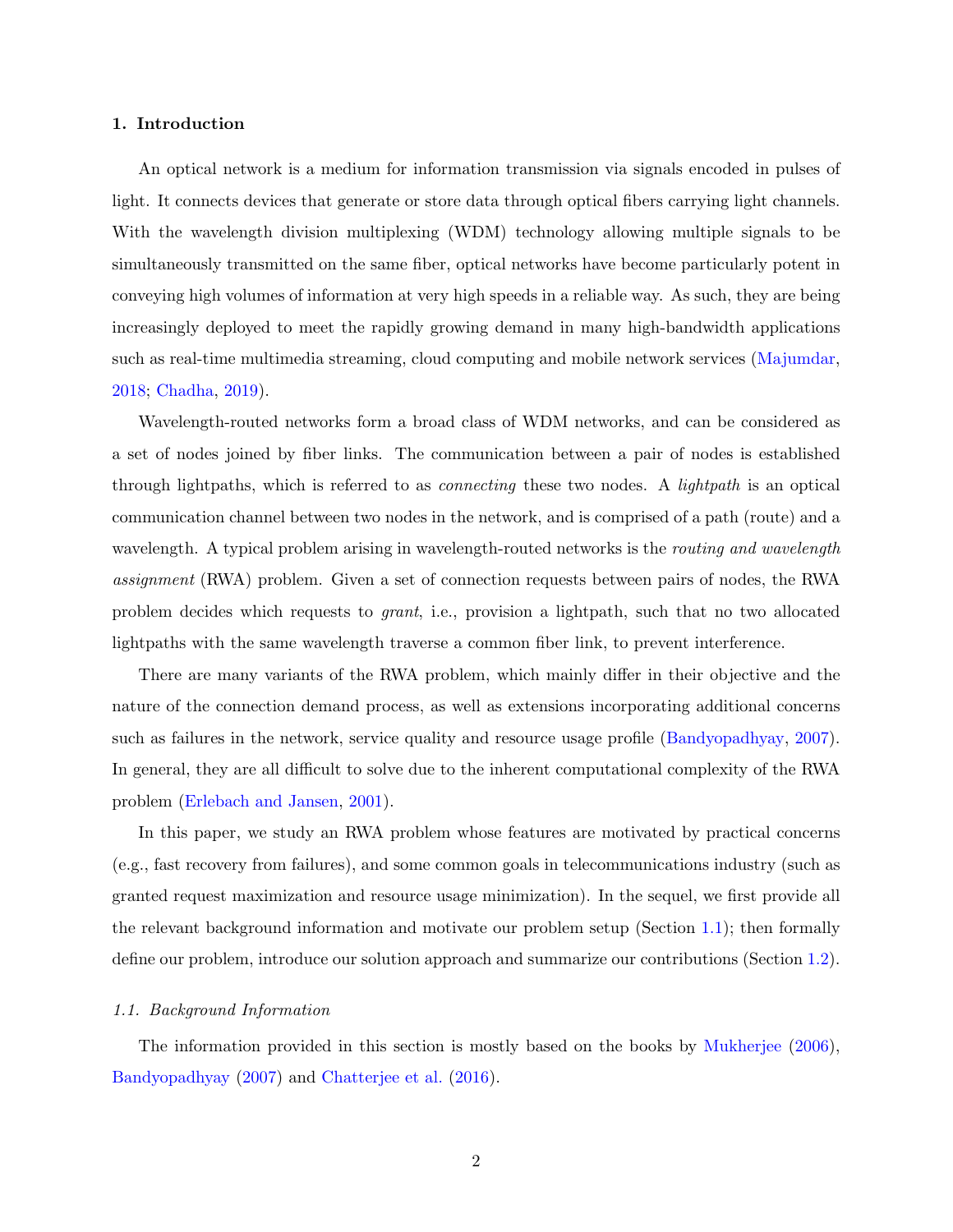## 1. Introduction

An optical network is a medium for information transmission via signals encoded in pulses of light. It connects devices that generate or store data through optical fibers carrying light channels. With the wavelength division multiplexing (WDM) technology allowing multiple signals to be simultaneously transmitted on the same fiber, optical networks have become particularly potent in conveying high volumes of information at very high speeds in a reliable way. As such, they are being increasingly deployed to meet the rapidly growing demand in many high-bandwidth applications such as real-time multimedia streaming, cloud computing and mobile network services (Majumdar, 2018; Chadha, 2019).

Wavelength-routed networks form a broad class of WDM networks, and can be considered as a set of nodes joined by fiber links. The communication between a pair of nodes is established through lightpaths, which is referred to as *connecting* these two nodes. A *lightpath* is an optical communication channel between two nodes in the network, and is comprised of a path (route) and a wavelength. A typical problem arising in wavelength-routed networks is the *routing and wavelength assignment* (RWA) problem. Given a set of connection requests between pairs of nodes, the RWA problem decides which requests to *grant*, i.e., provision a lightpath, such that no two allocated lightpaths with the same wavelength traverse a common fiber link, to prevent interference.

There are many variants of the RWA problem, which mainly differ in their objective and the nature of the connection demand process, as well as extensions incorporating additional concerns such as failures in the network, service quality and resource usage profile (Bandyopadhyay, 2007). In general, they are all difficult to solve due to the inherent computational complexity of the RWA problem (Erlebach and Jansen, 2001).

In this paper, we study an RWA problem whose features are motivated by practical concerns (e.g., fast recovery from failures), and some common goals in telecommunications industry (such as granted request maximization and resource usage minimization). In the sequel, we first provide all the relevant background information and motivate our problem setup (Section 1.1); then formally define our problem, introduce our solution approach and summarize our contributions (Section 1.2).

### *1.1. Background Information*

The information provided in this section is mostly based on the books by Mukherjee (2006), Bandyopadhyay (2007) and Chatterjee et al. (2016).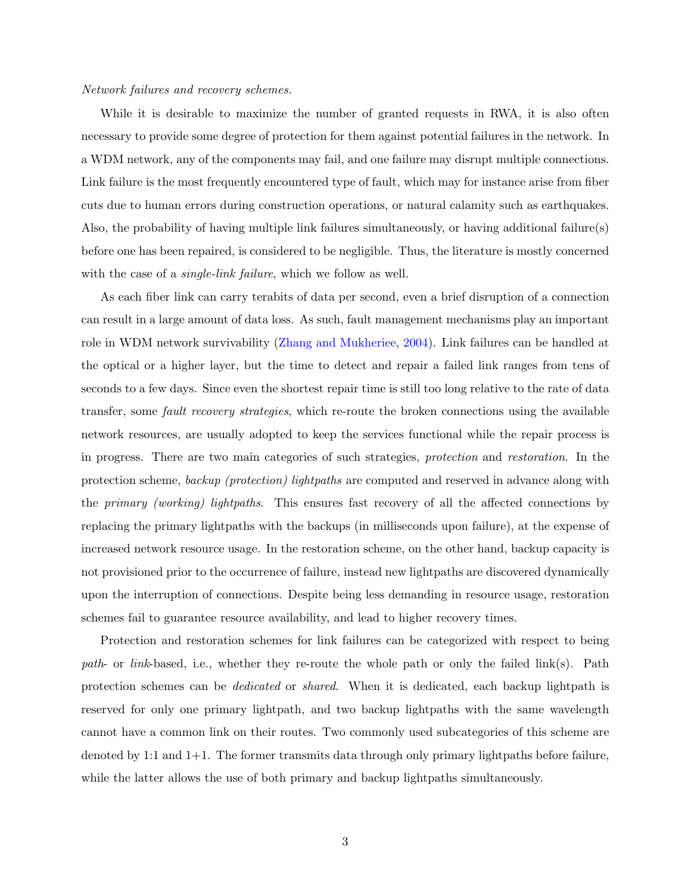*Network failures and recovery schemes.*

While it is desirable to maximize the number of granted requests in RWA, it is also often necessary to provide some degree of protection for them against potential failures in the network. In a WDM network, any of the components may fail, and one failure may disrupt multiple connections. Link failure is the most frequently encountered type of fault, which may for instance arise from fiber cuts due to human errors during construction operations, or natural calamity such as earthquakes. Also, the probability of having multiple link failures simultaneously, or having additional failure(s) before one has been repaired, is considered to be negligible. Thus, the literature is mostly concerned with the case of a *single-link failure*, which we follow as well.

As each fiber link can carry terabits of data per second, even a brief disruption of a connection can result in a large amount of data loss. As such, fault management mechanisms play an important role in WDM network survivability (Zhang and Mukheriee, 2004). Link failures can be handled at the optical or a higher layer, but the time to detect and repair a failed link ranges from tens of seconds to a few days. Since even the shortest repair time is still too long relative to the rate of data transfer, some *fault recovery strategies*, which re-route the broken connections using the available network resources, are usually adopted to keep the services functional while the repair process is in progress. There are two main categories of such strategies, *protection* and *restoration*. In the protection scheme, *backup (protection) lightpaths* are computed and reserved in advance along with the *primary (working) lightpaths*. This ensures fast recovery of all the affected connections by replacing the primary lightpaths with the backups (in milliseconds upon failure), at the expense of increased network resource usage. In the restoration scheme, on the other hand, backup capacity is not provisioned prior to the occurrence of failure, instead new lightpaths are discovered dynamically upon the interruption of connections. Despite being less demanding in resource usage, restoration schemes fail to guarantee resource availability, and lead to higher recovery times.

Protection and restoration schemes for link failures can be categorized with respect to being *path*- or *link*-based, i.e., whether they re-route the whole path or only the failed link(s). Path protection schemes can be *dedicated* or *shared*. When it is dedicated, each backup lightpath is reserved for only one primary lightpath, and two backup lightpaths with the same wavelength cannot have a common link on their routes. Two commonly used subcategories of this scheme are denoted by 1:1 and 1+1. The former transmits data through only primary lightpaths before failure, while the latter allows the use of both primary and backup lightpaths simultaneously.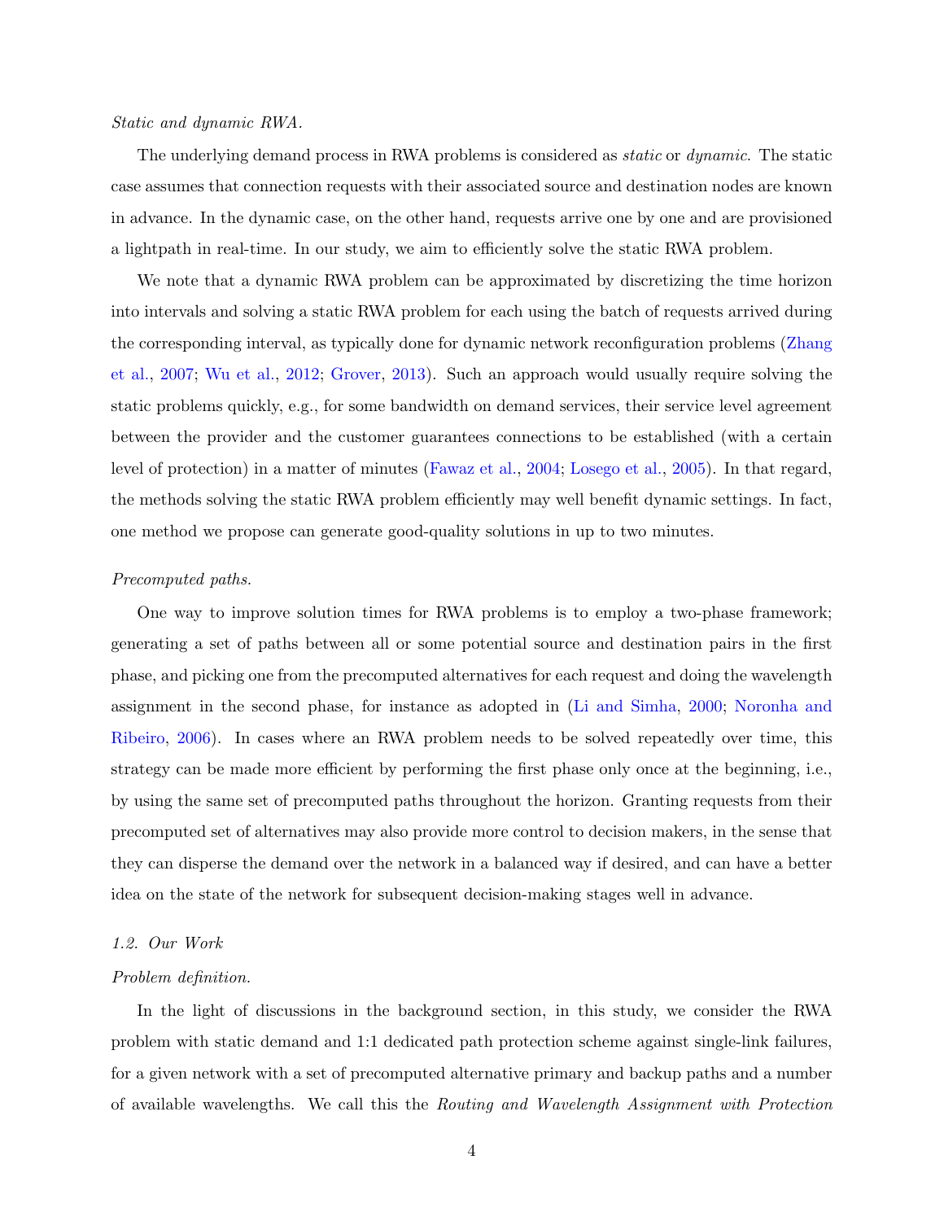*Static and dynamic RWA.*

The underlying demand process in RWA problems is considered as *static* or *dynamic*. The static case assumes that connection requests with their associated source and destination nodes are known in advance. In the dynamic case, on the other hand, requests arrive one by one and are provisioned a lightpath in real-time. In our study, we aim to efficiently solve the static RWA problem.

We note that a dynamic RWA problem can be approximated by discretizing the time horizon into intervals and solving a static RWA problem for each using the batch of requests arrived during the corresponding interval, as typically done for dynamic network reconfiguration problems (Zhang et al., 2007; Wu et al., 2012; Grover, 2013). Such an approach would usually require solving the static problems quickly, e.g., for some bandwidth on demand services, their service level agreement between the provider and the customer guarantees connections to be established (with a certain level of protection) in a matter of minutes (Fawaz et al., 2004; Losego et al., 2005). In that regard, the methods solving the static RWA problem efficiently may well benefit dynamic settings. In fact, one method we propose can generate good-quality solutions in up to two minutes.

*Precomputed paths.*

One way to improve solution times for RWA problems is to employ a two-phase framework; generating a set of paths between all or some potential source and destination pairs in the first phase, and picking one from the precomputed alternatives for each request and doing the wavelength assignment in the second phase, for instance as adopted in (Li and Simha, 2000; Noronha and Ribeiro, 2006). In cases where an RWA problem needs to be solved repeatedly over time, this strategy can be made more efficient by performing the first phase only once at the beginning, i.e., by using the same set of precomputed paths throughout the horizon. Granting requests from their precomputed set of alternatives may also provide more control to decision makers, in the sense that they can disperse the demand over the network in a balanced way if desired, and can have a better idea on the state of the network for subsequent decision-making stages well in advance.

### *1.2. Our Work*

*Problem definition.*

In the light of discussions in the background section, in this study, we consider the RWA problem with static demand and 1:1 dedicated path protection scheme against single-link failures, for a given network with a set of precomputed alternative primary and backup paths and a number of available wavelengths. We call this the *Routing and Wavelength Assignment with Protection*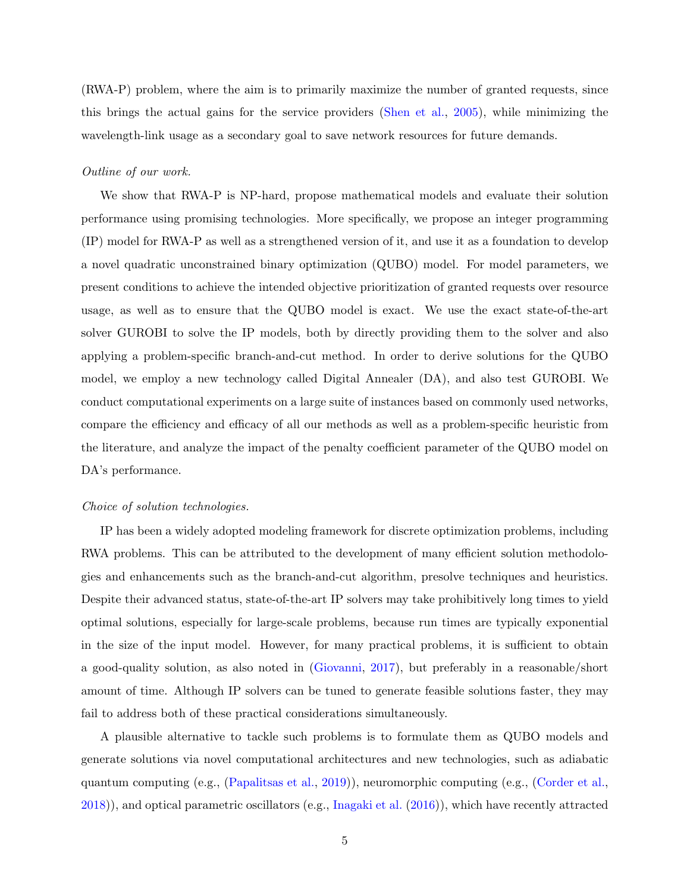(RWA-P) problem, where the aim is to primarily maximize the number of granted requests, since this brings the actual gains for the service providers (Shen et al., 2005), while minimizing the wavelength-link usage as a secondary goal to save network resources for future demands.

*Outline of our work.*

We show that RWA-P is NP-hard, propose mathematical models and evaluate their solution performance using promising technologies. More specifically, we propose an integer programming (IP) model for RWA-P as well as a strengthened version of it, and use it as a foundation to develop a novel quadratic unconstrained binary optimization (QUBO) model. For model parameters, we present conditions to achieve the intended objective prioritization of granted requests over resource usage, as well as to ensure that the QUBO model is exact. We use the exact state-of-the-art solver GUROBI to solve the IP models, both by directly providing them to the solver and also applying a problem-specific branch-and-cut method. In order to derive solutions for the QUBO model, we employ a new technology called Digital Annealer (DA), and also test GUROBI. We conduct computational experiments on a large suite of instances based on commonly used networks, compare the efficiency and efficacy of all our methods as well as a problem-specific heuristic from the literature, and analyze the impact of the penalty coefficient parameter of the QUBO model on DA's performance.

*Choice of solution technologies.*

IP has been a widely adopted modeling framework for discrete optimization problems, including RWA problems. This can be attributed to the development of many efficient solution methodologies and enhancements such as the branch-and-cut algorithm, presolve techniques and heuristics. Despite their advanced status, state-of-the-art IP solvers may take prohibitively long times to yield optimal solutions, especially for large-scale problems, because run times are typically exponential in the size of the input model. However, for many practical problems, it is sufficient to obtain a good-quality solution, as also noted in (Giovanni, 2017), but preferably in a reasonable/short amount of time. Although IP solvers can be tuned to generate feasible solutions faster, they may fail to address both of these practical considerations simultaneously.

A plausible alternative to tackle such problems is to formulate them as QUBO models and generate solutions via novel computational architectures and new technologies, such as adiabatic quantum computing (e.g., (Papalitsas et al., 2019)), neuromorphic computing (e.g., (Corder et al., 2018)), and optical parametric oscillators (e.g., Inagaki et al. (2016)), which have recently attracted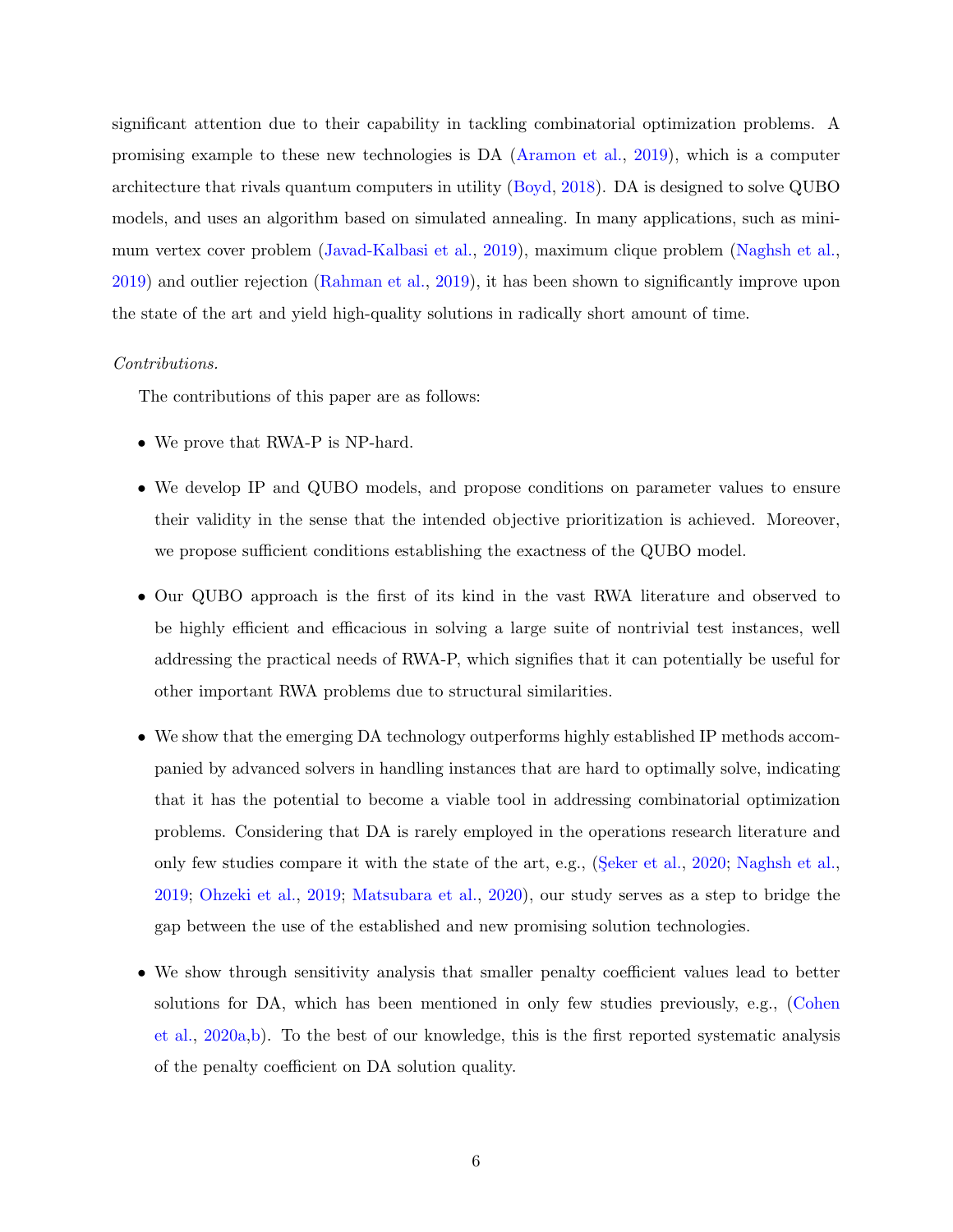significant attention due to their capability in tackling combinatorial optimization problems. A promising example to these new technologies is DA (Aramon et al., 2019), which is a computer architecture that rivals quantum computers in utility (Boyd, 2018). DA is designed to solve QUBO models, and uses an algorithm based on simulated annealing. In many applications, such as minimum vertex cover problem (Javad-Kalbasi et al., 2019), maximum clique problem (Naghsh et al., 2019) and outlier rejection (Rahman et al., 2019), it has been shown to significantly improve upon the state of the art and yield high-quality solutions in radically short amount of time.

*Contributions.*

The contributions of this paper are as follows:

- We prove that RWA-P is NP-hard.
- We develop IP and QUBO models, and propose conditions on parameter values to ensure their validity in the sense that the intended objective prioritization is achieved. Moreover, we propose sufficient conditions establishing the exactness of the QUBO model.
- Our QUBO approach is the first of its kind in the vast RWA literature and observed to be highly efficient and efficacious in solving a large suite of nontrivial test instances, well addressing the practical needs of RWA-P, which signifies that it can potentially be useful for other important RWA problems due to structural similarities.
- We show that the emerging DA technology outperforms highly established IP methods accompanied by advanced solvers in handling instances that are hard to optimally solve, indicating that it has the potential to become a viable tool in addressing combinatorial optimization problems. Considering that DA is rarely employed in the operations research literature and only few studies compare it with the state of the art, e.g., (Şeker et al., 2020; Naghsh et al., 2019; Ohzeki et al., 2019; Matsubara et al., 2020), our study serves as a step to bridge the gap between the use of the established and new promising solution technologies.
- We show through sensitivity analysis that smaller penalty coefficient values lead to better solutions for DA, which has been mentioned in only few studies previously, e.g., (Cohen et al., 2020a,b). To the best of our knowledge, this is the first reported systematic analysis of the penalty coefficient on DA solution quality.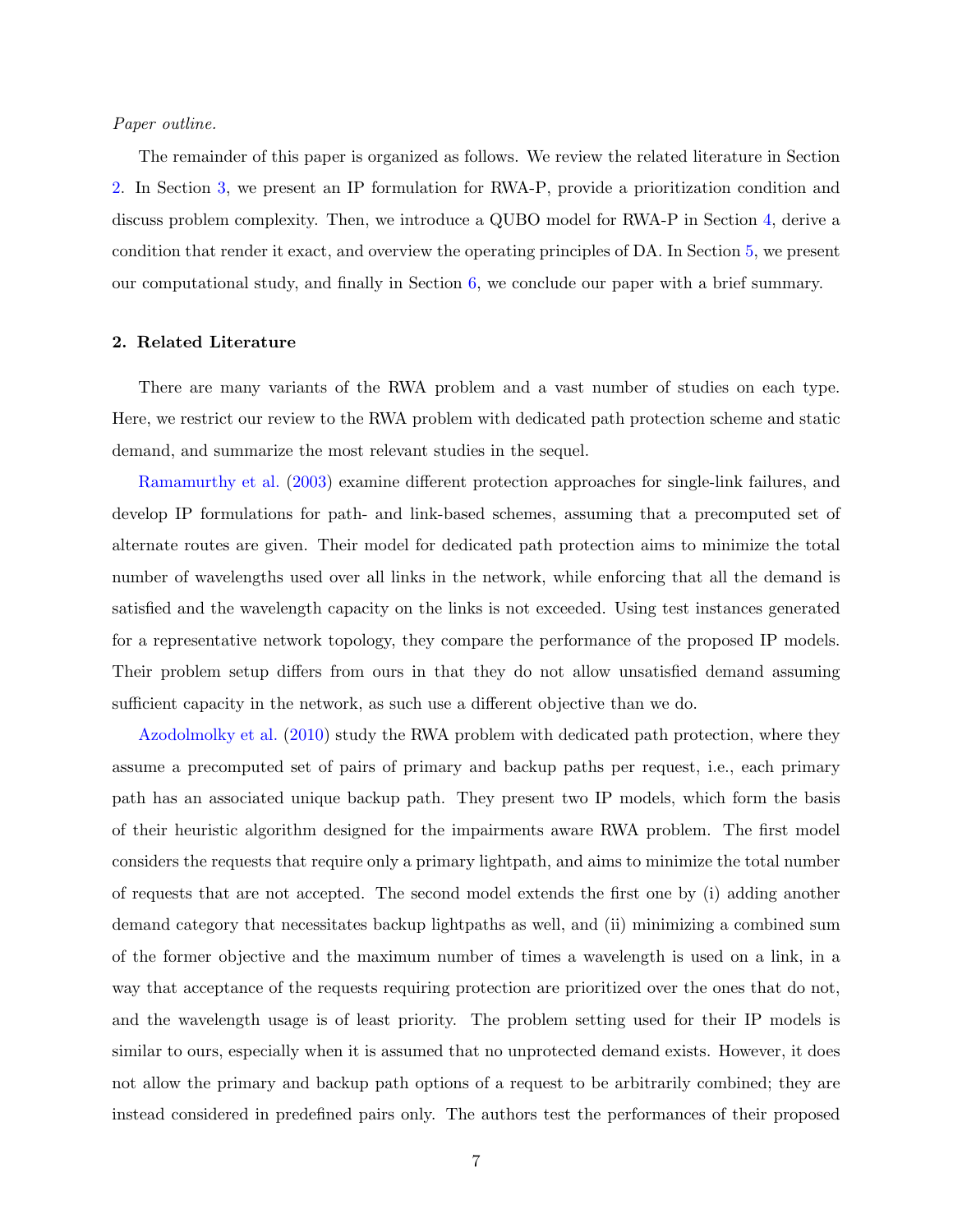*Paper outline.*

The remainder of this paper is organized as follows. We review the related literature in Section 2. In Section 3, we present an IP formulation for RWA-P, provide a prioritization condition and discuss problem complexity. Then, we introduce a QUBO model for RWA-P in Section 4, derive a condition that render it exact, and overview the operating principles of DA. In Section 5, we present our computational study, and finally in Section 6, we conclude our paper with a brief summary.

## 2. Related Literature

There are many variants of the RWA problem and a vast number of studies on each type. Here, we restrict our review to the RWA problem with dedicated path protection scheme and static demand, and summarize the most relevant studies in the sequel.

Ramamurthy et al. (2003) examine different protection approaches for single-link failures, and develop IP formulations for path- and link-based schemes, assuming that a precomputed set of alternate routes are given. Their model for dedicated path protection aims to minimize the total number of wavelengths used over all links in the network, while enforcing that all the demand is satisfied and the wavelength capacity on the links is not exceeded. Using test instances generated for a representative network topology, they compare the performance of the proposed IP models. Their problem setup differs from ours in that they do not allow unsatisfied demand assuming sufficient capacity in the network, as such use a different objective than we do.

Azodolmolky et al. (2010) study the RWA problem with dedicated path protection, where they assume a precomputed set of pairs of primary and backup paths per request, i.e., each primary path has an associated unique backup path. They present two IP models, which form the basis of their heuristic algorithm designed for the impairments aware RWA problem. The first model considers the requests that require only a primary lightpath, and aims to minimize the total number of requests that are not accepted. The second model extends the first one by (i) adding another demand category that necessitates backup lightpaths as well, and (ii) minimizing a combined sum of the former objective and the maximum number of times a wavelength is used on a link, in a way that acceptance of the requests requiring protection are prioritized over the ones that do not, and the wavelength usage is of least priority. The problem setting used for their IP models is similar to ours, especially when it is assumed that no unprotected demand exists. However, it does not allow the primary and backup path options of a request to be arbitrarily combined; they are instead considered in predefined pairs only. The authors test the performances of their proposed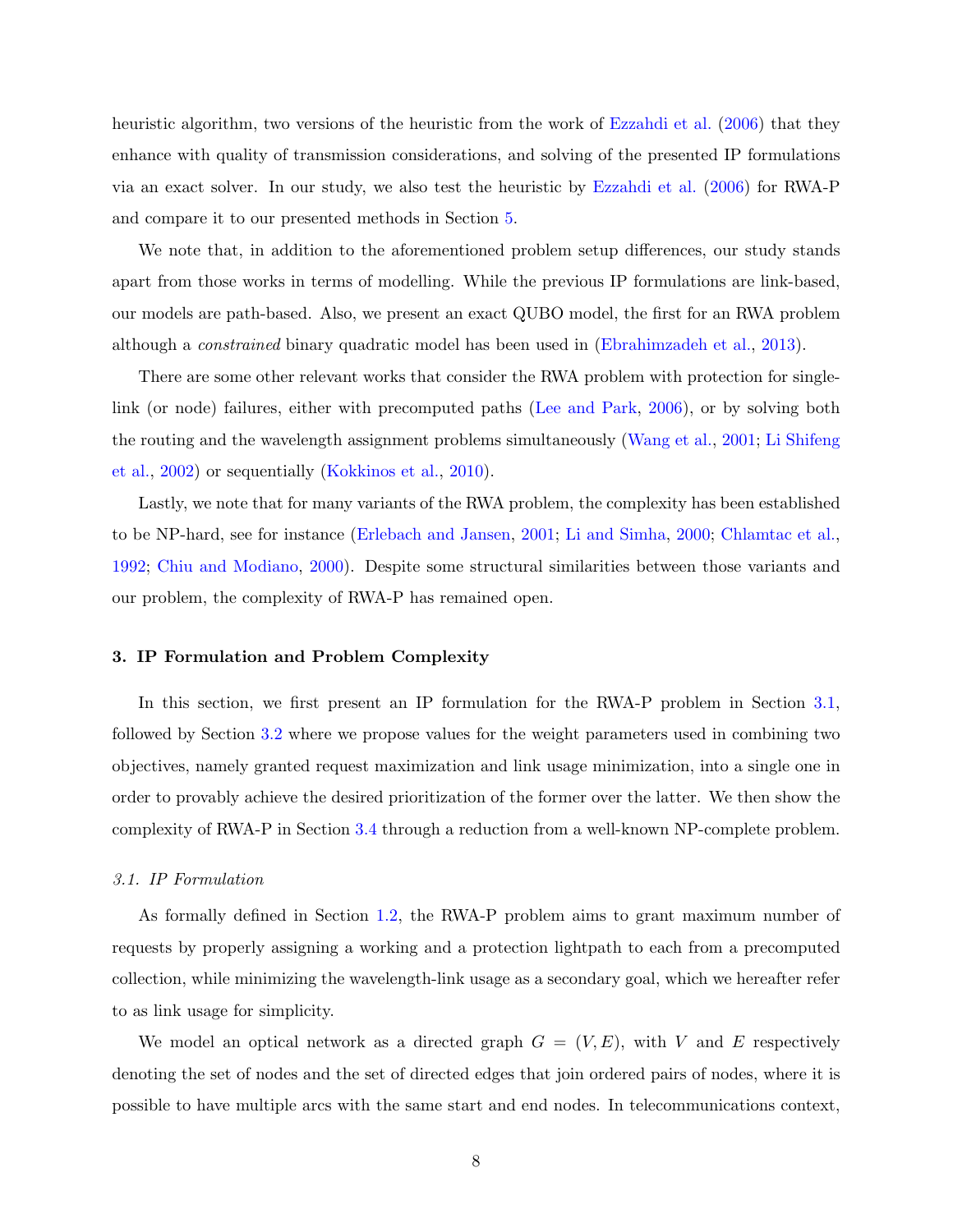heuristic algorithm, two versions of the heuristic from the work of Ezzahdi et al. (2006) that they enhance with quality of transmission considerations, and solving of the presented IP formulations via an exact solver. In our study, we also test the heuristic by Ezzahdi et al. (2006) for RWA-P and compare it to our presented methods in Section 5.

We note that, in addition to the aforementioned problem setup differences, our study stands apart from those works in terms of modelling. While the previous IP formulations are link-based, our models are path-based. Also, we present an exact QUBO model, the first for an RWA problem although a *constrained* binary quadratic model has been used in (Ebrahimzadeh et al., 2013).

There are some other relevant works that consider the RWA problem with protection for single-link (or node) failures, either with precomputed paths (Lee and Park, 2006), or by solving both the routing and the wavelength assignment problems simultaneously (Wang et al., 2001; Li Shifeng et al., 2002) or sequentially (Kokkinos et al., 2010).

Lastly, we note that for many variants of the RWA problem, the complexity has been established to be NP-hard, see for instance (Erlebach and Jansen, 2001; Li and Simha, 2000; Chlamtac et al., 1992; Chiu and Modiano, 2000). Despite some structural similarities between those variants and our problem, the complexity of RWA-P has remained open.

## 3. IP Formulation and Problem Complexity

In this section, we first present an IP formulation for the RWA-P problem in Section 3.1, followed by Section 3.2 where we propose values for the weight parameters used in combining two objectives, namely granted request maximization and link usage minimization, into a single one in order to provably achieve the desired prioritization of the former over the latter. We then show the complexity of RWA-P in Section 3.4 through a reduction from a well-known NP-complete problem.

### *3.1. IP Formulation*

As formally defined in Section 1.2, the RWA-P problem aims to grant maximum number of requests by properly assigning a working and a protection lightpath to each from a precomputed collection, while minimizing the wavelength-link usage as a secondary goal, which we hereafter refer to as link usage for simplicity.

We model an optical network as a directed graph $G = (V, E)$, with $V$ and $E$ respectively denoting the set of nodes and the set of directed edges that join ordered pairs of nodes, where it is possible to have multiple arcs with the same start and end nodes. In telecommunications context,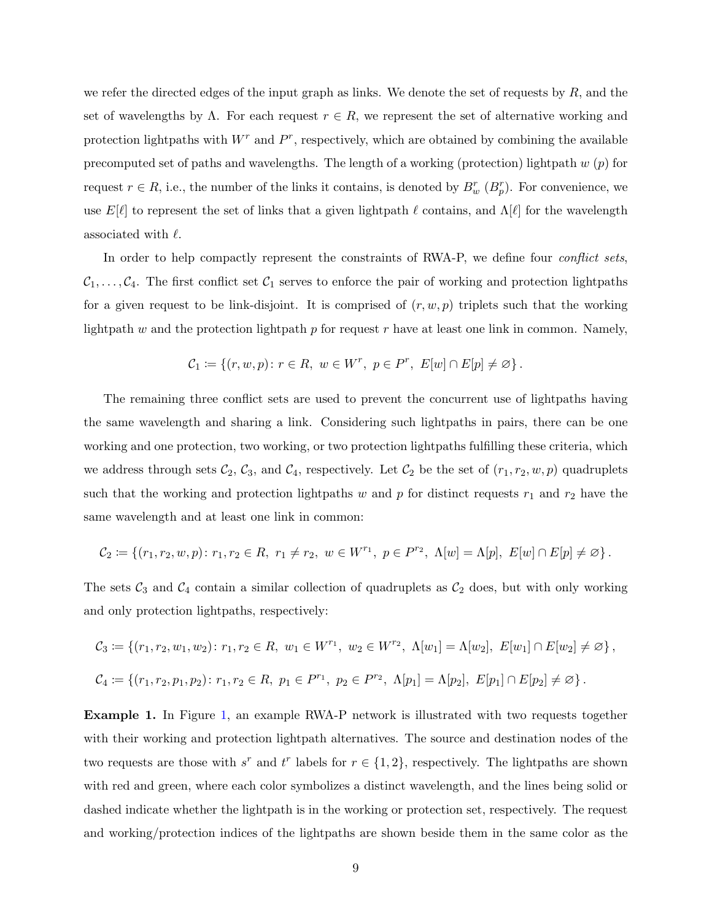we refer the directed edges of the input graph as links. We denote the set of requests by $R$, and the set of wavelengths by $\Lambda$. For each request $r \in R$, we represent the set of alternative working and protection lightpaths with $W^r$ and $P^r$, respectively, which are obtained by combining the available precomputed set of paths and wavelengths. The length of a working (protection) lightpath $w$ ($p$) for request $r \in R$, i.e., the number of the links it contains, is denoted by $B^r_w$ ($B^r_p$). For convenience, we use $E[\ell]$ to represent the set of links that a given lightpath $\ell$ contains, and $\Lambda[\ell]$ for the wavelength associated with $\ell$.

In order to help compactly represent the constraints of RWA-P, we define four *conflict sets*, $\mathcal{C}_1, \ldots, \mathcal{C}_4$. The first conflict set $\mathcal{C}_1$ serves to enforce the pair of working and protection lightpaths for a given request to be link-disjoint. It is comprised of $(r, w, p)$ triplets such that the working lightpath $w$ and the protection lightpath $p$ for request $r$ have at least one link in common. Namely,

$$\mathcal{C}_1 \coloneqq \{(r, w, p) \colon r \in R,\ w \in W^r,\ p \in P^r,\ E[w] \cap E[p] \neq \varnothing\}\,.$$

The remaining three conflict sets are used to prevent the concurrent use of lightpaths having the same wavelength and sharing a link. Considering such lightpaths in pairs, there can be one working and one protection, two working, or two protection lightpaths fulfilling these criteria, which we address through sets $\mathcal{C}_2$, $\mathcal{C}_3$, and $\mathcal{C}_4$, respectively. Let $\mathcal{C}_2$ be the set of $(r_1, r_2, w, p)$ quadruplets such that the working and protection lightpaths $w$ and $p$ for distinct requests $r_1$ and $r_2$ have the same wavelength and at least one link in common:

$$\mathcal{C}_2 \coloneqq \{(r_1, r_2, w, p) \colon r_1, r_2 \in R,\ r_1 \neq r_2,\ w \in W^{r_1},\ p \in P^{r_2},\ \Lambda[w] = \Lambda[p],\ E[w] \cap E[p] \neq \varnothing\}\,.$$

The sets $\mathcal{C}_3$ and $\mathcal{C}_4$ contain a similar collection of quadruplets as $\mathcal{C}_2$ does, but with only working and only protection lightpaths, respectively:

$$\mathcal{C}_3 \coloneqq \{(r_1, r_2, w_1, w_2) \colon r_1, r_2 \in R,\ w_1 \in W^{r_1},\ w_2 \in W^{r_2},\ \Lambda[w_1] = \Lambda[w_2],\ E[w_1] \cap E[w_2] \neq \varnothing\}\,,$$

$$\mathcal{C}_4 \coloneqq \{(r_1, r_2, p_1, p_2) \colon r_1, r_2 \in R,\ p_1 \in P^{r_1},\ p_2 \in P^{r_2},\ \Lambda[p_1] = \Lambda[p_2],\ E[p_1] \cap E[p_2] \neq \varnothing\}\,.$$

**Example 1.** In Figure 1, an example RWA-P network is illustrated with two requests together with their working and protection lightpath alternatives. The source and destination nodes of the two requests are those with $s^r$ and $t^r$ labels for $r \in \{1, 2\}$, respectively. The lightpaths are shown with red and green, where each color symbolizes a distinct wavelength, and the lines being solid or dashed indicate whether the lightpath is in the working or protection set, respectively. The request and working/protection indices of the lightpaths are shown beside them in the same color as the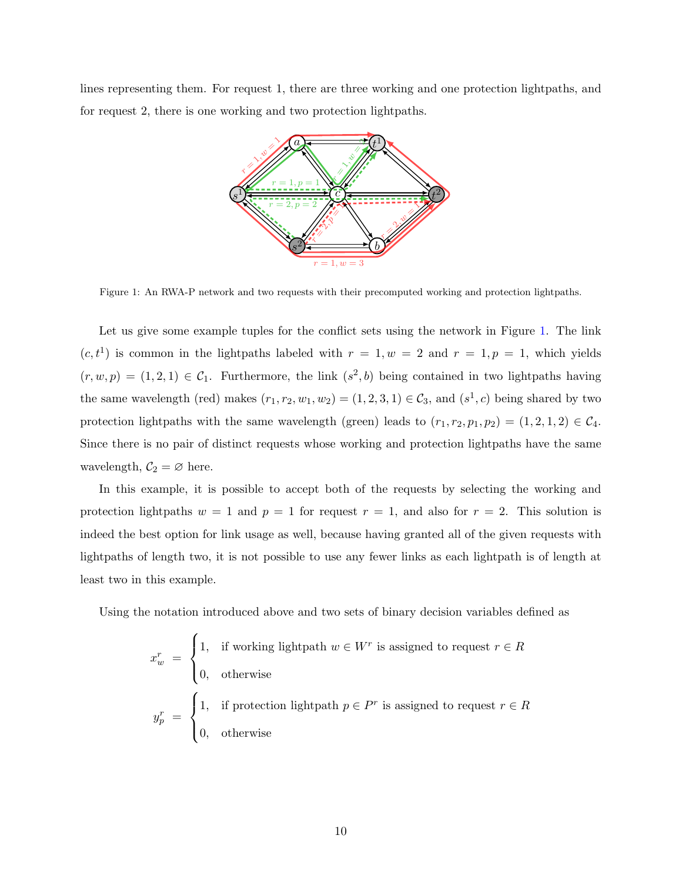lines representing them. For request 1, there are three working and one protection lightpaths, and for request 2, there is one working and two protection lightpaths.

Figure 1: An RWA-P network and two requests with their precomputed working and protection lightpaths.

Let us give some example tuples for the conflict sets using the network in Figure 1. The link $(c, t^1)$ is common in the lightpaths labeled with $r = 1, w = 2$ and $r = 1, p = 1$, which yields $(r, w, p) = (1, 2, 1) \in \mathcal{C}_1$. Furthermore, the link $(s^2, b)$ being contained in two lightpaths having the same wavelength (red) makes $(r_1, r_2, w_1, w_2) = (1, 2, 3, 1) \in \mathcal{C}_3$, and $(s^1, c)$ being shared by two protection lightpaths with the same wavelength (green) leads to $(r_1, r_2, p_1, p_2) = (1, 2, 1, 2) \in \mathcal{C}_4$. Since there is no pair of distinct requests whose working and protection lightpaths have the same wavelength, $\mathcal{C}_2 = \varnothing$ here.

In this example, it is possible to accept both of the requests by selecting the working and protection lightpaths $w = 1$ and $p = 1$ for request $r = 1$, and also for $r = 2$. This solution is indeed the best option for link usage as well, because having granted all of the given requests with lightpaths of length two, it is not possible to use any fewer links as each lightpath is of length at least two in this example.

Using the notation introduced above and two sets of binary decision variables defined as

$$x_w^r = \begin{cases} 1, & \text{if working lightpath } w \in W^r \text{ is assigned to request } r \in R \\ 0, & \text{otherwise} \end{cases}$$

$$y_p^r = \begin{cases} 1, & \text{if protection lightpath } p \in P^r \text{ is assigned to request } r \in R \\ 0, & \text{otherwise} \end{cases}$$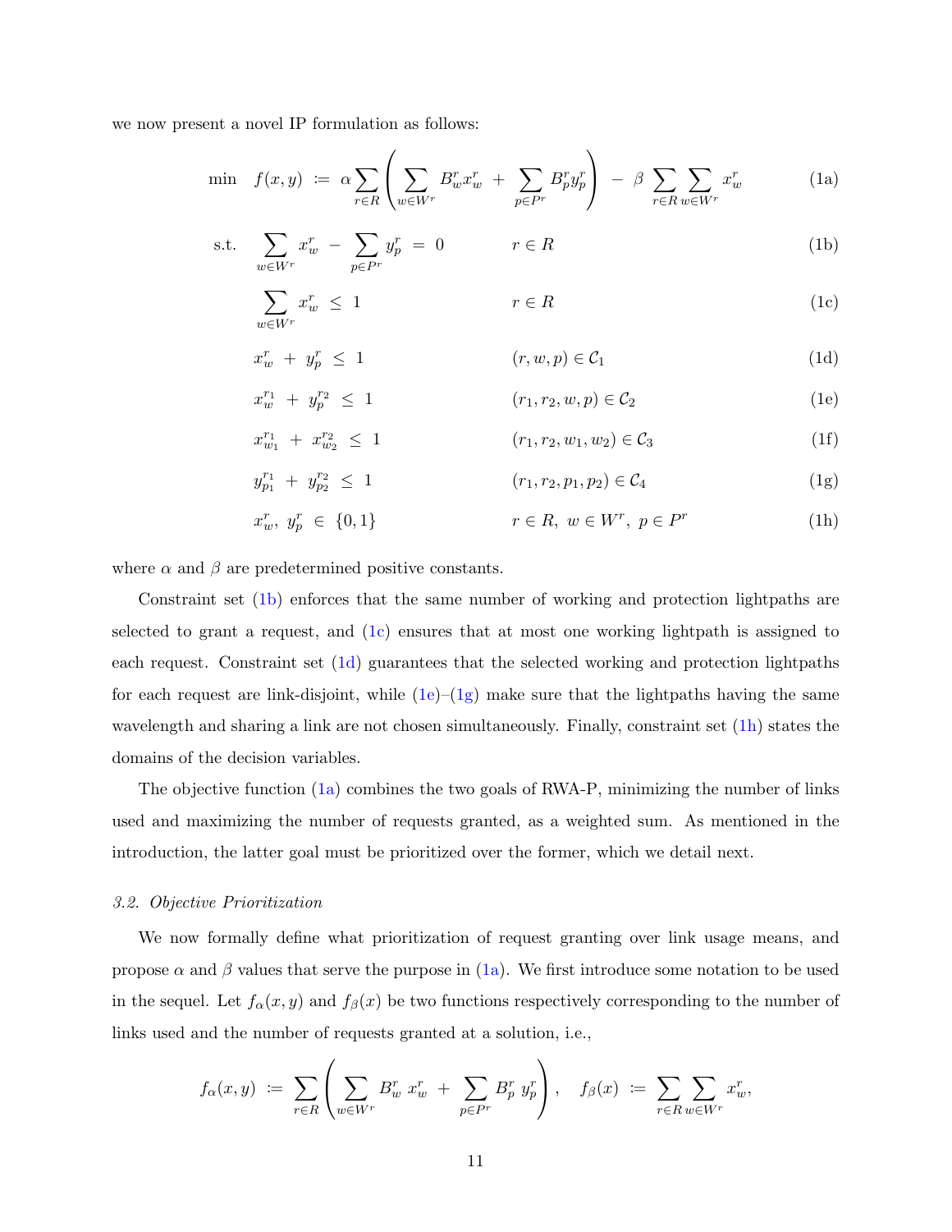we now present a novel IP formulation as follows:

$$\min \quad f(x,y) \;\coloneqq\; \alpha \sum_{r\in R}\left(\sum_{w\in W^r} B_w^r x_w^r \;+\; \sum_{p\in P^r} B_p^r y_p^r\right) \;-\; \beta \sum_{r\in R}\sum_{w\in W^r} x_w^r \tag{1a}$$

$$\text{s.t.} \quad \sum_{w\in W^r} x_w^r \;-\; \sum_{p\in P^r} y_p^r \;=\; 0 \qquad r\in R \tag{1b}$$

$$\sum_{w\in W^r} x_w^r \;\le\; 1 \qquad r\in R \tag{1c}$$

$$x_w^r \;+\; y_p^r \;\le\; 1 \qquad (r,w,p)\in\mathcal{C}_1 \tag{1d}$$

$$x_w^{r_1} \;+\; y_p^{r_2} \;\le\; 1 \qquad (r_1,r_2,w,p)\in\mathcal{C}_2 \tag{1e}$$

$$x_{w_1}^{r_1} \;+\; x_{w_2}^{r_2} \;\le\; 1 \qquad (r_1,r_2,w_1,w_2)\in\mathcal{C}_3 \tag{1f}$$

$$y_{p_1}^{r_1} \;+\; y_{p_2}^{r_2} \;\le\; 1 \qquad (r_1,r_2,p_1,p_2)\in\mathcal{C}_4 \tag{1g}$$

$$x_w^r,\; y_p^r \;\in\; \{0,1\} \qquad r\in R,\; w\in W^r,\; p\in P^r \tag{1h}$$

where $\alpha$ and $\beta$ are predetermined positive constants.

Constraint set (1b) enforces that the same number of working and protection lightpaths are selected to grant a request, and (1c) ensures that at most one working lightpath is assigned to each request. Constraint set (1d) guarantees that the selected working and protection lightpaths for each request are link-disjoint, while (1e)–(1g) make sure that the lightpaths having the same wavelength and sharing a link are not chosen simultaneously. Finally, constraint set (1h) states the domains of the decision variables.

The objective function (1a) combines the two goals of RWA-P, minimizing the number of links used and maximizing the number of requests granted, as a weighted sum. As mentioned in the introduction, the latter goal must be prioritized over the former, which we detail next.

### *3.2. Objective Prioritization*

We now formally define what prioritization of request granting over link usage means, and propose $\alpha$ and $\beta$ values that serve the purpose in (1a). We first introduce some notation to be used in the sequel. Let $f_\alpha(x,y)$ and $f_\beta(x)$ be two functions respectively corresponding to the number of links used and the number of requests granted at a solution, i.e.,

$$f_\alpha(x,y) \;\coloneqq\; \sum_{r\in R}\left(\sum_{w\in W^r} B_w^r\; x_w^r \;+\; \sum_{p\in P^r} B_p^r\; y_p^r\right), \quad f_\beta(x) \;\coloneqq\; \sum_{r\in R}\sum_{w\in W^r} x_w^r,$$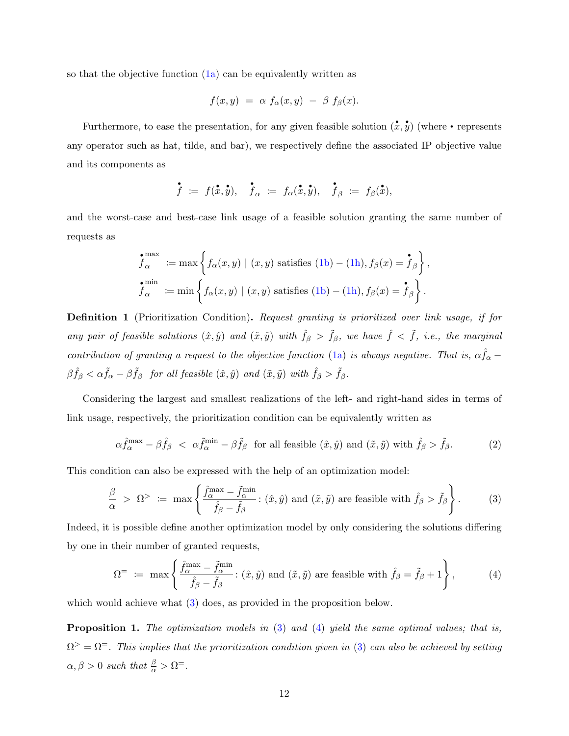so that the objective function (1a) can be equivalently written as

$$f(x,y) \;=\; \alpha\; f_\alpha(x,y) \;-\; \beta\; f_\beta(x).$$

Furthermore, to ease the presentation, for any given feasible solution $(\overset{\bullet}{x},\overset{\bullet}{y})$ (where • represents any operator such as hat, tilde, and bar), we respectively define the associated IP objective value and its components as

$$\overset{\bullet}{f} \;\coloneqq\; f(\overset{\bullet}{x},\overset{\bullet}{y}), \quad \overset{\bullet}{f}_\alpha \;\coloneqq\; f_\alpha(\overset{\bullet}{x},\overset{\bullet}{y}), \quad \overset{\bullet}{f}_\beta \;\coloneqq\; f_\beta(\overset{\bullet}{x}),$$

and the worst-case and best-case link usage of a feasible solution granting the same number of requests as

$$\overset{\bullet}{f}{}_\alpha^{\max} \coloneqq \max\left\{ f_\alpha(x,y) \mid (x,y) \text{ satisfies (1b)} - \text{(1h)}, f_\beta(x) = \overset{\bullet}{f}_\beta \right\},$$

$$\overset{\bullet}{f}{}_\alpha^{\min} \coloneqq \min\left\{ f_\alpha(x,y) \mid (x,y) \text{ satisfies (1b)} - \text{(1h)}, f_\beta(x) = \overset{\bullet}{f}_\beta \right\}.$$

**Definition 1** (Prioritization Condition)**.** *Request granting is prioritized over link usage, if for any pair of feasible solutions $(\hat{x},\hat{y})$ and $(\tilde{x},\tilde{y})$ with $\hat{f}_\beta > \tilde{f}_\beta$, we have $\hat{f} < \tilde{f}$, i.e., the marginal contribution of granting a request to the objective function (1a) is always negative. That is, $\alpha\hat{f}_\alpha - \beta\hat{f}_\beta < \alpha\tilde{f}_\alpha - \beta\tilde{f}_\beta$ for all feasible $(\hat{x},\hat{y})$ and $(\tilde{x},\tilde{y})$ with $\hat{f}_\beta > \tilde{f}_\beta$.*

Considering the largest and smallest realizations of the left- and right-hand sides in terms of link usage, respectively, the prioritization condition can be equivalently written as

$$\alpha\hat{f}_\alpha^{\max} - \beta\hat{f}_\beta \;<\; \alpha\tilde{f}_\alpha^{\min} - \beta\tilde{f}_\beta \;\text{ for all feasible } (\hat{x},\hat{y}) \text{ and } (\tilde{x},\tilde{y}) \text{ with } \hat{f}_\beta > \tilde{f}_\beta. \tag{2}$$

This condition can also be expressed with the help of an optimization model:

$$\frac{\beta}{\alpha} \;>\; \Omega^{>} \;\coloneqq\; \max\left\{ \frac{\hat{f}_\alpha^{\max} - \tilde{f}_\alpha^{\min}}{\hat{f}_\beta - \tilde{f}_\beta} : (\hat{x},\hat{y}) \text{ and } (\tilde{x},\tilde{y}) \text{ are feasible with } \hat{f}_\beta > \tilde{f}_\beta \right\}. \tag{3}$$

Indeed, it is possible define another optimization model by only considering the solutions differing by one in their number of granted requests,

$$\Omega^{=} \;\coloneqq\; \max\left\{ \frac{\hat{f}_\alpha^{\max} - \tilde{f}_\alpha^{\min}}{\hat{f}_\beta - \tilde{f}_\beta} : (\hat{x},\hat{y}) \text{ and } (\tilde{x},\tilde{y}) \text{ are feasible with } \hat{f}_\beta = \tilde{f}_\beta + 1 \right\}, \tag{4}$$

which would achieve what (3) does, as provided in the proposition below.

**Proposition 1.** *The optimization models in (3) and (4) yield the same optimal values; that is, $\Omega^{>} = \Omega^{=}$. This implies that the prioritization condition given in (3) can also be achieved by setting $\alpha, \beta > 0$ such that $\frac{\beta}{\alpha} > \Omega^{=}$.*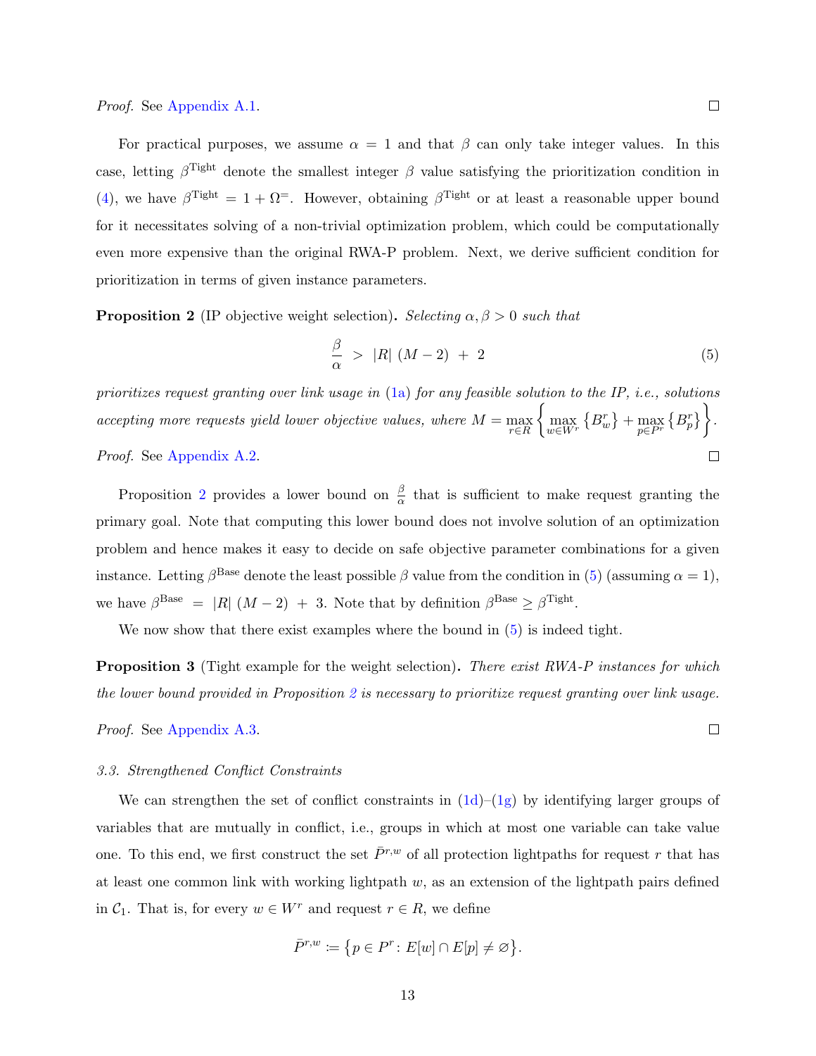*Proof.* See Appendix A.1. □

For practical purposes, we assume $\alpha = 1$ and that $\beta$ can only take integer values. In this case, letting $\beta^{\text{Tight}}$ denote the smallest integer $\beta$ value satisfying the prioritization condition in (4), we have $\beta^{\text{Tight}} = 1 + \Omega^{=}$. However, obtaining $\beta^{\text{Tight}}$ or at least a reasonable upper bound for it necessitates solving of a non-trivial optimization problem, which could be computationally even more expensive than the original RWA-P problem. Next, we derive sufficient condition for prioritization in terms of given instance parameters.

**Proposition 2** (IP objective weight selection)**.** *Selecting $\alpha, \beta > 0$ such that*

$$\frac{\beta}{\alpha} \; > \; |R| \; (M - 2) \; + \; 2 \tag{5}$$

*prioritizes request granting over link usage in (1a) for any feasible solution to the IP, i.e., solutions accepting more requests yield lower objective values, where $M = \max_{r \in R} \left\{ \max_{w \in W^r} \left\{ B_w^r \right\} + \max_{p \in P^r} \left\{ B_p^r \right\} \right\}$.*

*Proof.* See Appendix A.2. □

Proposition 2 provides a lower bound on $\frac{\beta}{\alpha}$ that is sufficient to make request granting the primary goal. Note that computing this lower bound does not involve solution of an optimization problem and hence makes it easy to decide on safe objective parameter combinations for a given instance. Letting $\beta^{\text{Base}}$ denote the least possible $\beta$ value from the condition in (5) (assuming $\alpha = 1$), we have $\beta^{\text{Base}} \; = \; |R| \; (M - 2) \; + \; 3$. Note that by definition $\beta^{\text{Base}} \geq \beta^{\text{Tight}}$.

We now show that there exist examples where the bound in (5) is indeed tight.

**Proposition 3** (Tight example for the weight selection)**.** *There exist RWA-P instances for which the lower bound provided in Proposition 2 is necessary to prioritize request granting over link usage.*

*Proof.* See Appendix A.3. □

### 3.3. Strengthened Conflict Constraints

We can strengthen the set of conflict constraints in (1d)–(1g) by identifying larger groups of variables that are mutually in conflict, i.e., groups in which at most one variable can take value one. To this end, we first construct the set $\bar{P}^{r,w}$ of all protection lightpaths for request $r$ that has at least one common link with working lightpath $w$, as an extension of the lightpath pairs defined in $\mathcal{C}_1$. That is, for every $w \in W^r$ and request $r \in R$, we define

$$\bar{P}^{r,w} := \left\{ p \in P^r \colon E[w] \cap E[p] \neq \varnothing \right\}.$$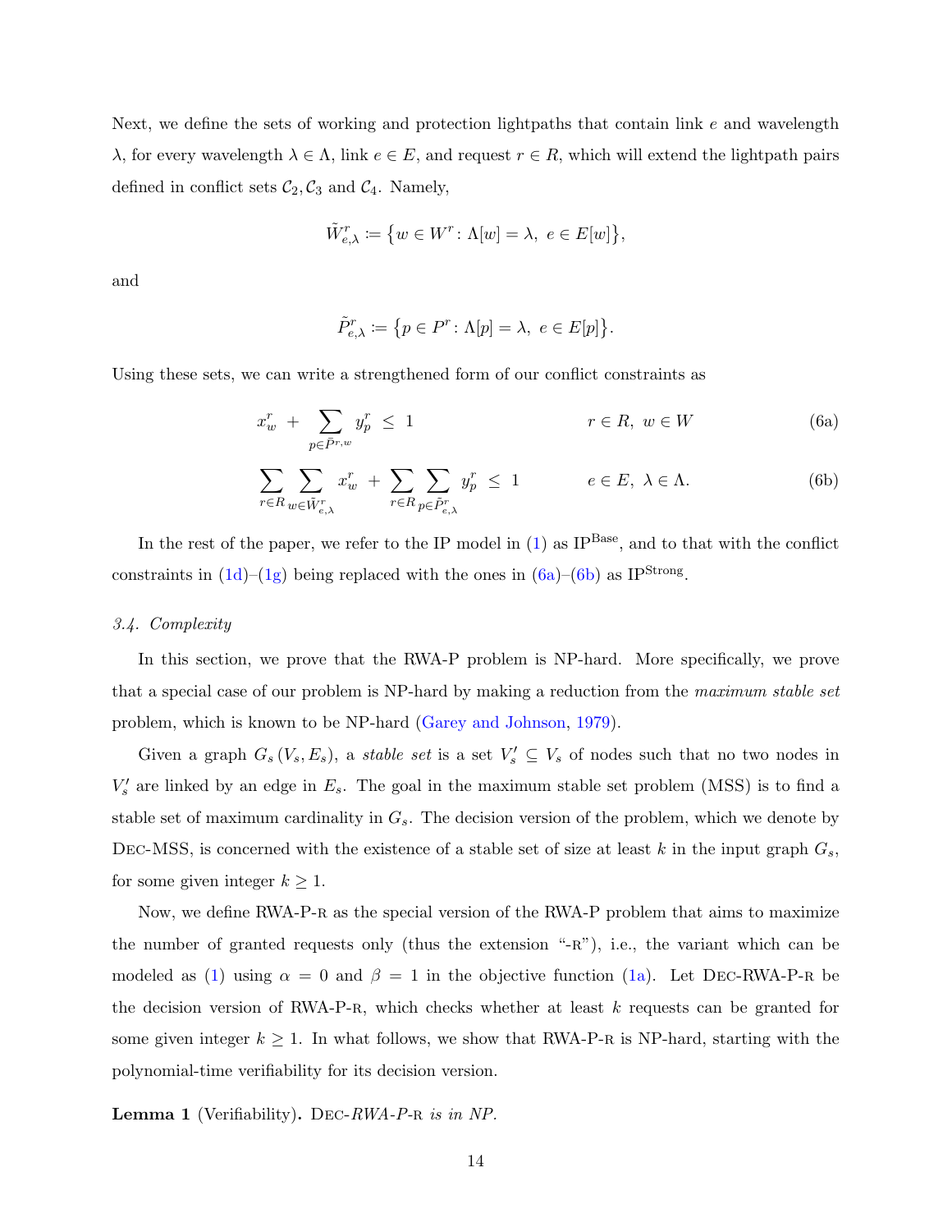Next, we define the sets of working and protection lightpaths that contain link $e$ and wavelength $\lambda$, for every wavelength $\lambda \in \Lambda$, link $e \in E$, and request $r \in R$, which will extend the lightpath pairs defined in conflict sets $\mathcal{C}_2, \mathcal{C}_3$ and $\mathcal{C}_4$. Namely,

$$\tilde{W}^r_{e,\lambda} \coloneqq \big\{ w \in W^r \colon \Lambda[w] = \lambda,\ e \in E[w] \big\},$$

and

$$\tilde{P}^r_{e,\lambda} \coloneqq \big\{ p \in P^r \colon \Lambda[p] = \lambda,\ e \in E[p] \big\}.$$

Using these sets, we can write a strengthened form of our conflict constraints as

$$x^r_w \ + \sum_{p \in \bar{P}^{r,w}} y^r_p \ \leq \ 1 \qquad\qquad r \in R,\ w \in W \tag{6a}$$

$$\sum_{r \in R} \sum_{w \in \tilde{W}^r_{e,\lambda}} x^r_w \ + \sum_{r \in R} \sum_{p \in \tilde{P}^r_{e,\lambda}} y^r_p \ \leq \ 1 \qquad\qquad e \in E,\ \lambda \in \Lambda. \tag{6b}$$

In the rest of the paper, we refer to the IP model in (1) as $\mathrm{IP}^{\mathrm{Base}}$, and to that with the conflict constraints in (1d)–(1g) being replaced with the ones in (6a)–(6b) as $\mathrm{IP}^{\mathrm{Strong}}$.

### *3.4. Complexity*

In this section, we prove that the RWA-P problem is NP-hard. More specifically, we prove that a special case of our problem is NP-hard by making a reduction from the *maximum stable set* problem, which is known to be NP-hard (Garey and Johnson, 1979).

Given a graph $G_s(V_s, E_s)$, a *stable set* is a set $V'_s \subseteq V_s$ of nodes such that no two nodes in $V'_s$ are linked by an edge in $E_s$. The goal in the maximum stable set problem (MSS) is to find a stable set of maximum cardinality in $G_s$. The decision version of the problem, which we denote by Dec-MSS, is concerned with the existence of a stable set of size at least $k$ in the input graph $G_s$, for some given integer $k \geq 1$.

Now, we define RWA-P-r as the special version of the RWA-P problem that aims to maximize the number of granted requests only (thus the extension "-r"), i.e., the variant which can be modeled as (1) using $\alpha = 0$ and $\beta = 1$ in the objective function (1a). Let Dec-RWA-P-r be the decision version of RWA-P-r, which checks whether at least $k$ requests can be granted for some given integer $k \geq 1$. In what follows, we show that RWA-P-r is NP-hard, starting with the polynomial-time verifiability for its decision version.

**Lemma 1** (Verifiability)**.** *Dec-RWA-P-r is in NP.*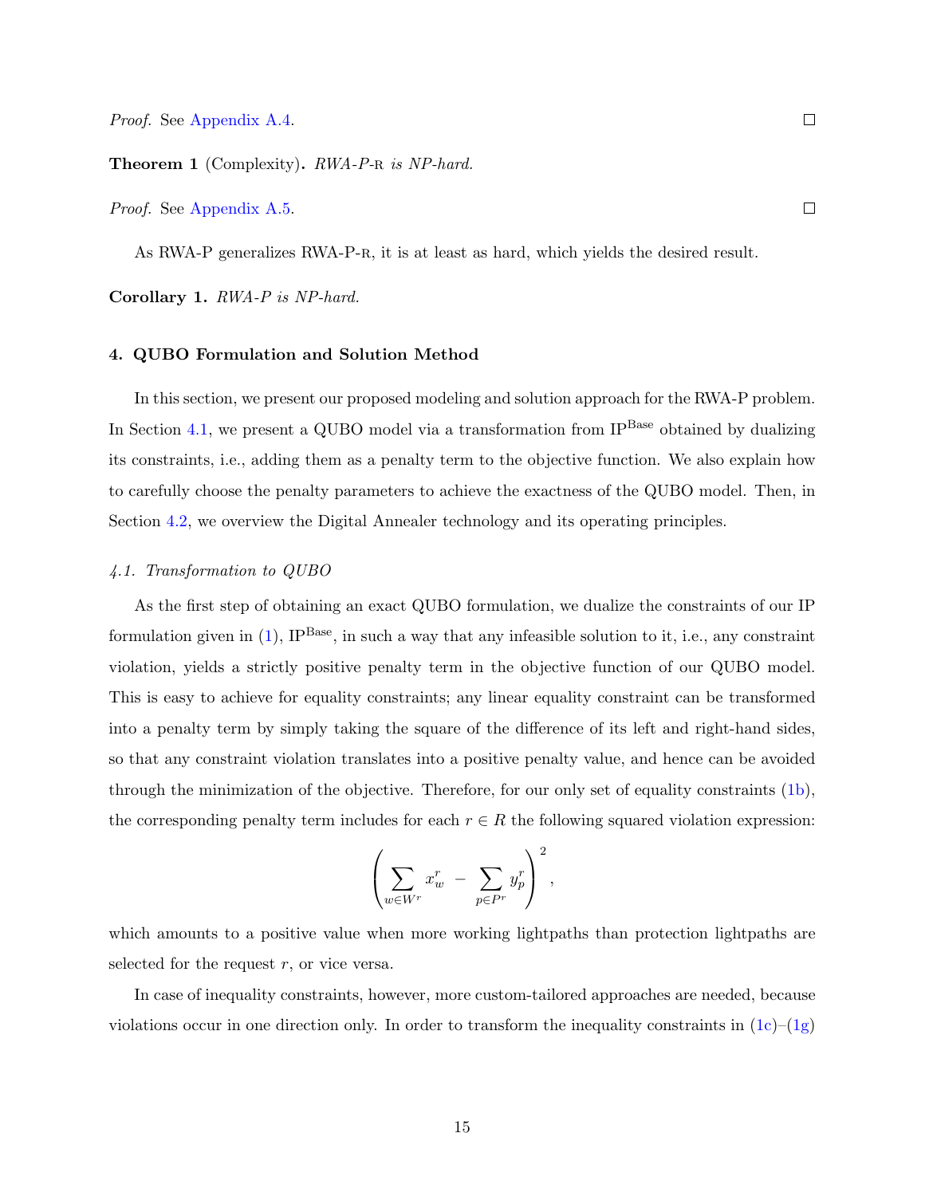*Proof.* See Appendix A.4. □

**Theorem 1** (Complexity)**.** *RWA-P-*R *is NP-hard.*

*Proof.* See Appendix A.5. □

As RWA-P generalizes RWA-P-R, it is at least as hard, which yields the desired result.

**Corollary 1.** *RWA-P is NP-hard.*

## 4. QUBO Formulation and Solution Method

In this section, we present our proposed modeling and solution approach for the RWA-P problem. In Section 4.1, we present a QUBO model via a transformation from $\text{IP}^{\text{Base}}$ obtained by dualizing its constraints, i.e., adding them as a penalty term to the objective function. We also explain how to carefully choose the penalty parameters to achieve the exactness of the QUBO model. Then, in Section 4.2, we overview the Digital Annealer technology and its operating principles.

### *4.1. Transformation to QUBO*

As the first step of obtaining an exact QUBO formulation, we dualize the constraints of our IP formulation given in (1), $\text{IP}^{\text{Base}}$, in such a way that any infeasible solution to it, i.e., any constraint violation, yields a strictly positive penalty term in the objective function of our QUBO model. This is easy to achieve for equality constraints; any linear equality constraint can be transformed into a penalty term by simply taking the square of the difference of its left and right-hand sides, so that any constraint violation translates into a positive penalty value, and hence can be avoided through the minimization of the objective. Therefore, for our only set of equality constraints (1b), the corresponding penalty term includes for each $r \in R$ the following squared violation expression:

$$\left( \sum_{w \in W^r} x_w^r \; - \; \sum_{p \in P^r} y_p^r \right)^2,$$

which amounts to a positive value when more working lightpaths than protection lightpaths are selected for the request $r$, or vice versa.

In case of inequality constraints, however, more custom-tailored approaches are needed, because violations occur in one direction only. In order to transform the inequality constraints in (1c)–(1g)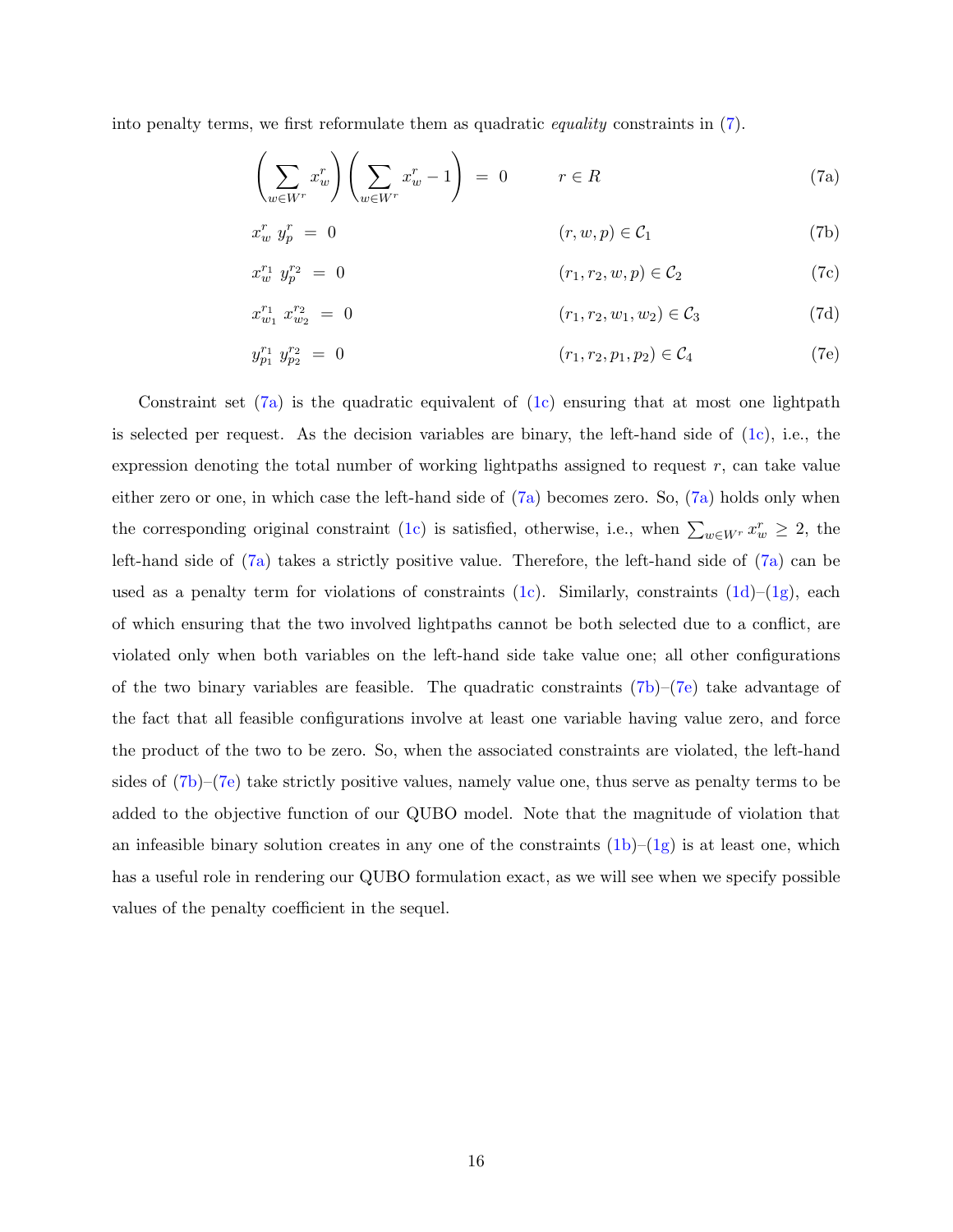into penalty terms, we first reformulate them as quadratic *equality* constraints in (7).

$$\left(\sum_{w\in W^r} x_w^r\right)\left(\sum_{w\in W^r} x_w^r - 1\right) \;=\; 0 \qquad r\in R \tag{7a}$$

$$x_w^r \; y_p^r \;=\; 0 \qquad (r,w,p)\in \mathcal{C}_1 \tag{7b}$$

$$x_w^{r_1} \; y_p^{r_2} \;=\; 0 \qquad (r_1,r_2,w,p)\in \mathcal{C}_2 \tag{7c}$$

$$x_{w_1}^{r_1} \; x_{w_2}^{r_2} \;=\; 0 \qquad (r_1,r_2,w_1,w_2)\in \mathcal{C}_3 \tag{7d}$$

$$y_{p_1}^{r_1} \; y_{p_2}^{r_2} \;=\; 0 \qquad (r_1,r_2,p_1,p_2)\in \mathcal{C}_4 \tag{7e}$$

Constraint set (7a) is the quadratic equivalent of (1c) ensuring that at most one lightpath is selected per request. As the decision variables are binary, the left-hand side of (1c), i.e., the expression denoting the total number of working lightpaths assigned to request $r$, can take value either zero or one, in which case the left-hand side of (7a) becomes zero. So, (7a) holds only when the corresponding original constraint (1c) is satisfied, otherwise, i.e., when $\sum_{w\in W^r} x_w^r \geq 2$, the left-hand side of (7a) takes a strictly positive value. Therefore, the left-hand side of (7a) can be used as a penalty term for violations of constraints (1c). Similarly, constraints (1d)–(1g), each of which ensuring that the two involved lightpaths cannot be both selected due to a conflict, are violated only when both variables on the left-hand side take value one; all other configurations of the two binary variables are feasible. The quadratic constraints (7b)–(7e) take advantage of the fact that all feasible configurations involve at least one variable having value zero, and force the product of the two to be zero. So, when the associated constraints are violated, the left-hand sides of (7b)–(7e) take strictly positive values, namely value one, thus serve as penalty terms to be added to the objective function of our QUBO model. Note that the magnitude of violation that an infeasible binary solution creates in any one of the constraints (1b)–(1g) is at least one, which has a useful role in rendering our QUBO formulation exact, as we will see when we specify possible values of the penalty coefficient in the sequel.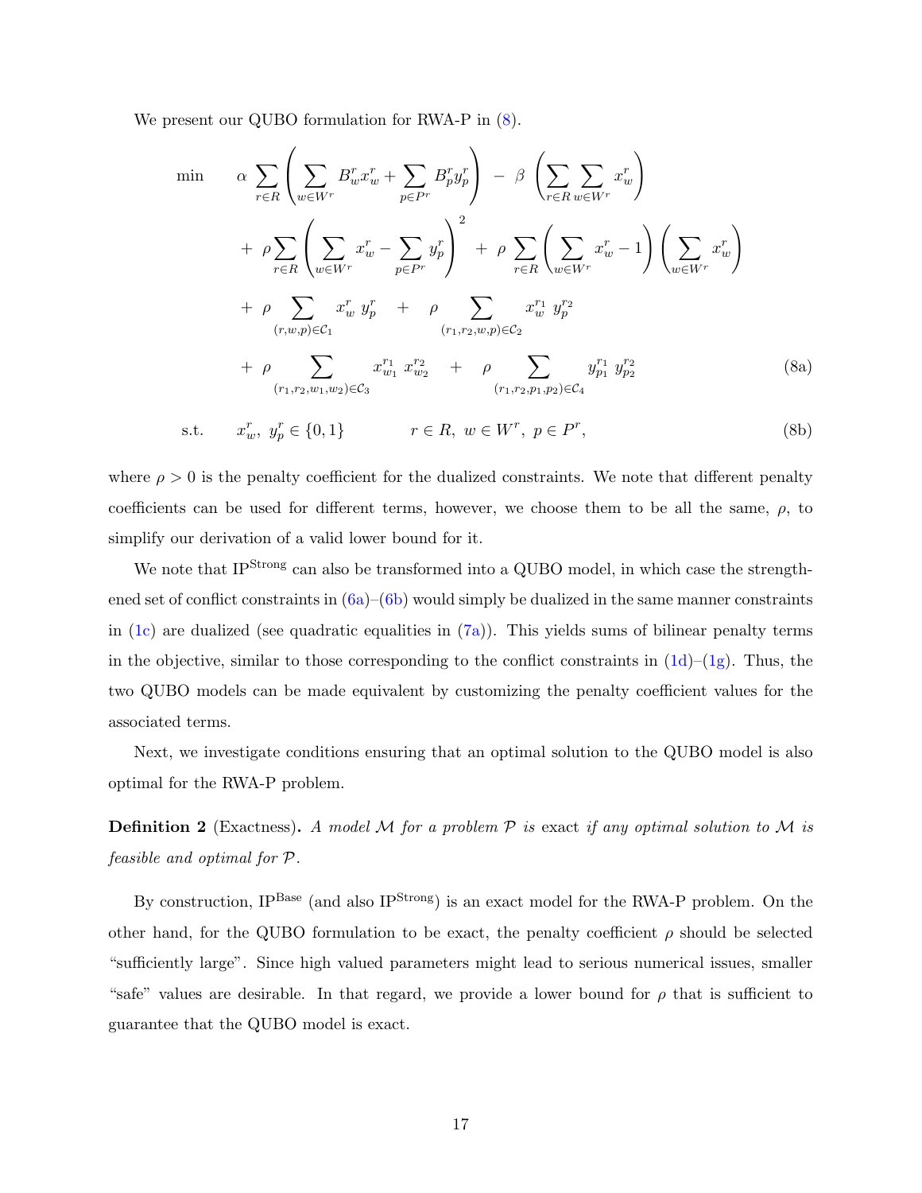We present our QUBO formulation for RWA-P in (8).

$$
\begin{aligned}
\min \quad & \alpha \sum_{r\in R} \left( \sum_{w\in W^r} B_w^r x_w^r + \sum_{p\in P^r} B_p^r y_p^r \right) \; - \; \beta \left( \sum_{r\in R} \sum_{w\in W^r} x_w^r \right) \\
& + \; \rho \sum_{r\in R} \left( \sum_{w\in W^r} x_w^r - \sum_{p\in P^r} y_p^r \right)^2 \; + \; \rho \sum_{r\in R} \left( \sum_{w\in W^r} x_w^r - 1 \right) \left( \sum_{w\in W^r} x_w^r \right) \\
& + \; \rho \sum_{(r,w,p)\in \mathcal{C}_1} x_w^r \; y_p^r \quad + \quad \rho \sum_{(r_1,r_2,w,p)\in \mathcal{C}_2} x_w^{r_1} \; y_p^{r_2} \\
& + \; \rho \sum_{(r_1,r_2,w_1,w_2)\in \mathcal{C}_3} x_{w_1}^{r_1} \; x_{w_2}^{r_2} \quad + \quad \rho \sum_{(r_1,r_2,p_1,p_2)\in \mathcal{C}_4} y_{p_1}^{r_1} \; y_{p_2}^{r_2} && \text{(8a)}
\end{aligned}
$$

$$
\text{s.t.} \quad x_w^r, \; y_p^r \in \{0,1\} \qquad\qquad r\in R, \; w\in W^r, \; p\in P^r, \qquad \text{(8b)}
$$

where $\rho > 0$ is the penalty coefficient for the dualized constraints. We note that different penalty coefficients can be used for different terms, however, we choose them to be all the same, $\rho$, to simplify our derivation of a valid lower bound for it.

We note that IP$^{\text{Strong}}$ can also be transformed into a QUBO model, in which case the strengthened set of conflict constraints in (6a)–(6b) would simply be dualized in the same manner constraints in (1c) are dualized (see quadratic equalities in (7a)). This yields sums of bilinear penalty terms in the objective, similar to those corresponding to the conflict constraints in (1d)–(1g). Thus, the two QUBO models can be made equivalent by customizing the penalty coefficient values for the associated terms.

Next, we investigate conditions ensuring that an optimal solution to the QUBO model is also optimal for the RWA-P problem.

**Definition 2** (Exactness)**.** *A model $\mathcal{M}$ for a problem $\mathcal{P}$ is* exact *if any optimal solution to $\mathcal{M}$ is feasible and optimal for $\mathcal{P}$.*

By construction, IP$^{\text{Base}}$ (and also IP$^{\text{Strong}}$) is an exact model for the RWA-P problem. On the other hand, for the QUBO formulation to be exact, the penalty coefficient $\rho$ should be selected "sufficiently large". Since high valued parameters might lead to serious numerical issues, smaller "safe" values are desirable. In that regard, we provide a lower bound for $\rho$ that is sufficient to guarantee that the QUBO model is exact.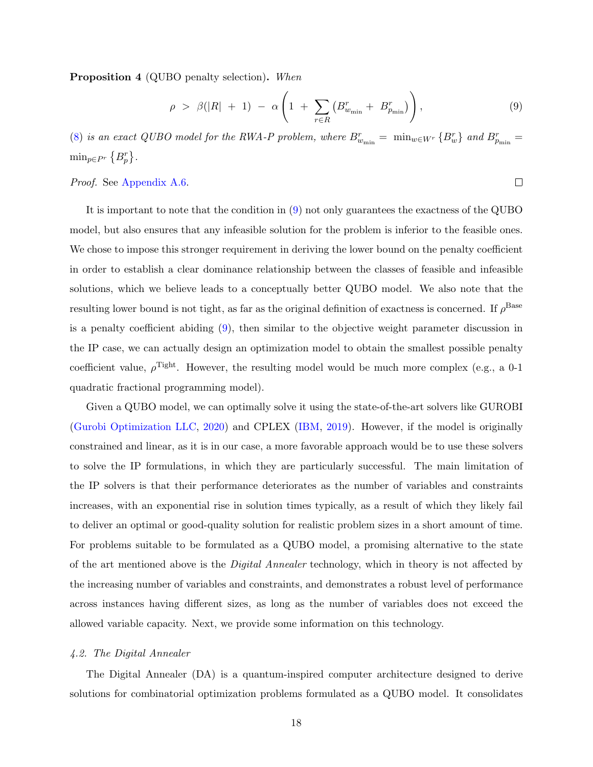**Proposition 4** (QUBO penalty selection)**.** *When*

$$\rho \;>\; \beta(|R| \;+\; 1) \;-\; \alpha\left(1 \;+\; \sum_{r\in R}\left(B^r_{w_{\min}} +\; B^r_{p_{\min}}\right)\right), \tag{9}$$

(8) *is an exact QUBO model for the RWA-P problem, where* $B^r_{w_{\min}} = \min_{w\in W^r}\{B^r_w\}$ *and* $B^r_{p_{\min}} = \min_{p\in P^r}\{B^r_p\}$.

*Proof.* See Appendix A.6. □

It is important to note that the condition in (9) not only guarantees the exactness of the QUBO model, but also ensures that any infeasible solution for the problem is inferior to the feasible ones. We chose to impose this stronger requirement in deriving the lower bound on the penalty coefficient in order to establish a clear dominance relationship between the classes of feasible and infeasible solutions, which we believe leads to a conceptually better QUBO model. We also note that the resulting lower bound is not tight, as far as the original definition of exactness is concerned. If $\rho^{\text{Base}}$ is a penalty coefficient abiding (9), then similar to the objective weight parameter discussion in the IP case, we can actually design an optimization model to obtain the smallest possible penalty coefficient value, $\rho^{\text{Tight}}$. However, the resulting model would be much more complex (e.g., a 0-1 quadratic fractional programming model).

Given a QUBO model, we can optimally solve it using the state-of-the-art solvers like GUROBI (Gurobi Optimization LLC, 2020) and CPLEX (IBM, 2019). However, if the model is originally constrained and linear, as it is in our case, a more favorable approach would be to use these solvers to solve the IP formulations, in which they are particularly successful. The main limitation of the IP solvers is that their performance deteriorates as the number of variables and constraints increases, with an exponential rise in solution times typically, as a result of which they likely fail to deliver an optimal or good-quality solution for realistic problem sizes in a short amount of time. For problems suitable to be formulated as a QUBO model, a promising alternative to the state of the art mentioned above is the *Digital Annealer* technology, which in theory is not affected by the increasing number of variables and constraints, and demonstrates a robust level of performance across instances having different sizes, as long as the number of variables does not exceed the allowed variable capacity. Next, we provide some information on this technology.

### *4.2. The Digital Annealer*

The Digital Annealer (DA) is a quantum-inspired computer architecture designed to derive solutions for combinatorial optimization problems formulated as a QUBO model. It consolidates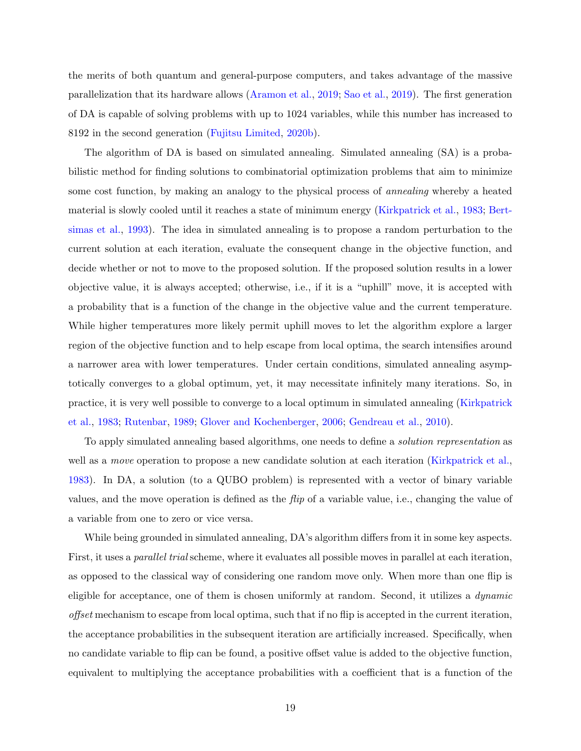the merits of both quantum and general-purpose computers, and takes advantage of the massive parallelization that its hardware allows (Aramon et al., 2019; Sao et al., 2019). The first generation of DA is capable of solving problems with up to 1024 variables, while this number has increased to 8192 in the second generation (Fujitsu Limited, 2020b).

The algorithm of DA is based on simulated annealing. Simulated annealing (SA) is a probabilistic method for finding solutions to combinatorial optimization problems that aim to minimize some cost function, by making an analogy to the physical process of *annealing* whereby a heated material is slowly cooled until it reaches a state of minimum energy (Kirkpatrick et al., 1983; Bertsimas et al., 1993). The idea in simulated annealing is to propose a random perturbation to the current solution at each iteration, evaluate the consequent change in the objective function, and decide whether or not to move to the proposed solution. If the proposed solution results in a lower objective value, it is always accepted; otherwise, i.e., if it is a "uphill" move, it is accepted with a probability that is a function of the change in the objective value and the current temperature. While higher temperatures more likely permit uphill moves to let the algorithm explore a larger region of the objective function and to help escape from local optima, the search intensifies around a narrower area with lower temperatures. Under certain conditions, simulated annealing asymptotically converges to a global optimum, yet, it may necessitate infinitely many iterations. So, in practice, it is very well possible to converge to a local optimum in simulated annealing (Kirkpatrick et al., 1983; Rutenbar, 1989; Glover and Kochenberger, 2006; Gendreau et al., 2010).

To apply simulated annealing based algorithms, one needs to define a *solution representation* as well as a *move* operation to propose a new candidate solution at each iteration (Kirkpatrick et al., 1983). In DA, a solution (to a QUBO problem) is represented with a vector of binary variable values, and the move operation is defined as the *flip* of a variable value, i.e., changing the value of a variable from one to zero or vice versa.

While being grounded in simulated annealing, DA's algorithm differs from it in some key aspects. First, it uses a *parallel trial* scheme, where it evaluates all possible moves in parallel at each iteration, as opposed to the classical way of considering one random move only. When more than one flip is eligible for acceptance, one of them is chosen uniformly at random. Second, it utilizes a *dynamic offset* mechanism to escape from local optima, such that if no flip is accepted in the current iteration, the acceptance probabilities in the subsequent iteration are artificially increased. Specifically, when no candidate variable to flip can be found, a positive offset value is added to the objective function, equivalent to multiplying the acceptance probabilities with a coefficient that is a function of the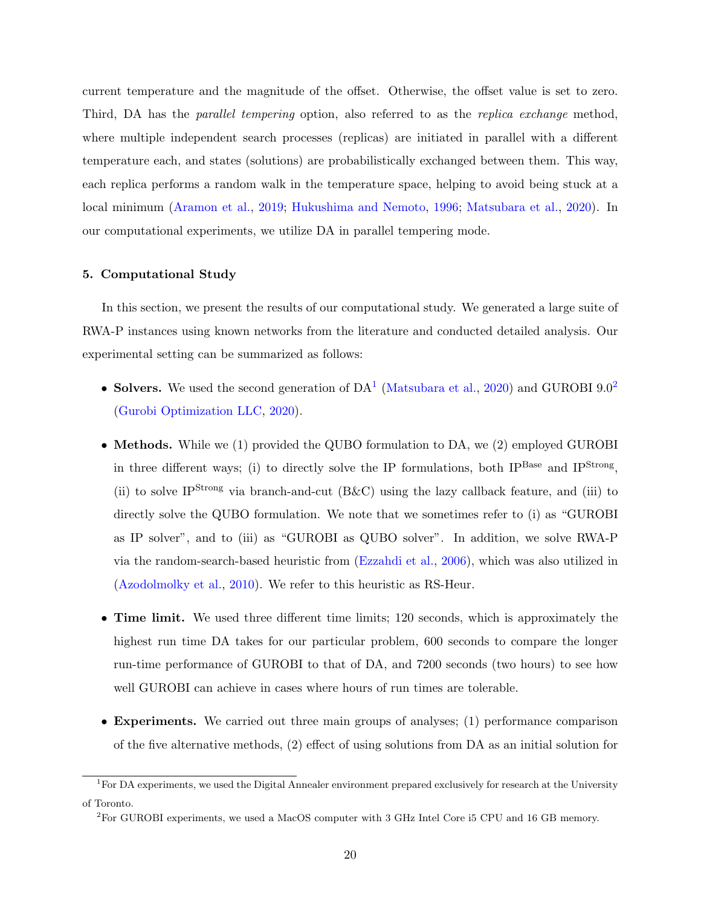current temperature and the magnitude of the offset. Otherwise, the offset value is set to zero. Third, DA has the *parallel tempering* option, also referred to as the *replica exchange* method, where multiple independent search processes (replicas) are initiated in parallel with a different temperature each, and states (solutions) are probabilistically exchanged between them. This way, each replica performs a random walk in the temperature space, helping to avoid being stuck at a local minimum (Aramon et al., 2019; Hukushima and Nemoto, 1996; Matsubara et al., 2020). In our computational experiments, we utilize DA in parallel tempering mode.

## 5. Computational Study

In this section, we present the results of our computational study. We generated a large suite of RWA-P instances using known networks from the literature and conducted detailed analysis. Our experimental setting can be summarized as follows:

- **Solvers.** We used the second generation of DA[1] (Matsubara et al., 2020) and GUROBI 9.0[2] (Gurobi Optimization LLC, 2020).
- **Methods.** While we (1) provided the QUBO formulation to DA, we (2) employed GUROBI in three different ways; (i) to directly solve the IP formulations, both $\text{IP}^{\text{Base}}$ and $\text{IP}^{\text{Strong}}$, (ii) to solve $\text{IP}^{\text{Strong}}$ via branch-and-cut (B&C) using the lazy callback feature, and (iii) to directly solve the QUBO formulation. We note that we sometimes refer to (i) as "GUROBI as IP solver", and to (iii) as "GUROBI as QUBO solver". In addition, we solve RWA-P via the random-search-based heuristic from (Ezzahdi et al., 2006), which was also utilized in (Azodolmolky et al., 2010). We refer to this heuristic as RS-Heur.
- **Time limit.** We used three different time limits; 120 seconds, which is approximately the highest run time DA takes for our particular problem, 600 seconds to compare the longer run-time performance of GUROBI to that of DA, and 7200 seconds (two hours) to see how well GUROBI can achieve in cases where hours of run times are tolerable.
- **Experiments.** We carried out three main groups of analyses; (1) performance comparison of the five alternative methods, (2) effect of using solutions from DA as an initial solution for

[1]For DA experiments, we used the Digital Annealer environment prepared exclusively for research at the University of Toronto.

[2]For GUROBI experiments, we used a MacOS computer with 3 GHz Intel Core i5 CPU and 16 GB memory.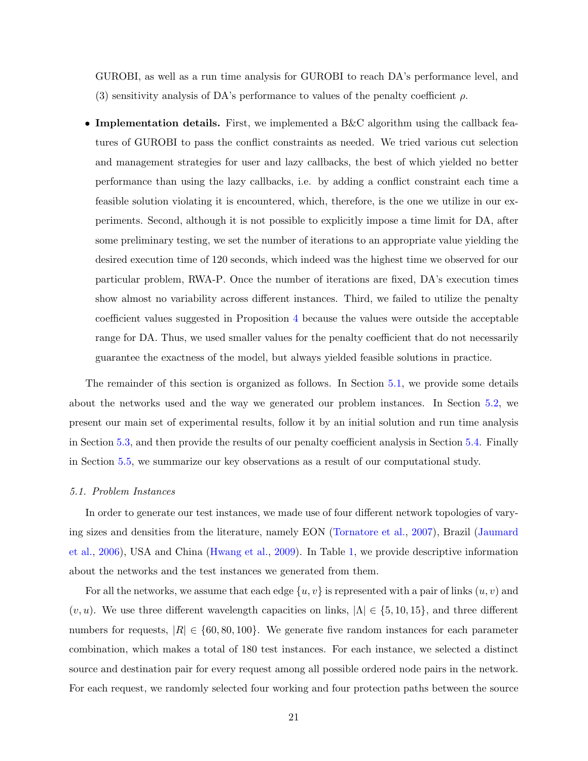GUROBI, as well as a run time analysis for GUROBI to reach DA's performance level, and (3) sensitivity analysis of DA's performance to values of the penalty coefficient $\rho$.

- **Implementation details.** First, we implemented a B&C algorithm using the callback features of GUROBI to pass the conflict constraints as needed. We tried various cut selection and management strategies for user and lazy callbacks, the best of which yielded no better performance than using the lazy callbacks, i.e. by adding a conflict constraint each time a feasible solution violating it is encountered, which, therefore, is the one we utilize in our experiments. Second, although it is not possible to explicitly impose a time limit for DA, after some preliminary testing, we set the number of iterations to an appropriate value yielding the desired execution time of 120 seconds, which indeed was the highest time we observed for our particular problem, RWA-P. Once the number of iterations are fixed, DA's execution times show almost no variability across different instances. Third, we failed to utilize the penalty coefficient values suggested in Proposition 4 because the values were outside the acceptable range for DA. Thus, we used smaller values for the penalty coefficient that do not necessarily guarantee the exactness of the model, but always yielded feasible solutions in practice.

The remainder of this section is organized as follows. In Section 5.1, we provide some details about the networks used and the way we generated our problem instances. In Section 5.2, we present our main set of experimental results, follow it by an initial solution and run time analysis in Section 5.3, and then provide the results of our penalty coefficient analysis in Section 5.4. Finally in Section 5.5, we summarize our key observations as a result of our computational study.

### 5.1. Problem Instances

In order to generate our test instances, we made use of four different network topologies of varying sizes and densities from the literature, namely EON (Tornatore et al., 2007), Brazil (Jaumard et al., 2006), USA and China (Hwang et al., 2009). In Table 1, we provide descriptive information about the networks and the test instances we generated from them.

For all the networks, we assume that each edge $\{u, v\}$ is represented with a pair of links $(u, v)$ and $(v, u)$. We use three different wavelength capacities on links, $|\Lambda| \in \{5, 10, 15\}$, and three different numbers for requests, $|R| \in \{60, 80, 100\}$. We generate five random instances for each parameter combination, which makes a total of 180 test instances. For each instance, we selected a distinct source and destination pair for every request among all possible ordered node pairs in the network. For each request, we randomly selected four working and four protection paths between the source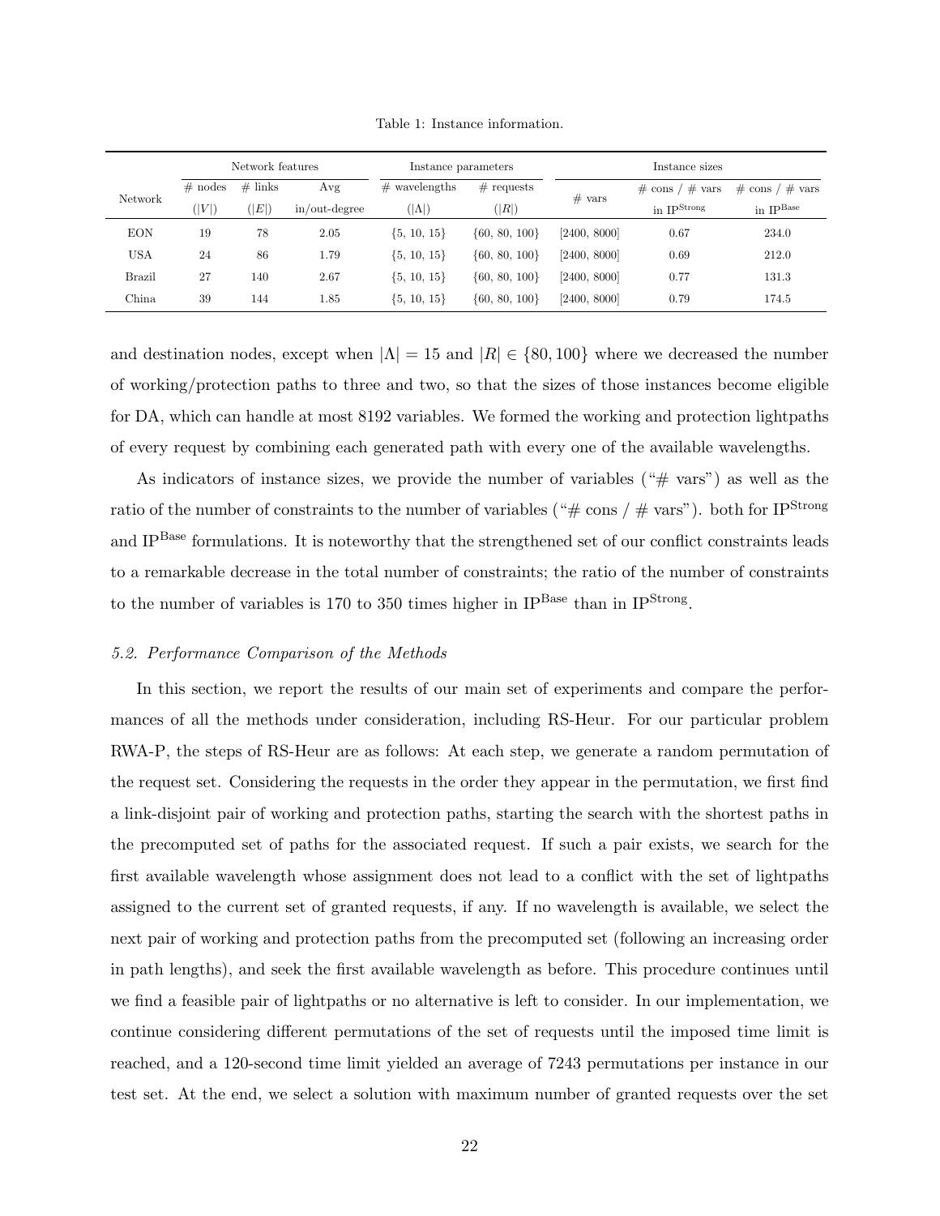Table 1: Instance information.

| Network | Network features | | | Instance parameters | | Instance sizes | | |
|---|---|---|---|---|---|---|---|---|
| | # nodes ($\|V\|$) | # links ($\|E\|$) | Avg in/out-degree | # wavelengths ($\|\Lambda\|$) | # requests ($\|R\|$) | # vars | # cons / # vars in IP$^{\text{Strong}}$ | # cons / # vars in IP$^{\text{Base}}$ |
| EON | 19 | 78 | 2.05 | {5, 10, 15} | {60, 80, 100} | [2400, 8000] | 0.67 | 234.0 |
| USA | 24 | 86 | 1.79 | {5, 10, 15} | {60, 80, 100} | [2400, 8000] | 0.69 | 212.0 |
| Brazil | 27 | 140 | 2.67 | {5, 10, 15} | {60, 80, 100} | [2400, 8000] | 0.77 | 131.3 |
| China | 39 | 144 | 1.85 | {5, 10, 15} | {60, 80, 100} | [2400, 8000] | 0.79 | 174.5 |

and destination nodes, except when $|\Lambda| = 15$ and $|R| \in \{80, 100\}$ where we decreased the number of working/protection paths to three and two, so that the sizes of those instances become eligible for DA, which can handle at most 8192 variables. We formed the working and protection lightpaths of every request by combining each generated path with every one of the available wavelengths.

As indicators of instance sizes, we provide the number of variables ("# vars") as well as the ratio of the number of constraints to the number of variables ("# cons / # vars"). both for IP$^{\text{Strong}}$ and IP$^{\text{Base}}$ formulations. It is noteworthy that the strengthened set of our conflict constraints leads to a remarkable decrease in the total number of constraints; the ratio of the number of constraints to the number of variables is 170 to 350 times higher in IP$^{\text{Base}}$ than in IP$^{\text{Strong}}$.

### *5.2. Performance Comparison of the Methods*

In this section, we report the results of our main set of experiments and compare the performances of all the methods under consideration, including RS-Heur. For our particular problem RWA-P, the steps of RS-Heur are as follows: At each step, we generate a random permutation of the request set. Considering the requests in the order they appear in the permutation, we first find a link-disjoint pair of working and protection paths, starting the search with the shortest paths in the precomputed set of paths for the associated request. If such a pair exists, we search for the first available wavelength whose assignment does not lead to a conflict with the set of lightpaths assigned to the current set of granted requests, if any. If no wavelength is available, we select the next pair of working and protection paths from the precomputed set (following an increasing order in path lengths), and seek the first available wavelength as before. This procedure continues until we find a feasible pair of lightpaths or no alternative is left to consider. In our implementation, we continue considering different permutations of the set of requests until the imposed time limit is reached, and a 120-second time limit yielded an average of 7243 permutations per instance in our test set. At the end, we select a solution with maximum number of granted requests over the set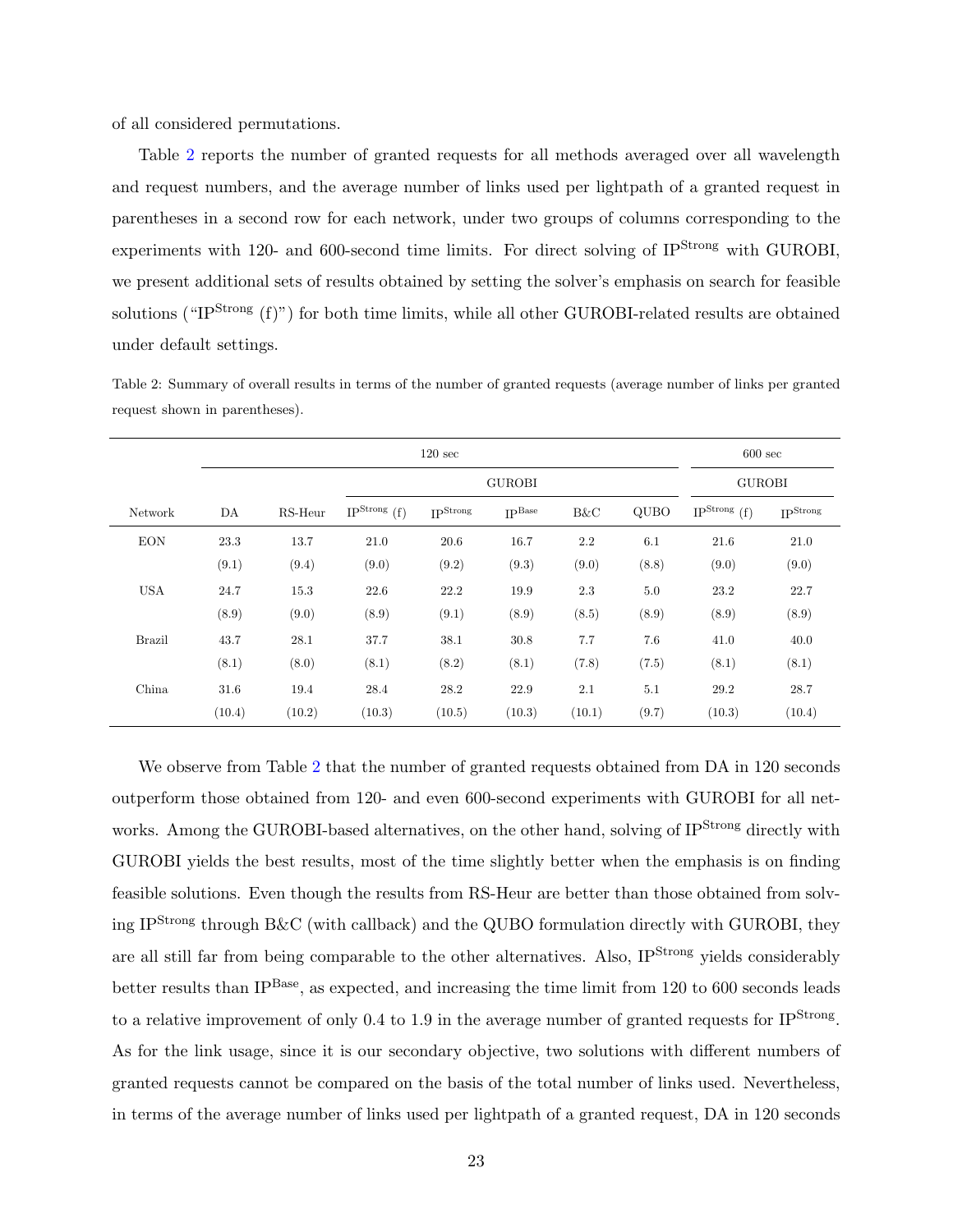of all considered permutations.

Table 2 reports the number of granted requests for all methods averaged over all wavelength and request numbers, and the average number of links used per lightpath of a granted request in parentheses in a second row for each network, under two groups of columns corresponding to the experiments with 120- and 600-second time limits. For direct solving of $\text{IP}^{\text{Strong}}$ with GUROBI, we present additional sets of results obtained by setting the solver's emphasis on search for feasible solutions ("$\text{IP}^{\text{Strong}}$ (f)") for both time limits, while all other GUROBI-related results are obtained under default settings.

Table 2: Summary of overall results in terms of the number of granted requests (average number of links per granted request shown in parentheses).

| | 120 sec | | | | | | | 600 sec | |
|---|---|---|---|---|---|---|---|---|---|
| | | | GUROBI | | | | | GUROBI | |
| Network | DA | RS-Heur | $\text{IP}^{\text{Strong}}$ (f) | $\text{IP}^{\text{Strong}}$ | $\text{IP}^{\text{Base}}$ | B&C | QUBO | $\text{IP}^{\text{Strong}}$ (f) | $\text{IP}^{\text{Strong}}$ |
| EON | 23.3 | 13.7 | 21.0 | 20.6 | 16.7 | 2.2 | 6.1 | 21.6 | 21.0 |
| | (9.1) | (9.4) | (9.0) | (9.2) | (9.3) | (9.0) | (8.8) | (9.0) | (9.0) |
| USA | 24.7 | 15.3 | 22.6 | 22.2 | 19.9 | 2.3 | 5.0 | 23.2 | 22.7 |
| | (8.9) | (9.0) | (8.9) | (9.1) | (8.9) | (8.5) | (8.9) | (8.9) | (8.9) |
| Brazil | 43.7 | 28.1 | 37.7 | 38.1 | 30.8 | 7.7 | 7.6 | 41.0 | 40.0 |
| | (8.1) | (8.0) | (8.1) | (8.2) | (8.1) | (7.8) | (7.5) | (8.1) | (8.1) |
| China | 31.6 | 19.4 | 28.4 | 28.2 | 22.9 | 2.1 | 5.1 | 29.2 | 28.7 |
| | (10.4) | (10.2) | (10.3) | (10.5) | (10.3) | (10.1) | (9.7) | (10.3) | (10.4) |

We observe from Table 2 that the number of granted requests obtained from DA in 120 seconds outperform those obtained from 120- and even 600-second experiments with GUROBI for all networks. Among the GUROBI-based alternatives, on the other hand, solving of $\text{IP}^{\text{Strong}}$ directly with GUROBI yields the best results, most of the time slightly better when the emphasis is on finding feasible solutions. Even though the results from RS-Heur are better than those obtained from solving $\text{IP}^{\text{Strong}}$ through B&C (with callback) and the QUBO formulation directly with GUROBI, they are all still far from being comparable to the other alternatives. Also, $\text{IP}^{\text{Strong}}$ yields considerably better results than $\text{IP}^{\text{Base}}$, as expected, and increasing the time limit from 120 to 600 seconds leads to a relative improvement of only 0.4 to 1.9 in the average number of granted requests for $\text{IP}^{\text{Strong}}$. As for the link usage, since it is our secondary objective, two solutions with different numbers of granted requests cannot be compared on the basis of the total number of links used. Nevertheless, in terms of the average number of links used per lightpath of a granted request, DA in 120 seconds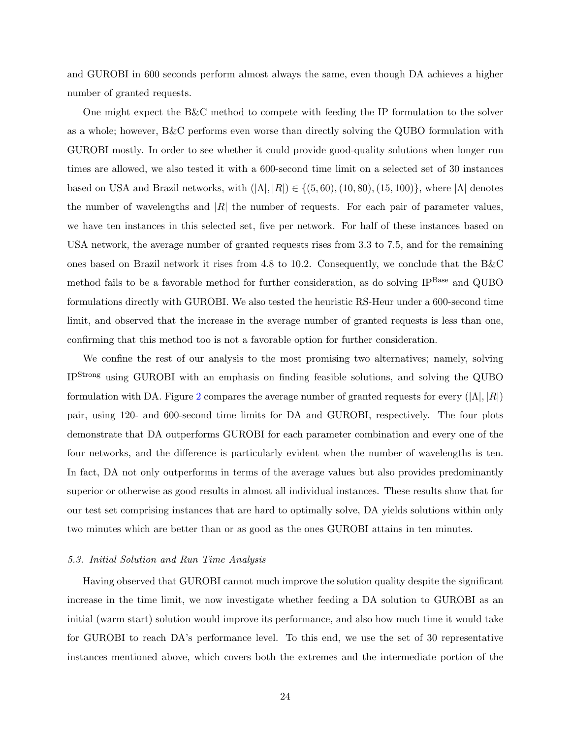and GUROBI in 600 seconds perform almost always the same, even though DA achieves a higher number of granted requests.

One might expect the B&C method to compete with feeding the IP formulation to the solver as a whole; however, B&C performs even worse than directly solving the QUBO formulation with GUROBI mostly. In order to see whether it could provide good-quality solutions when longer run times are allowed, we also tested it with a 600-second time limit on a selected set of 30 instances based on USA and Brazil networks, with $(|\Lambda|, |R|) \in \{(5, 60), (10, 80), (15, 100)\}$, where $|\Lambda|$ denotes the number of wavelengths and $|R|$ the number of requests. For each pair of parameter values, we have ten instances in this selected set, five per network. For half of these instances based on USA network, the average number of granted requests rises from 3.3 to 7.5, and for the remaining ones based on Brazil network it rises from 4.8 to 10.2. Consequently, we conclude that the B&C method fails to be a favorable method for further consideration, as do solving $\text{IP}^{\text{Base}}$ and QUBO formulations directly with GUROBI. We also tested the heuristic RS-Heur under a 600-second time limit, and observed that the increase in the average number of granted requests is less than one, confirming that this method too is not a favorable option for further consideration.

We confine the rest of our analysis to the most promising two alternatives; namely, solving $\text{IP}^{\text{Strong}}$ using GUROBI with an emphasis on finding feasible solutions, and solving the QUBO formulation with DA. Figure 2 compares the average number of granted requests for every $(|\Lambda|, |R|)$ pair, using 120- and 600-second time limits for DA and GUROBI, respectively. The four plots demonstrate that DA outperforms GUROBI for each parameter combination and every one of the four networks, and the difference is particularly evident when the number of wavelengths is ten. In fact, DA not only outperforms in terms of the average values but also provides predominantly superior or otherwise as good results in almost all individual instances. These results show that for our test set comprising instances that are hard to optimally solve, DA yields solutions within only two minutes which are better than or as good as the ones GUROBI attains in ten minutes.

### *5.3. Initial Solution and Run Time Analysis*

Having observed that GUROBI cannot much improve the solution quality despite the significant increase in the time limit, we now investigate whether feeding a DA solution to GUROBI as an initial (warm start) solution would improve its performance, and also how much time it would take for GUROBI to reach DA's performance level. To this end, we use the set of 30 representative instances mentioned above, which covers both the extremes and the intermediate portion of the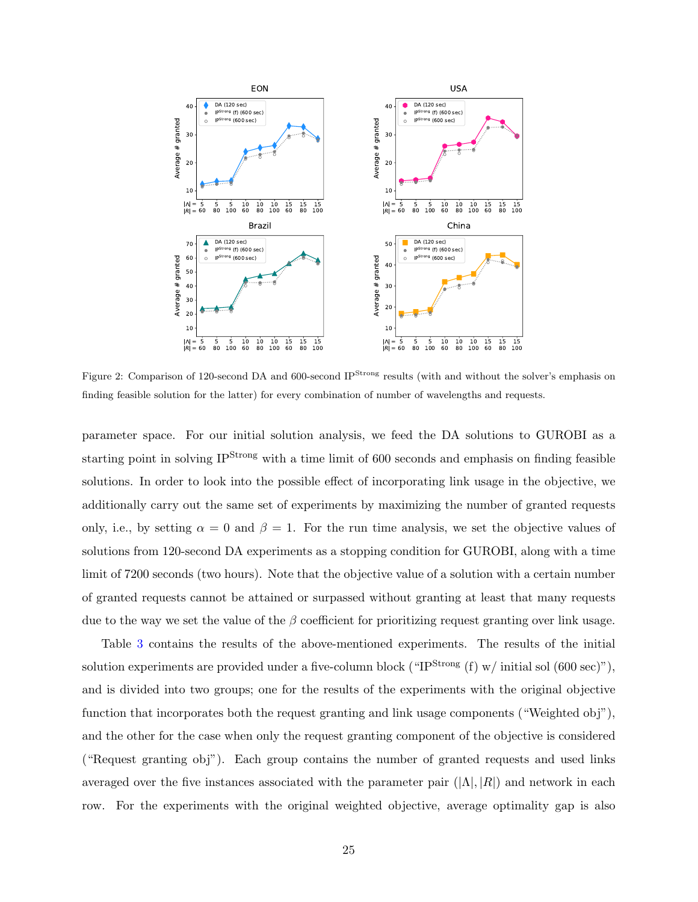Figure 2: Comparison of 120-second DA and 600-second $\text{IP}^{\text{Strong}}$ results (with and without the solver's emphasis on finding feasible solution for the latter) for every combination of number of wavelengths and requests.

parameter space. For our initial solution analysis, we feed the DA solutions to GUROBI as a starting point in solving $\text{IP}^{\text{Strong}}$ with a time limit of 600 seconds and emphasis on finding feasible solutions. In order to look into the possible effect of incorporating link usage in the objective, we additionally carry out the same set of experiments by maximizing the number of granted requests only, i.e., by setting $\alpha = 0$ and $\beta = 1$. For the run time analysis, we set the objective values of solutions from 120-second DA experiments as a stopping condition for GUROBI, along with a time limit of 7200 seconds (two hours). Note that the objective value of a solution with a certain number of granted requests cannot be attained or surpassed without granting at least that many requests due to the way we set the value of the $\beta$ coefficient for prioritizing request granting over link usage.

Table 3 contains the results of the above-mentioned experiments. The results of the initial solution experiments are provided under a five-column block ("$\text{IP}^{\text{Strong}}$ (f) w/ initial sol (600 sec)"), and is divided into two groups; one for the results of the experiments with the original objective function that incorporates both the request granting and link usage components ("Weighted obj"), and the other for the case when only the request granting component of the objective is considered ("Request granting obj"). Each group contains the number of granted requests and used links averaged over the five instances associated with the parameter pair ($|\Lambda|, |R|$) and network in each row. For the experiments with the original weighted objective, average optimality gap is also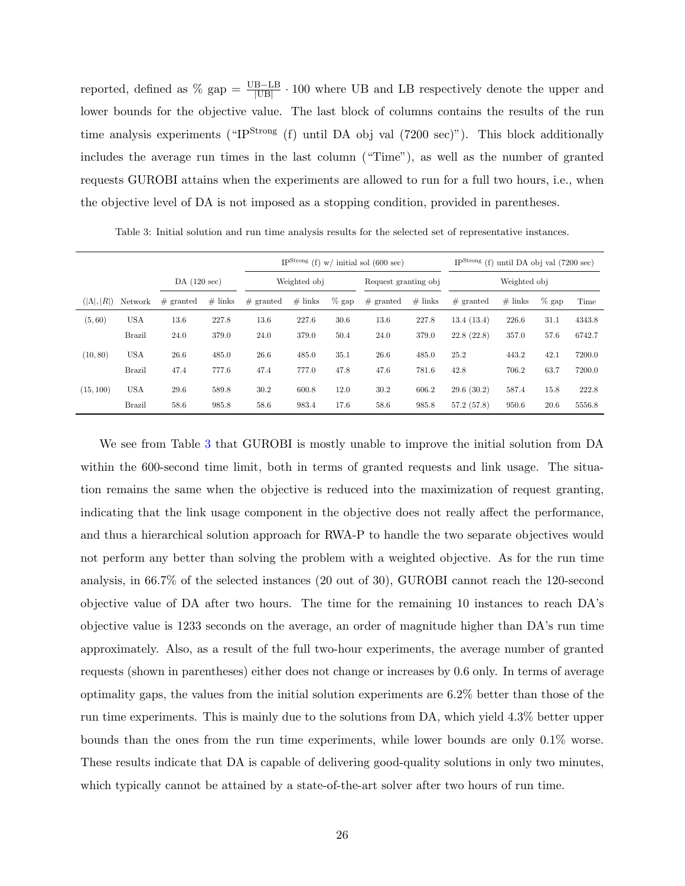reported, defined as % gap $= \frac{\text{UB}-\text{LB}}{|\text{UB}|} \cdot 100$ where UB and LB respectively denote the upper and lower bounds for the objective value. The last block of columns contains the results of the run time analysis experiments ("$\text{IP}^{\text{Strong}}$ (f) until DA obj val (7200 sec)"). This block additionally includes the average run times in the last column ("Time"), as well as the number of granted requests GUROBI attains when the experiments are allowed to run for a full two hours, i.e., when the objective level of DA is not imposed as a stopping condition, provided in parentheses.

Table 3: Initial solution and run time analysis results for the selected set of representative instances.

| | | | | $\text{IP}^{\text{Strong}}$ (f) w/ initial sol (600 sec) | | | | | $\text{IP}^{\text{Strong}}$ (f) until DA obj val (7200 sec) | | | |
|---|---|---|---|---|---|---|---|---|---|---|---|---|
| | | DA (120 sec) | | Weighted obj | | | Request granting obj | | Weighted obj | | | |
| $(\|\Lambda\|, \|R\|)$ | Network | # granted | # links | # granted | # links | % gap | # granted | # links | # granted | # links | % gap | Time |
| (5, 60) | USA | 13.6 | 227.8 | 13.6 | 227.6 | 30.6 | 13.6 | 227.8 | 13.4 (13.4) | 226.6 | 31.1 | 4343.8 |
| | Brazil | 24.0 | 379.0 | 24.0 | 379.0 | 50.4 | 24.0 | 379.0 | 22.8 (22.8) | 357.0 | 57.6 | 6742.7 |
| (10, 80) | USA | 26.6 | 485.0 | 26.6 | 485.0 | 35.1 | 26.6 | 485.0 | 25.2 | 443.2 | 42.1 | 7200.0 |
| | Brazil | 47.4 | 777.6 | 47.4 | 777.0 | 47.8 | 47.6 | 781.6 | 42.8 | 706.2 | 63.7 | 7200.0 |
| (15, 100) | USA | 29.6 | 589.8 | 30.2 | 600.8 | 12.0 | 30.2 | 606.2 | 29.6 (30.2) | 587.4 | 15.8 | 222.8 |
| | Brazil | 58.6 | 985.8 | 58.6 | 983.4 | 17.6 | 58.6 | 985.8 | 57.2 (57.8) | 950.6 | 20.6 | 5556.8 |

We see from Table 3 that GUROBI is mostly unable to improve the initial solution from DA within the 600-second time limit, both in terms of granted requests and link usage. The situation remains the same when the objective is reduced into the maximization of request granting, indicating that the link usage component in the objective does not really affect the performance, and thus a hierarchical solution approach for RWA-P to handle the two separate objectives would not perform any better than solving the problem with a weighted objective. As for the run time analysis, in 66.7% of the selected instances (20 out of 30), GUROBI cannot reach the 120-second objective value of DA after two hours. The time for the remaining 10 instances to reach DA's objective value is 1233 seconds on the average, an order of magnitude higher than DA's run time approximately. Also, as a result of the full two-hour experiments, the average number of granted requests (shown in parentheses) either does not change or increases by 0.6 only. In terms of average optimality gaps, the values from the initial solution experiments are 6.2% better than those of the run time experiments. This is mainly due to the solutions from DA, which yield 4.3% better upper bounds than the ones from the run time experiments, while lower bounds are only 0.1% worse. These results indicate that DA is capable of delivering good-quality solutions in only two minutes, which typically cannot be attained by a state-of-the-art solver after two hours of run time.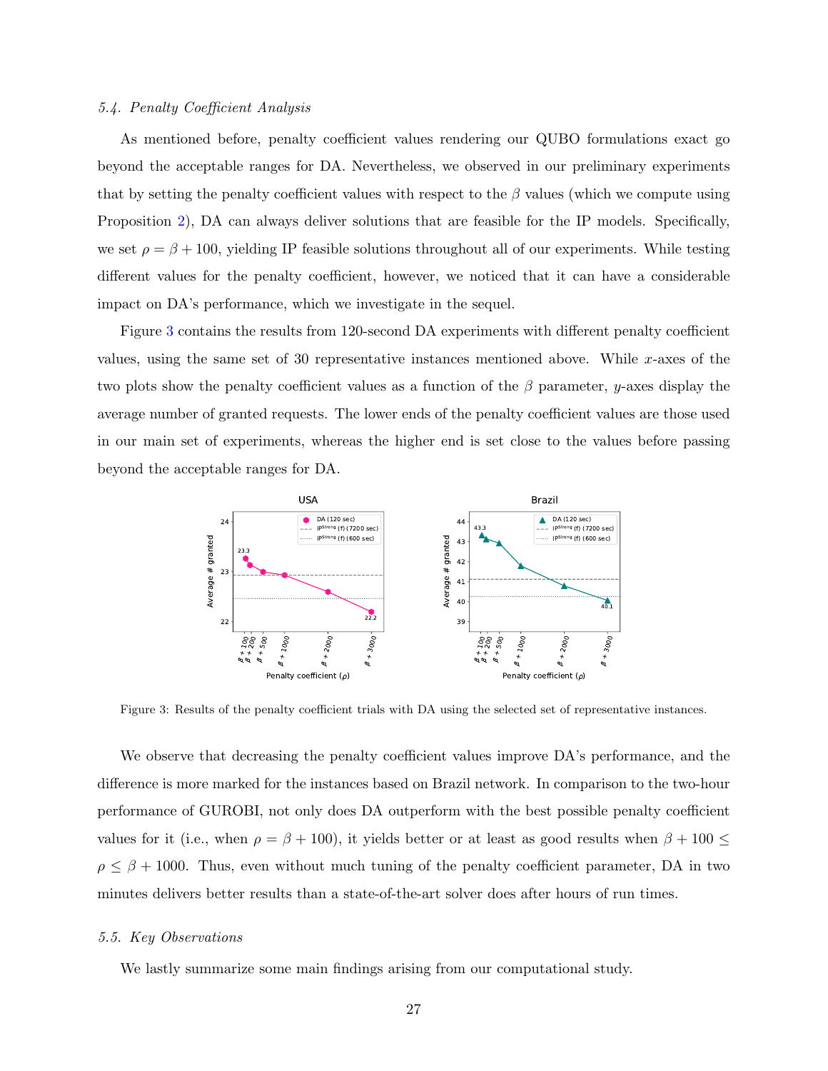### 5.4. Penalty Coefficient Analysis

As mentioned before, penalty coefficient values rendering our QUBO formulations exact go beyond the acceptable ranges for DA. Nevertheless, we observed in our preliminary experiments that by setting the penalty coefficient values with respect to the $\beta$ values (which we compute using Proposition 2), DA can always deliver solutions that are feasible for the IP models. Specifically, we set $\rho = \beta + 100$, yielding IP feasible solutions throughout all of our experiments. While testing different values for the penalty coefficient, however, we noticed that it can have a considerable impact on DA's performance, which we investigate in the sequel.

Figure 3 contains the results from 120-second DA experiments with different penalty coefficient values, using the same set of 30 representative instances mentioned above. While $x$-axes of the two plots show the penalty coefficient values as a function of the $\beta$ parameter, $y$-axes display the average number of granted requests. The lower ends of the penalty coefficient values are those used in our main set of experiments, whereas the higher end is set close to the values before passing beyond the acceptable ranges for DA.

Figure 3: Results of the penalty coefficient trials with DA using the selected set of representative instances.

We observe that decreasing the penalty coefficient values improve DA's performance, and the difference is more marked for the instances based on Brazil network. In comparison to the two-hour performance of GUROBI, not only does DA outperform with the best possible penalty coefficient values for it (i.e., when $\rho = \beta + 100$), it yields better or at least as good results when $\beta + 100 \leq \rho \leq \beta + 1000$. Thus, even without much tuning of the penalty coefficient parameter, DA in two minutes delivers better results than a state-of-the-art solver does after hours of run times.

### 5.5. Key Observations

We lastly summarize some main findings arising from our computational study.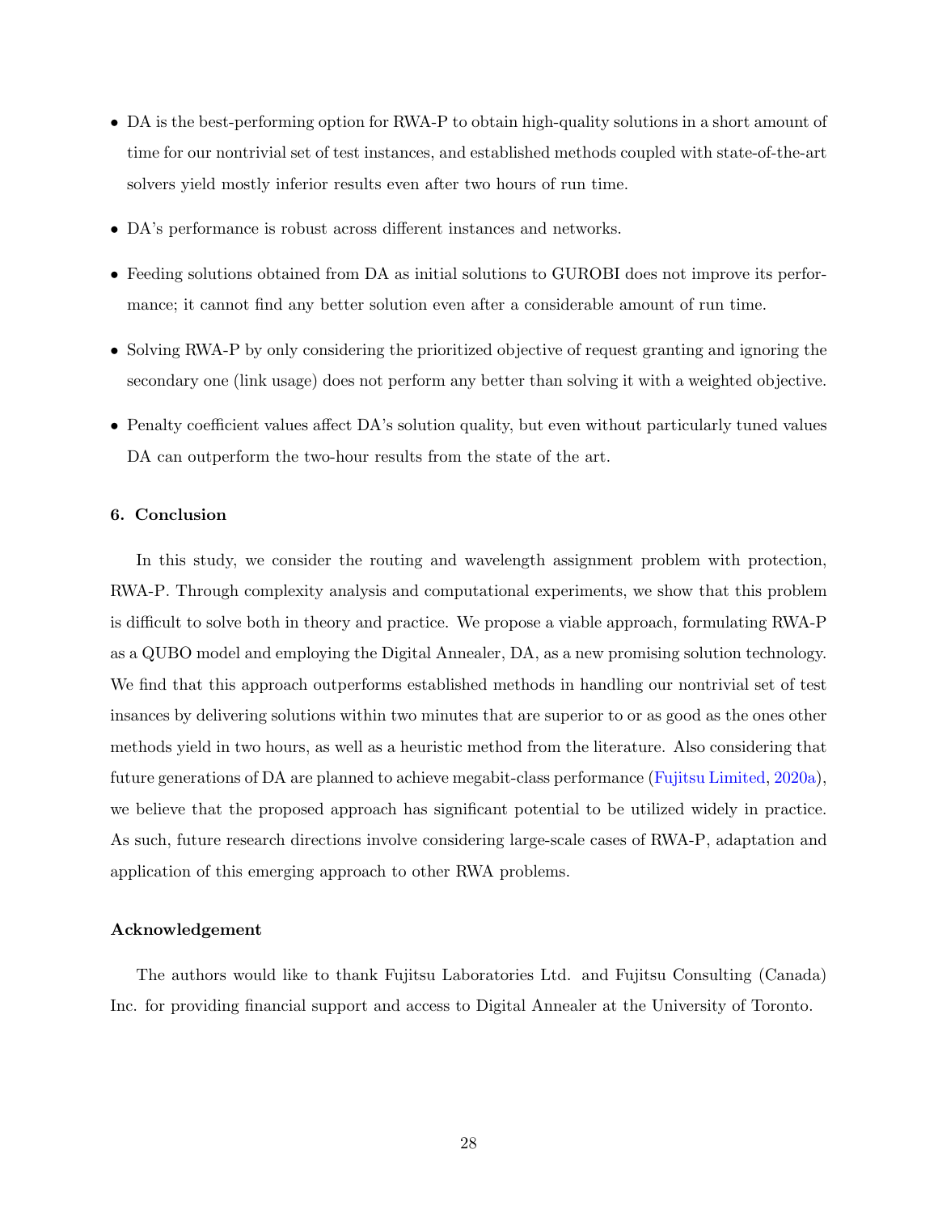- DA is the best-performing option for RWA-P to obtain high-quality solutions in a short amount of time for our nontrivial set of test instances, and established methods coupled with state-of-the-art solvers yield mostly inferior results even after two hours of run time.
- DA's performance is robust across different instances and networks.
- Feeding solutions obtained from DA as initial solutions to GUROBI does not improve its performance; it cannot find any better solution even after a considerable amount of run time.
- Solving RWA-P by only considering the prioritized objective of request granting and ignoring the secondary one (link usage) does not perform any better than solving it with a weighted objective.
- Penalty coefficient values affect DA's solution quality, but even without particularly tuned values DA can outperform the two-hour results from the state of the art.

## 6. Conclusion

In this study, we consider the routing and wavelength assignment problem with protection, RWA-P. Through complexity analysis and computational experiments, we show that this problem is difficult to solve both in theory and practice. We propose a viable approach, formulating RWA-P as a QUBO model and employing the Digital Annealer, DA, as a new promising solution technology. We find that this approach outperforms established methods in handling our nontrivial set of test insances by delivering solutions within two minutes that are superior to or as good as the ones other methods yield in two hours, as well as a heuristic method from the literature. Also considering that future generations of DA are planned to achieve megabit-class performance (Fujitsu Limited, 2020a), we believe that the proposed approach has significant potential to be utilized widely in practice. As such, future research directions involve considering large-scale cases of RWA-P, adaptation and application of this emerging approach to other RWA problems.

## Acknowledgement

The authors would like to thank Fujitsu Laboratories Ltd. and Fujitsu Consulting (Canada) Inc. for providing financial support and access to Digital Annealer at the University of Toronto.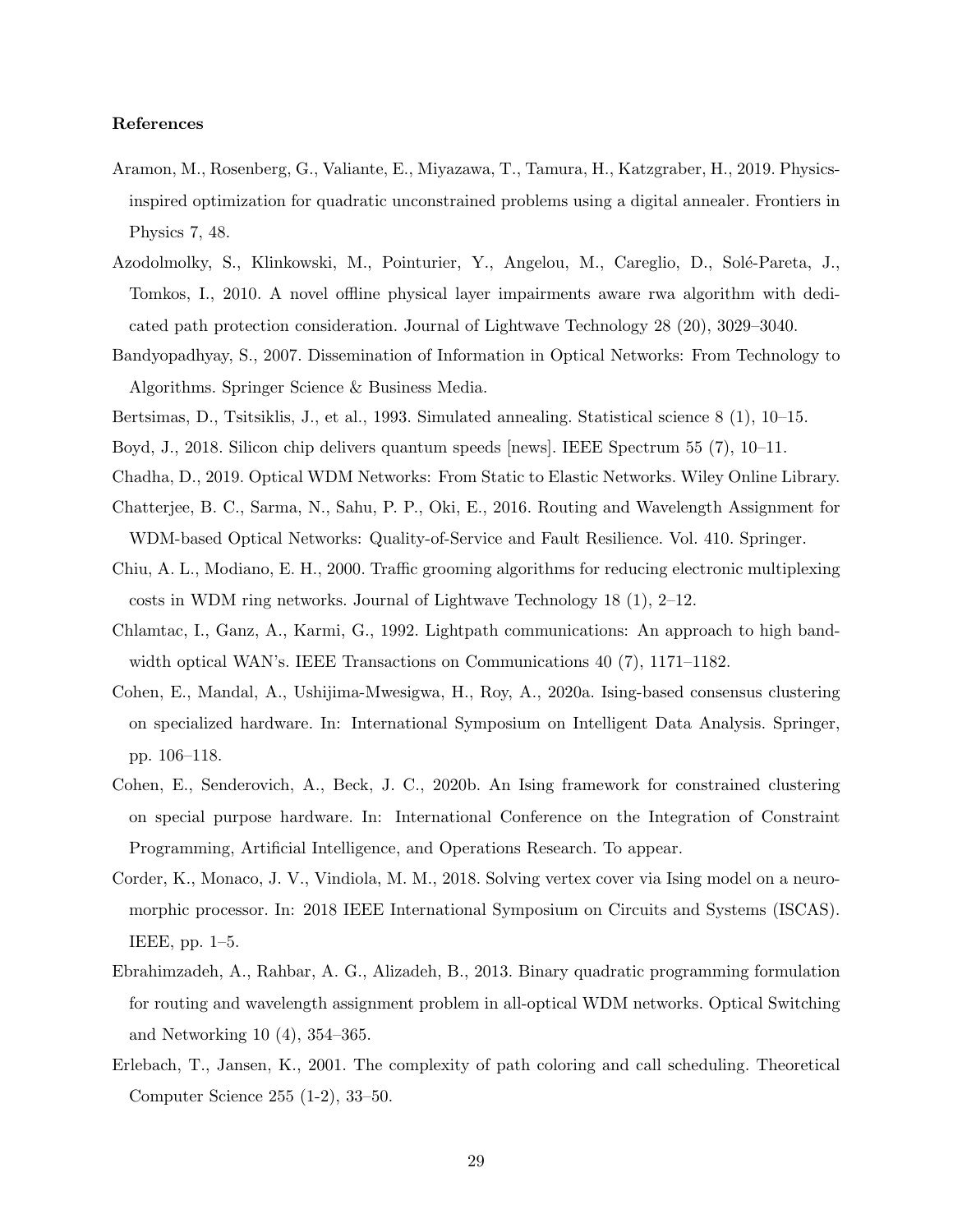**References**

Aramon, M., Rosenberg, G., Valiante, E., Miyazawa, T., Tamura, H., Katzgraber, H., 2019. Physics-inspired optimization for quadratic unconstrained problems using a digital annealer. Frontiers in Physics 7, 48.

Azodolmolky, S., Klinkowski, M., Pointurier, Y., Angelou, M., Careglio, D., Solé-Pareta, J., Tomkos, I., 2010. A novel offline physical layer impairments aware rwa algorithm with dedicated path protection consideration. Journal of Lightwave Technology 28 (20), 3029–3040.

Bandyopadhyay, S., 2007. Dissemination of Information in Optical Networks: From Technology to Algorithms. Springer Science & Business Media.

Bertsimas, D., Tsitsiklis, J., et al., 1993. Simulated annealing. Statistical science 8 (1), 10–15.

Boyd, J., 2018. Silicon chip delivers quantum speeds [news]. IEEE Spectrum 55 (7), 10–11.

Chadha, D., 2019. Optical WDM Networks: From Static to Elastic Networks. Wiley Online Library.

Chatterjee, B. C., Sarma, N., Sahu, P. P., Oki, E., 2016. Routing and Wavelength Assignment for WDM-based Optical Networks: Quality-of-Service and Fault Resilience. Vol. 410. Springer.

Chiu, A. L., Modiano, E. H., 2000. Traffic grooming algorithms for reducing electronic multiplexing costs in WDM ring networks. Journal of Lightwave Technology 18 (1), 2–12.

Chlamtac, I., Ganz, A., Karmi, G., 1992. Lightpath communications: An approach to high bandwidth optical WAN's. IEEE Transactions on Communications 40 (7), 1171–1182.

Cohen, E., Mandal, A., Ushijima-Mwesigwa, H., Roy, A., 2020a. Ising-based consensus clustering on specialized hardware. In: International Symposium on Intelligent Data Analysis. Springer, pp. 106–118.

Cohen, E., Senderovich, A., Beck, J. C., 2020b. An Ising framework for constrained clustering on special purpose hardware. In: International Conference on the Integration of Constraint Programming, Artificial Intelligence, and Operations Research. To appear.

Corder, K., Monaco, J. V., Vindiola, M. M., 2018. Solving vertex cover via Ising model on a neuromorphic processor. In: 2018 IEEE International Symposium on Circuits and Systems (ISCAS). IEEE, pp. 1–5.

Ebrahimzadeh, A., Rahbar, A. G., Alizadeh, B., 2013. Binary quadratic programming formulation for routing and wavelength assignment problem in all-optical WDM networks. Optical Switching and Networking 10 (4), 354–365.

Erlebach, T., Jansen, K., 2001. The complexity of path coloring and call scheduling. Theoretical Computer Science 255 (1-2), 33–50.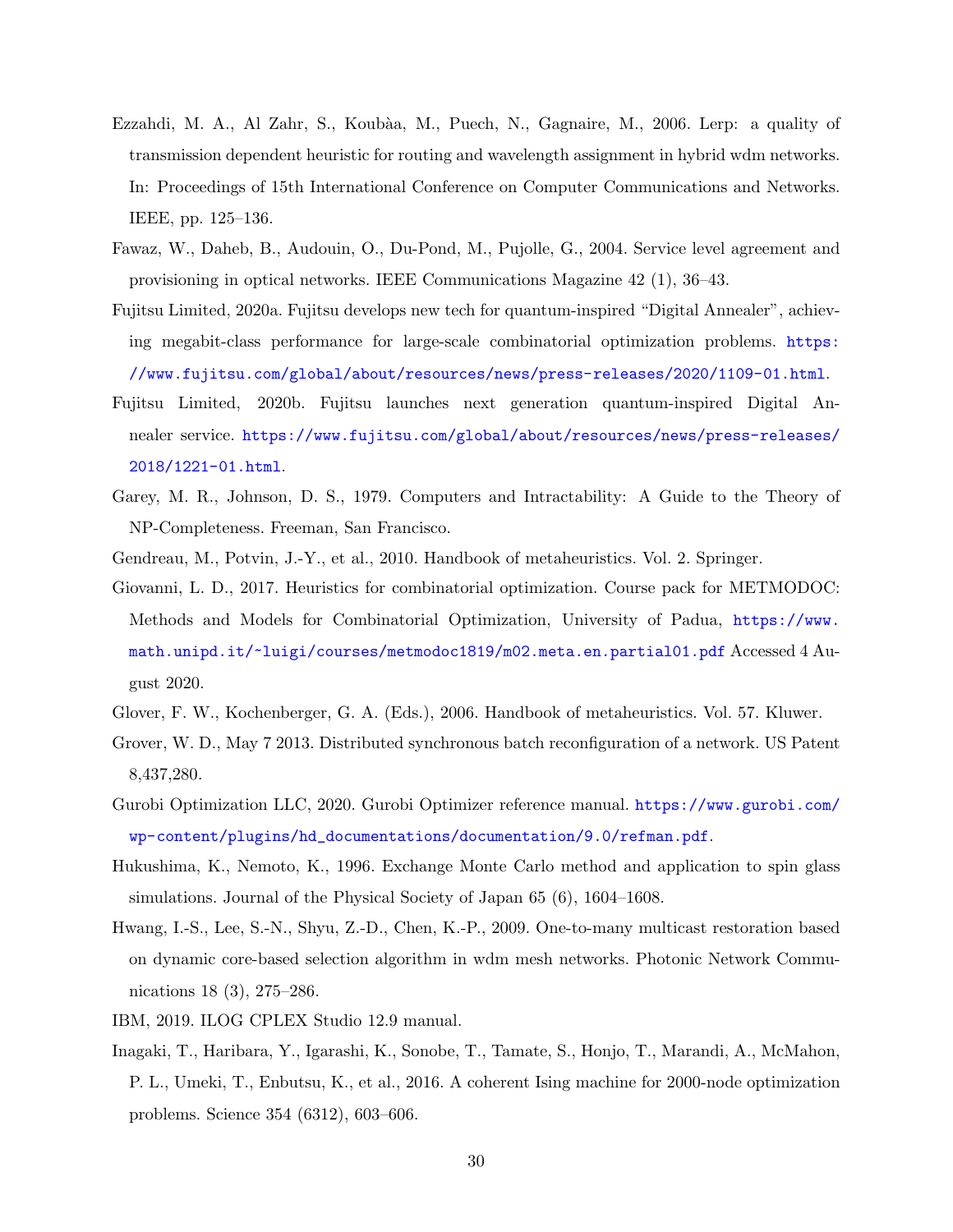Ezzahdi, M. A., Al Zahr, S., Koubàa, M., Puech, N., Gagnaire, M., 2006. Lerp: a quality of transmission dependent heuristic for routing and wavelength assignment in hybrid wdm networks. In: Proceedings of 15th International Conference on Computer Communications and Networks. IEEE, pp. 125–136.

Fawaz, W., Daheb, B., Audouin, O., Du-Pond, M., Pujolle, G., 2004. Service level agreement and provisioning in optical networks. IEEE Communications Magazine 42 (1), 36–43.

Fujitsu Limited, 2020a. Fujitsu develops new tech for quantum-inspired "Digital Annealer", achieving megabit-class performance for large-scale combinatorial optimization problems. https://www.fujitsu.com/global/about/resources/news/press-releases/2020/1109-01.html.

Fujitsu Limited, 2020b. Fujitsu launches next generation quantum-inspired Digital Annealer service. https://www.fujitsu.com/global/about/resources/news/press-releases/2018/1221-01.html.

Garey, M. R., Johnson, D. S., 1979. Computers and Intractability: A Guide to the Theory of NP-Completeness. Freeman, San Francisco.

Gendreau, M., Potvin, J.-Y., et al., 2010. Handbook of metaheuristics. Vol. 2. Springer.

Giovanni, L. D., 2017. Heuristics for combinatorial optimization. Course pack for METMODOC: Methods and Models for Combinatorial Optimization, University of Padua, https://www.math.unipd.it/~luigi/courses/metmodoc1819/m02.meta.en.partial01.pdf Accessed 4 August 2020.

Glover, F. W., Kochenberger, G. A. (Eds.), 2006. Handbook of metaheuristics. Vol. 57. Kluwer.

Grover, W. D., May 7 2013. Distributed synchronous batch reconfiguration of a network. US Patent 8,437,280.

Gurobi Optimization LLC, 2020. Gurobi Optimizer reference manual. https://www.gurobi.com/wp-content/plugins/hd_documentations/documentation/9.0/refman.pdf.

Hukushima, K., Nemoto, K., 1996. Exchange Monte Carlo method and application to spin glass simulations. Journal of the Physical Society of Japan 65 (6), 1604–1608.

Hwang, I.-S., Lee, S.-N., Shyu, Z.-D., Chen, K.-P., 2009. One-to-many multicast restoration based on dynamic core-based selection algorithm in wdm mesh networks. Photonic Network Communications 18 (3), 275–286.

IBM, 2019. ILOG CPLEX Studio 12.9 manual.

Inagaki, T., Haribara, Y., Igarashi, K., Sonobe, T., Tamate, S., Honjo, T., Marandi, A., McMahon, P. L., Umeki, T., Enbutsu, K., et al., 2016. A coherent Ising machine for 2000-node optimization problems. Science 354 (6312), 603–606.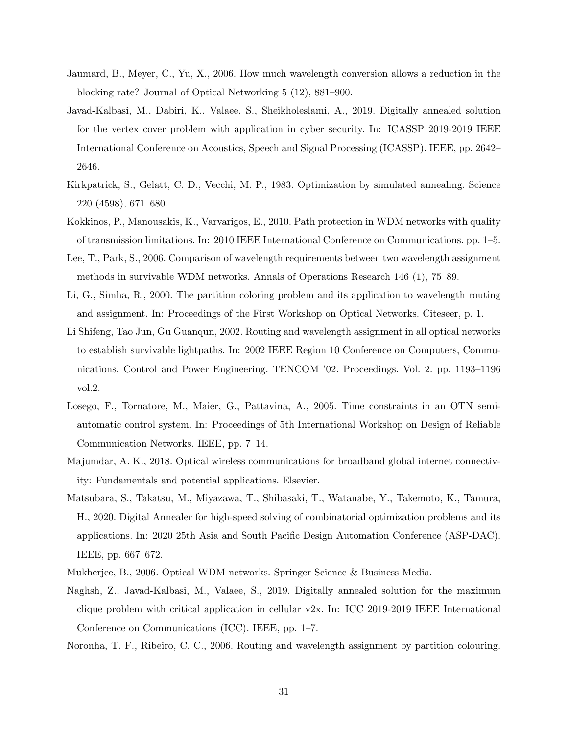Jaumard, B., Meyer, C., Yu, X., 2006. How much wavelength conversion allows a reduction in the blocking rate? Journal of Optical Networking 5 (12), 881–900.

Javad-Kalbasi, M., Dabiri, K., Valaee, S., Sheikholeslami, A., 2019. Digitally annealed solution for the vertex cover problem with application in cyber security. In: ICASSP 2019-2019 IEEE International Conference on Acoustics, Speech and Signal Processing (ICASSP). IEEE, pp. 2642–2646.

Kirkpatrick, S., Gelatt, C. D., Vecchi, M. P., 1983. Optimization by simulated annealing. Science 220 (4598), 671–680.

Kokkinos, P., Manousakis, K., Varvarigos, E., 2010. Path protection in WDM networks with quality of transmission limitations. In: 2010 IEEE International Conference on Communications. pp. 1–5.

Lee, T., Park, S., 2006. Comparison of wavelength requirements between two wavelength assignment methods in survivable WDM networks. Annals of Operations Research 146 (1), 75–89.

Li, G., Simha, R., 2000. The partition coloring problem and its application to wavelength routing and assignment. In: Proceedings of the First Workshop on Optical Networks. Citeseer, p. 1.

Li Shifeng, Tao Jun, Gu Guanqun, 2002. Routing and wavelength assignment in all optical networks to establish survivable lightpaths. In: 2002 IEEE Region 10 Conference on Computers, Communications, Control and Power Engineering. TENCOM '02. Proceedings. Vol. 2. pp. 1193–1196 vol.2.

Losego, F., Tornatore, M., Maier, G., Pattavina, A., 2005. Time constraints in an OTN semi-automatic control system. In: Proceedings of 5th International Workshop on Design of Reliable Communication Networks. IEEE, pp. 7–14.

Majumdar, A. K., 2018. Optical wireless communications for broadband global internet connectivity: Fundamentals and potential applications. Elsevier.

Matsubara, S., Takatsu, M., Miyazawa, T., Shibasaki, T., Watanabe, Y., Takemoto, K., Tamura, H., 2020. Digital Annealer for high-speed solving of combinatorial optimization problems and its applications. In: 2020 25th Asia and South Pacific Design Automation Conference (ASP-DAC). IEEE, pp. 667–672.

Mukherjee, B., 2006. Optical WDM networks. Springer Science & Business Media.

Naghsh, Z., Javad-Kalbasi, M., Valaee, S., 2019. Digitally annealed solution for the maximum clique problem with critical application in cellular v2x. In: ICC 2019-2019 IEEE International Conference on Communications (ICC). IEEE, pp. 1–7.

Noronha, T. F., Ribeiro, C. C., 2006. Routing and wavelength assignment by partition colouring.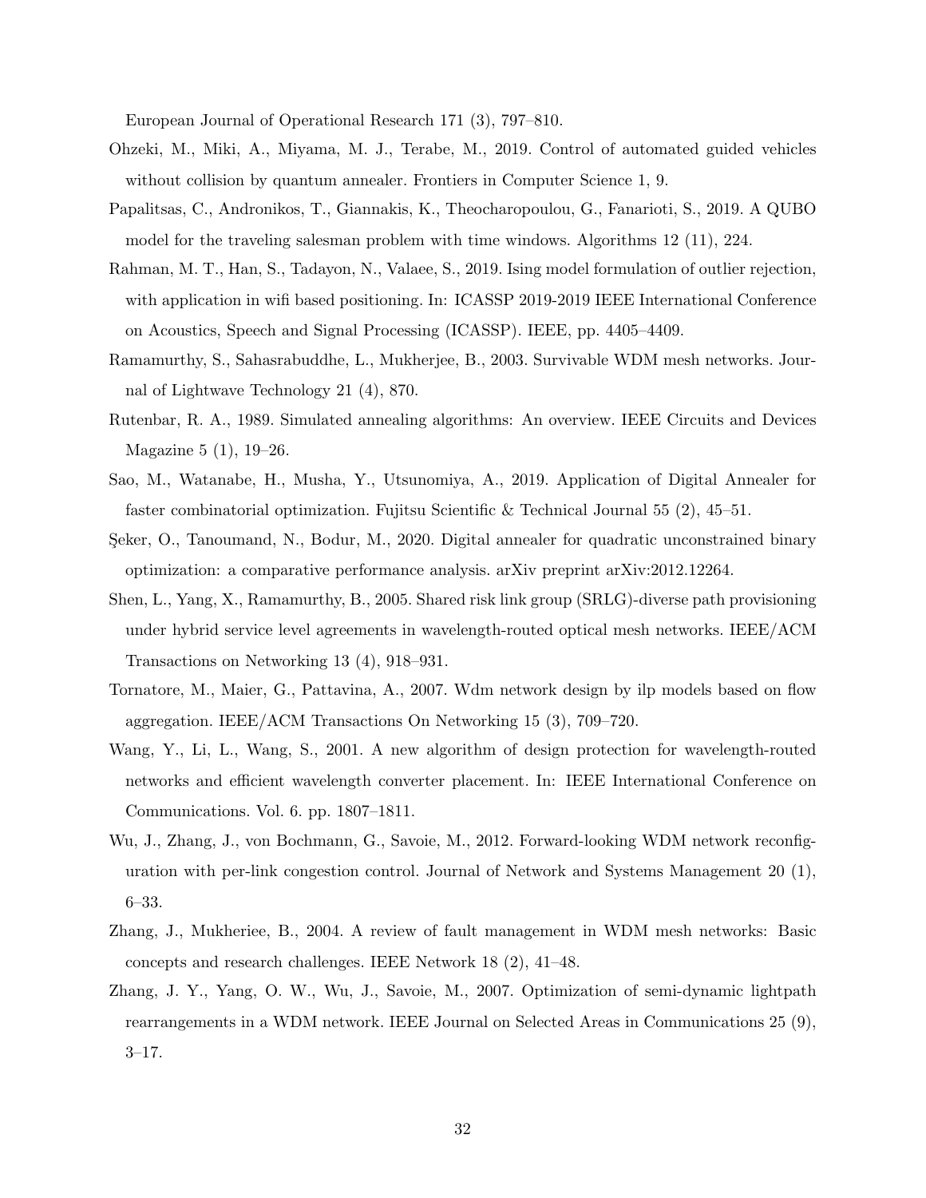European Journal of Operational Research 171 (3), 797–810.

Ohzeki, M., Miki, A., Miyama, M. J., Terabe, M., 2019. Control of automated guided vehicles without collision by quantum annealer. Frontiers in Computer Science 1, 9.

Papalitsas, C., Andronikos, T., Giannakis, K., Theocharopoulou, G., Fanarioti, S., 2019. A QUBO model for the traveling salesman problem with time windows. Algorithms 12 (11), 224.

Rahman, M. T., Han, S., Tadayon, N., Valaee, S., 2019. Ising model formulation of outlier rejection, with application in wifi based positioning. In: ICASSP 2019-2019 IEEE International Conference on Acoustics, Speech and Signal Processing (ICASSP). IEEE, pp. 4405–4409.

Ramamurthy, S., Sahasrabuddhe, L., Mukherjee, B., 2003. Survivable WDM mesh networks. Journal of Lightwave Technology 21 (4), 870.

Rutenbar, R. A., 1989. Simulated annealing algorithms: An overview. IEEE Circuits and Devices Magazine 5 (1), 19–26.

Sao, M., Watanabe, H., Musha, Y., Utsunomiya, A., 2019. Application of Digital Annealer for faster combinatorial optimization. Fujitsu Scientific & Technical Journal 55 (2), 45–51.

Şeker, O., Tanoumand, N., Bodur, M., 2020. Digital annealer for quadratic unconstrained binary optimization: a comparative performance analysis. arXiv preprint arXiv:2012.12264.

Shen, L., Yang, X., Ramamurthy, B., 2005. Shared risk link group (SRLG)-diverse path provisioning under hybrid service level agreements in wavelength-routed optical mesh networks. IEEE/ACM Transactions on Networking 13 (4), 918–931.

Tornatore, M., Maier, G., Pattavina, A., 2007. Wdm network design by ilp models based on flow aggregation. IEEE/ACM Transactions On Networking 15 (3), 709–720.

Wang, Y., Li, L., Wang, S., 2001. A new algorithm of design protection for wavelength-routed networks and efficient wavelength converter placement. In: IEEE International Conference on Communications. Vol. 6. pp. 1807–1811.

Wu, J., Zhang, J., von Bochmann, G., Savoie, M., 2012. Forward-looking WDM network reconfiguration with per-link congestion control. Journal of Network and Systems Management 20 (1), 6–33.

Zhang, J., Mukheriee, B., 2004. A review of fault management in WDM mesh networks: Basic concepts and research challenges. IEEE Network 18 (2), 41–48.

Zhang, J. Y., Yang, O. W., Wu, J., Savoie, M., 2007. Optimization of semi-dynamic lightpath rearrangements in a WDM network. IEEE Journal on Selected Areas in Communications 25 (9), 3–17.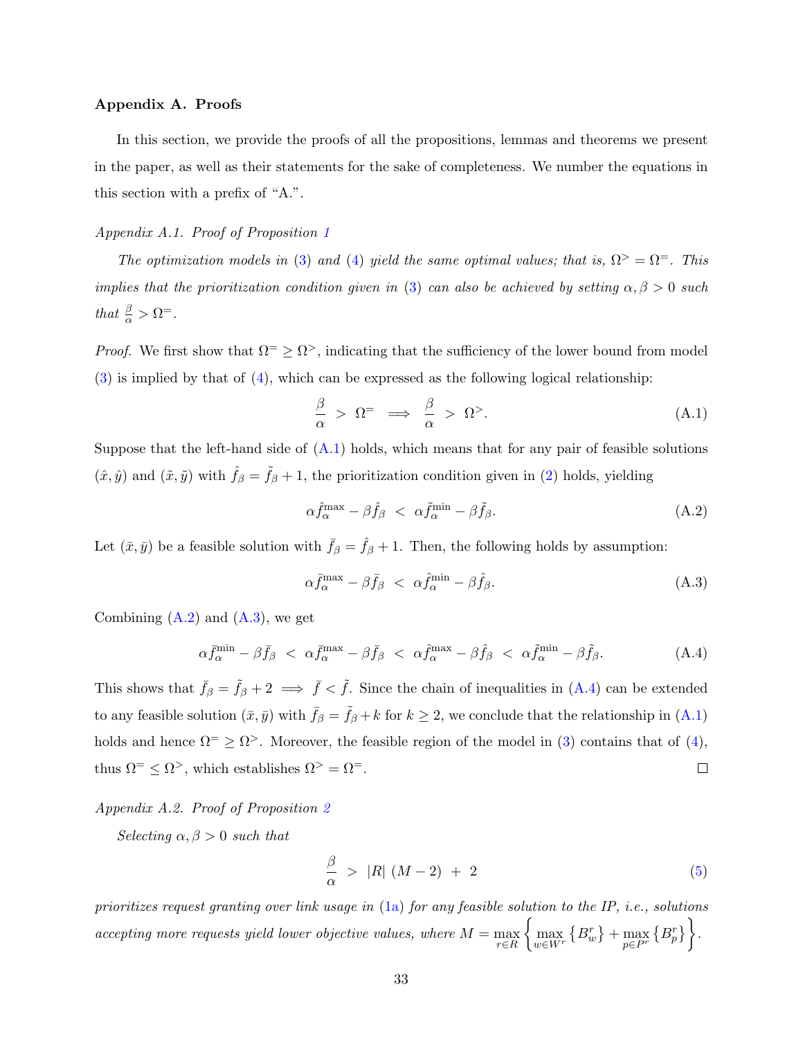## Appendix A. Proofs

In this section, we provide the proofs of all the propositions, lemmas and theorems we present in the paper, as well as their statements for the sake of completeness. We number the equations in this section with a prefix of "A.".

### *Appendix A.1. Proof of Proposition 1*

*The optimization models in (3) and (4) yield the same optimal values; that is, $\Omega^{>} = \Omega^{=}$. This implies that the prioritization condition given in (3) can also be achieved by setting $\alpha, \beta > 0$ such that $\frac{\beta}{\alpha} > \Omega^{=}$.*

*Proof.* We first show that $\Omega^{=} \geq \Omega^{>}$, indicating that the sufficiency of the lower bound from model (3) is implied by that of (4), which can be expressed as the following logical relationship:

$$\frac{\beta}{\alpha} \; > \; \Omega^{=} \;\; \Longrightarrow \;\; \frac{\beta}{\alpha} \; > \; \Omega^{>}. \tag{A.1}$$

Suppose that the left-hand side of (A.1) holds, which means that for any pair of feasible solutions $(\hat{x}, \hat{y})$ and $(\tilde{x}, \tilde{y})$ with $\hat{f}_\beta = \tilde{f}_\beta + 1$, the prioritization condition given in (2) holds, yielding

$$\alpha \hat{f}_\alpha^{\max} - \beta \hat{f}_\beta \; < \; \alpha \tilde{f}_\alpha^{\min} - \beta \tilde{f}_\beta. \tag{A.2}$$

Let $(\bar{x}, \bar{y})$ be a feasible solution with $\bar{f}_\beta = \hat{f}_\beta + 1$. Then, the following holds by assumption:

$$\alpha \bar{f}_\alpha^{\max} - \beta \bar{f}_\beta \; < \; \alpha \hat{f}_\alpha^{\min} - \beta \hat{f}_\beta. \tag{A.3}$$

Combining (A.2) and (A.3), we get

$$\alpha \bar{f}_\alpha^{\min} - \beta \bar{f}_\beta \; < \; \alpha \bar{f}_\alpha^{\max} - \beta \bar{f}_\beta \; < \; \alpha \hat{f}_\alpha^{\max} - \beta \hat{f}_\beta \; < \; \alpha \tilde{f}_\alpha^{\min} - \beta \tilde{f}_\beta. \tag{A.4}$$

This shows that $\bar{f}_\beta = \tilde{f}_\beta + 2 \implies \bar{f} < \tilde{f}$. Since the chain of inequalities in (A.4) can be extended to any feasible solution $(\bar{x}, \bar{y})$ with $\bar{f}_\beta = \tilde{f}_\beta + k$ for $k \geq 2$, we conclude that the relationship in (A.1) holds and hence $\Omega^{=} \geq \Omega^{>}$. Moreover, the feasible region of the model in (3) contains that of (4), thus $\Omega^{=} \leq \Omega^{>}$, which establishes $\Omega^{>} = \Omega^{=}$. □

### *Appendix A.2. Proof of Proposition 2*

*Selecting $\alpha, \beta > 0$ such that*

$$\frac{\beta}{\alpha} \; > \; |R| \; (M - 2) \; + \; 2 \tag{5}$$

*prioritizes request granting over link usage in (1a) for any feasible solution to the IP, i.e., solutions accepting more requests yield lower objective values, where* $M = \max_{r \in R} \left\{ \max_{w \in W^r} \left\{ B_w^r \right\} + \max_{p \in P^r} \left\{ B_p^r \right\} \right\}$.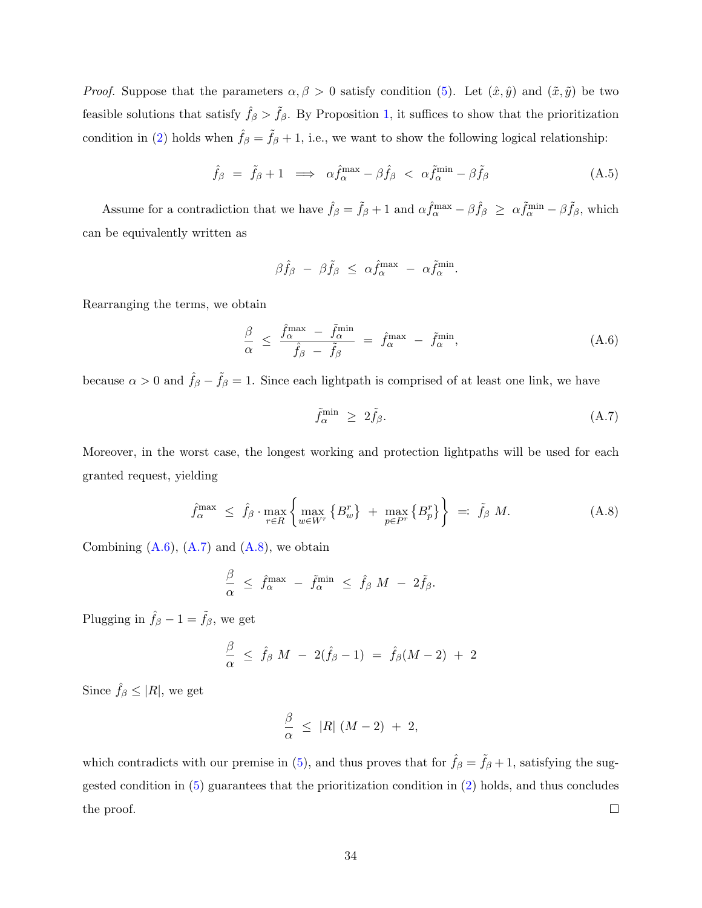*Proof.* Suppose that the parameters $\alpha, \beta > 0$ satisfy condition (5). Let $(\hat{x}, \hat{y})$ and $(\tilde{x}, \tilde{y})$ be two feasible solutions that satisfy $\hat{f}_\beta > \tilde{f}_\beta$. By Proposition 1, it suffices to show that the prioritization condition in (2) holds when $\hat{f}_\beta = \tilde{f}_\beta + 1$, i.e., we want to show the following logical relationship:

$$\hat{f}_\beta \;=\; \tilde{f}_\beta + 1 \;\implies\; \alpha \hat{f}_\alpha^{\max} - \beta \hat{f}_\beta \;<\; \alpha \tilde{f}_\alpha^{\min} - \beta \tilde{f}_\beta \tag{A.5}$$

Assume for a contradiction that we have $\hat{f}_\beta = \tilde{f}_\beta + 1$ and $\alpha \hat{f}_\alpha^{\max} - \beta \hat{f}_\beta \;\geq\; \alpha \tilde{f}_\alpha^{\min} - \beta \tilde{f}_\beta$, which can be equivalently written as

$$\beta \hat{f}_\beta \;-\; \beta \tilde{f}_\beta \;\leq\; \alpha \hat{f}_\alpha^{\max} \;-\; \alpha \tilde{f}_\alpha^{\min}.$$

Rearranging the terms, we obtain

$$\frac{\beta}{\alpha} \;\leq\; \frac{\hat{f}_\alpha^{\max} \;-\; \tilde{f}_\alpha^{\min}}{\hat{f}_\beta \;-\; \tilde{f}_\beta} \;=\; \hat{f}_\alpha^{\max} \;-\; \tilde{f}_\alpha^{\min}, \tag{A.6}$$

because $\alpha > 0$ and $\hat{f}_\beta - \tilde{f}_\beta = 1$. Since each lightpath is comprised of at least one link, we have

$$\tilde{f}_\alpha^{\min} \;\geq\; 2\tilde{f}_\beta. \tag{A.7}$$

Moreover, in the worst case, the longest working and protection lightpaths will be used for each granted request, yielding

$$\hat{f}_\alpha^{\max} \;\leq\; \hat{f}_\beta \cdot \max_{r \in R} \left\{ \max_{w \in W^r} \left\{ B_w^r \right\} \;+\; \max_{p \in P^r} \left\{ B_p^r \right\} \right\} \;=:\; \tilde{f}_\beta \; M. \tag{A.8}$$

Combining (A.6), (A.7) and (A.8), we obtain

$$\frac{\beta}{\alpha} \;\leq\; \hat{f}_\alpha^{\max} \;-\; \tilde{f}_\alpha^{\min} \;\leq\; \hat{f}_\beta \; M \;-\; 2\tilde{f}_\beta.$$

Plugging in $\hat{f}_\beta - 1 = \tilde{f}_\beta$, we get

$$\frac{\beta}{\alpha} \;\leq\; \hat{f}_\beta \; M \;-\; 2(\hat{f}_\beta - 1) \;=\; \hat{f}_\beta (M-2) \;+\; 2$$

Since $\hat{f}_\beta \leq |R|$, we get

$$\frac{\beta}{\alpha} \;\leq\; |R| \; (M-2) \;+\; 2,$$

which contradicts with our premise in (5), and thus proves that for $\hat{f}_\beta = \tilde{f}_\beta + 1$, satisfying the suggested condition in (5) guarantees that the prioritization condition in (2) holds, and thus concludes the proof. $\square$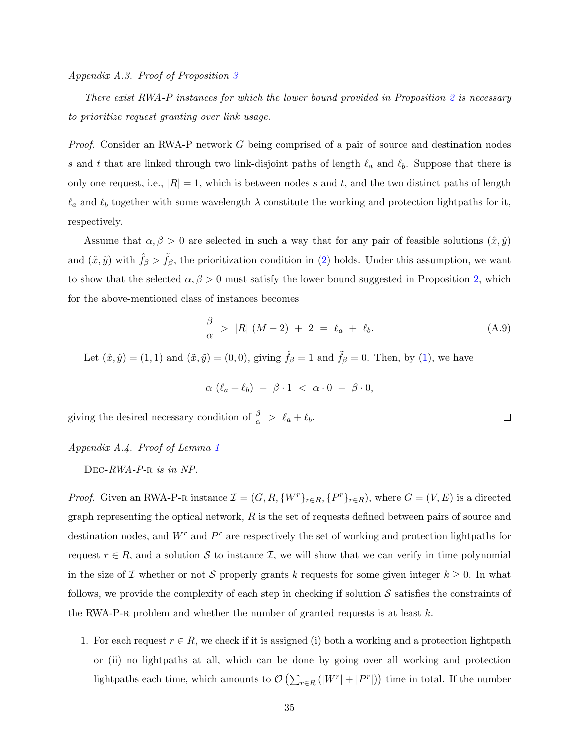*Appendix A.3. Proof of Proposition 3*

*There exist RWA-P instances for which the lower bound provided in Proposition 2 is necessary to prioritize request granting over link usage.*

*Proof.* Consider an RWA-P network $G$ being comprised of a pair of source and destination nodes $s$ and $t$ that are linked through two link-disjoint paths of length $\ell_a$ and $\ell_b$. Suppose that there is only one request, i.e., $|R| = 1$, which is between nodes $s$ and $t$, and the two distinct paths of length $\ell_a$ and $\ell_b$ together with some wavelength $\lambda$ constitute the working and protection lightpaths for it, respectively.

Assume that $\alpha, \beta > 0$ are selected in such a way that for any pair of feasible solutions $(\hat{x}, \hat{y})$ and $(\tilde{x}, \tilde{y})$ with $\hat{f}_\beta > \tilde{f}_\beta$, the prioritization condition in (2) holds. Under this assumption, we want to show that the selected $\alpha, \beta > 0$ must satisfy the lower bound suggested in Proposition 2, which for the above-mentioned class of instances becomes

$$\frac{\beta}{\alpha} \; > \; |R| \; (M - 2) \; + \; 2 \; = \; \ell_a \; + \; \ell_b. \tag{A.9}$$

Let $(\hat{x}, \hat{y}) = (1, 1)$ and $(\tilde{x}, \tilde{y}) = (0, 0)$, giving $\hat{f}_\beta = 1$ and $\tilde{f}_\beta = 0$. Then, by (1), we have

$$\alpha \; (\ell_a + \ell_b) \; - \; \beta \cdot 1 \; < \; \alpha \cdot 0 \; - \; \beta \cdot 0,$$

giving the desired necessary condition of $\frac{\beta}{\alpha} \; > \; \ell_a + \ell_b$. $\square$

*Appendix A.4. Proof of Lemma 1*

DEC-*RWA-P*-R *is in NP.*

*Proof.* Given an RWA-P-R instance $\mathcal{I} = (G, R, \{W^r\}_{r \in R}, \{P^r\}_{r \in R})$, where $G = (V, E)$ is a directed graph representing the optical network, $R$ is the set of requests defined between pairs of source and destination nodes, and $W^r$ and $P^r$ are respectively the set of working and protection lightpaths for request $r \in R$, and a solution $\mathcal{S}$ to instance $\mathcal{I}$, we will show that we can verify in time polynomial in the size of $\mathcal{I}$ whether or not $\mathcal{S}$ properly grants $k$ requests for some given integer $k \geq 0$. In what follows, we provide the complexity of each step in checking if solution $\mathcal{S}$ satisfies the constraints of the RWA-P-R problem and whether the number of granted requests is at least $k$.

1. For each request $r \in R$, we check if it is assigned (i) both a working and a protection lightpath or (ii) no lightpaths at all, which can be done by going over all working and protection lightpaths each time, which amounts to $\mathcal{O}\left(\sum_{r \in R} (|W^r| + |P^r|)\right)$ time in total. If the number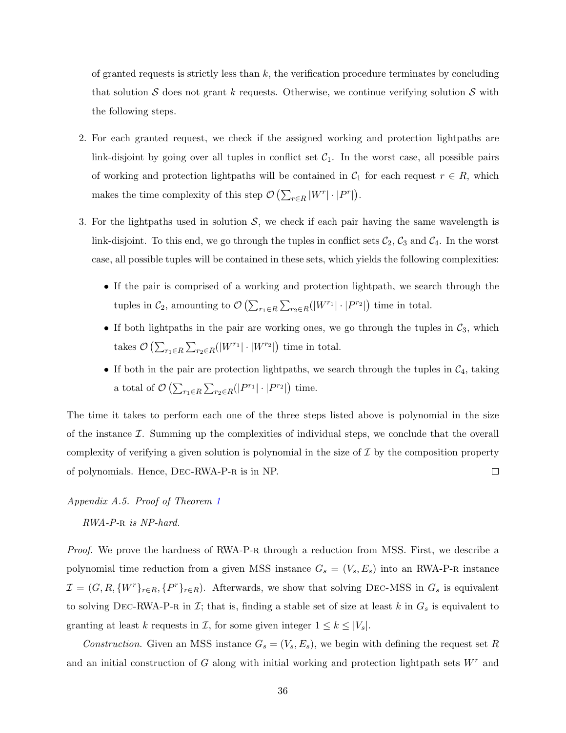of granted requests is strictly less than $k$, the verification procedure terminates by concluding that solution $\mathcal{S}$ does not grant $k$ requests. Otherwise, we continue verifying solution $\mathcal{S}$ with the following steps.

2. For each granted request, we check if the assigned working and protection lightpaths are link-disjoint by going over all tuples in conflict set $\mathcal{C}_1$. In the worst case, all possible pairs of working and protection lightpaths will be contained in $\mathcal{C}_1$ for each request $r \in R$, which makes the time complexity of this step $\mathcal{O}\left(\sum_{r\in R} |W^r| \cdot |P^r|\right)$.

3. For the lightpaths used in solution $\mathcal{S}$, we check if each pair having the same wavelength is link-disjoint. To this end, we go through the tuples in conflict sets $\mathcal{C}_2, \mathcal{C}_3$ and $\mathcal{C}_4$. In the worst case, all possible tuples will be contained in these sets, which yields the following complexities:
   - If the pair is comprised of a working and protection lightpath, we search through the tuples in $\mathcal{C}_2$, amounting to $\mathcal{O}\left(\sum_{r_1\in R}\sum_{r_2\in R}(|W^{r_1}| \cdot |P^{r_2}|\right)$ time in total.
   - If both lightpaths in the pair are working ones, we go through the tuples in $\mathcal{C}_3$, which takes $\mathcal{O}\left(\sum_{r_1\in R}\sum_{r_2\in R}(|W^{r_1}| \cdot |W^{r_2}|\right)$ time in total.
   - If both in the pair are protection lightpaths, we search through the tuples in $\mathcal{C}_4$, taking a total of $\mathcal{O}\left(\sum_{r_1\in R}\sum_{r_2\in R}(|P^{r_1}| \cdot |P^{r_2}|\right)$ time.

The time it takes to perform each one of the three steps listed above is polynomial in the size of the instance $\mathcal{I}$. Summing up the complexities of individual steps, we conclude that the overall complexity of verifying a given solution is polynomial in the size of $\mathcal{I}$ by the composition property of polynomials. Hence, Dec-RWA-P-r is in NP. □

*Appendix A.5. Proof of Theorem 1*

*RWA-P-r is NP-hard.*

*Proof.* We prove the hardness of RWA-P-r through a reduction from MSS. First, we describe a polynomial time reduction from a given MSS instance $G_s = (V_s, E_s)$ into an RWA-P-r instance $\mathcal{I} = (G, R, \{W^r\}_{r\in R}, \{P^r\}_{r\in R})$. Afterwards, we show that solving Dec-MSS in $G_s$ is equivalent to solving Dec-RWA-P-r in $\mathcal{I}$; that is, finding a stable set of size at least $k$ in $G_s$ is equivalent to granting at least $k$ requests in $\mathcal{I}$, for some given integer $1 \leq k \leq |V_s|$.

*Construction.* Given an MSS instance $G_s = (V_s, E_s)$, we begin with defining the request set $R$ and an initial construction of $G$ along with initial working and protection lightpath sets $W^r$ and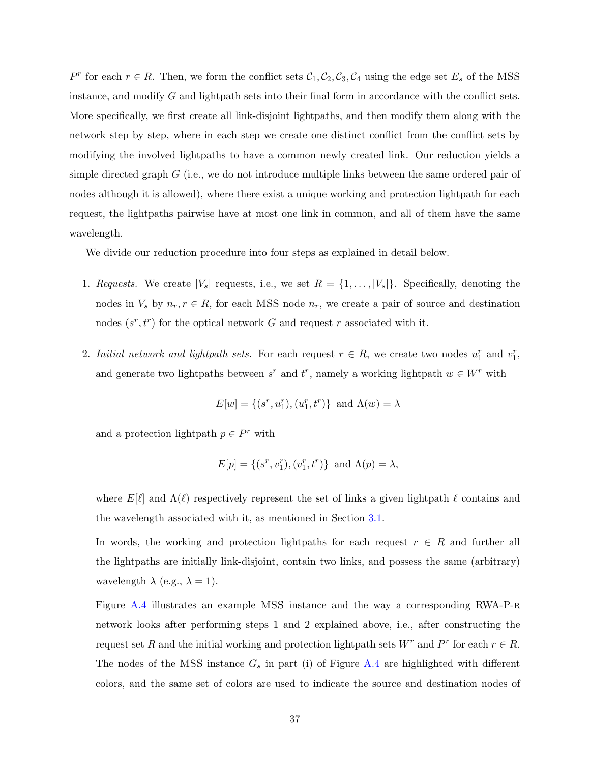$P^r$ for each $r \in R$. Then, we form the conflict sets $\mathcal{C}_1, \mathcal{C}_2, \mathcal{C}_3, \mathcal{C}_4$ using the edge set $E_s$ of the MSS instance, and modify $G$ and lightpath sets into their final form in accordance with the conflict sets. More specifically, we first create all link-disjoint lightpaths, and then modify them along with the network step by step, where in each step we create one distinct conflict from the conflict sets by modifying the involved lightpaths to have a common newly created link. Our reduction yields a simple directed graph $G$ (i.e., we do not introduce multiple links between the same ordered pair of nodes although it is allowed), where there exist a unique working and protection lightpath for each request, the lightpaths pairwise have at most one link in common, and all of them have the same wavelength.

We divide our reduction procedure into four steps as explained in detail below.

1. *Requests.* We create $|V_s|$ requests, i.e., we set $R = \{1, \ldots, |V_s|\}$. Specifically, denoting the nodes in $V_s$ by $n_r, r \in R$, for each MSS node $n_r$, we create a pair of source and destination nodes $(s^r, t^r)$ for the optical network $G$ and request $r$ associated with it.

2. *Initial network and lightpath sets.* For each request $r \in R$, we create two nodes $u_1^r$ and $v_1^r$, and generate two lightpaths between $s^r$ and $t^r$, namely a working lightpath $w \in W^r$ with

$$E[w] = \{(s^r, u_1^r), (u_1^r, t^r)\} \text{ and } \Lambda(w) = \lambda$$

   and a protection lightpath $p \in P^r$ with

$$E[p] = \{(s^r, v_1^r), (v_1^r, t^r)\} \text{ and } \Lambda(p) = \lambda,$$

   where $E[\ell]$ and $\Lambda(\ell)$ respectively represent the set of links a given lightpath $\ell$ contains and the wavelength associated with it, as mentioned in Section 3.1.

   In words, the working and protection lightpaths for each request $r \in R$ and further all the lightpaths are initially link-disjoint, contain two links, and possess the same (arbitrary) wavelength $\lambda$ (e.g., $\lambda = 1$).

   Figure A.4 illustrates an example MSS instance and the way a corresponding RWA-P-R network looks after performing steps 1 and 2 explained above, i.e., after constructing the request set $R$ and the initial working and protection lightpath sets $W^r$ and $P^r$ for each $r \in R$. The nodes of the MSS instance $G_s$ in part (i) of Figure A.4 are highlighted with different colors, and the same set of colors are used to indicate the source and destination nodes of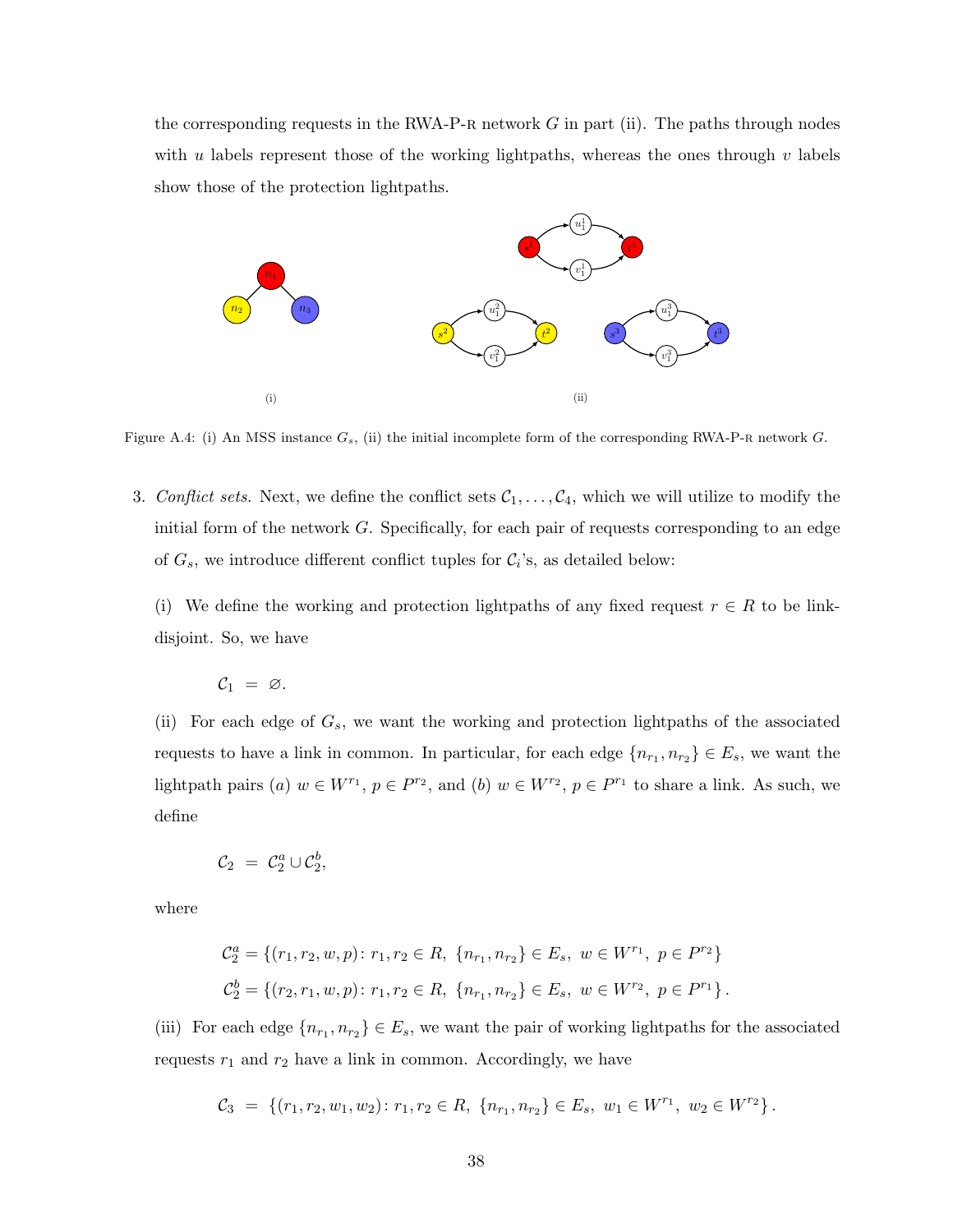the corresponding requests in the RWA-P-R network $G$ in part (ii). The paths through nodes with $u$ labels represent those of the working lightpaths, whereas the ones through $v$ labels show those of the protection lightpaths.

Figure A.4: (i) An MSS instance $G_s$, (ii) the initial incomplete form of the corresponding RWA-P-R network $G$.

3. *Conflict sets.* Next, we define the conflict sets $\mathcal{C}_1, \ldots, \mathcal{C}_4$, which we will utilize to modify the initial form of the network $G$. Specifically, for each pair of requests corresponding to an edge of $G_s$, we introduce different conflict tuples for $\mathcal{C}_i$'s, as detailed below:

   (i) We define the working and protection lightpaths of any fixed request $r \in R$ to be link-disjoint. So, we have

   $$\mathcal{C}_1 \;=\; \varnothing.$$

   (ii) For each edge of $G_s$, we want the working and protection lightpaths of the associated requests to have a link in common. In particular, for each edge $\{n_{r_1}, n_{r_2}\} \in E_s$, we want the lightpath pairs $(a)$ $w \in W^{r_1}$, $p \in P^{r_2}$, and $(b)$ $w \in W^{r_2}$, $p \in P^{r_1}$ to share a link. As such, we define

   $$\mathcal{C}_2 \;=\; \mathcal{C}_2^a \cup \mathcal{C}_2^b,$$

   where

   $$\mathcal{C}_2^a = \{(r_1, r_2, w, p) \colon r_1, r_2 \in R,\ \{n_{r_1}, n_{r_2}\} \in E_s,\ w \in W^{r_1},\ p \in P^{r_2}\}$$
   $$\mathcal{C}_2^b = \{(r_2, r_1, w, p) \colon r_1, r_2 \in R,\ \{n_{r_1}, n_{r_2}\} \in E_s,\ w \in W^{r_2},\ p \in P^{r_1}\}.$$

   (iii) For each edge $\{n_{r_1}, n_{r_2}\} \in E_s$, we want the pair of working lightpaths for the associated requests $r_1$ and $r_2$ have a link in common. Accordingly, we have

   $$\mathcal{C}_3 \;=\; \{(r_1, r_2, w_1, w_2) \colon r_1, r_2 \in R,\ \{n_{r_1}, n_{r_2}\} \in E_s,\ w_1 \in W^{r_1},\ w_2 \in W^{r_2}\}.$$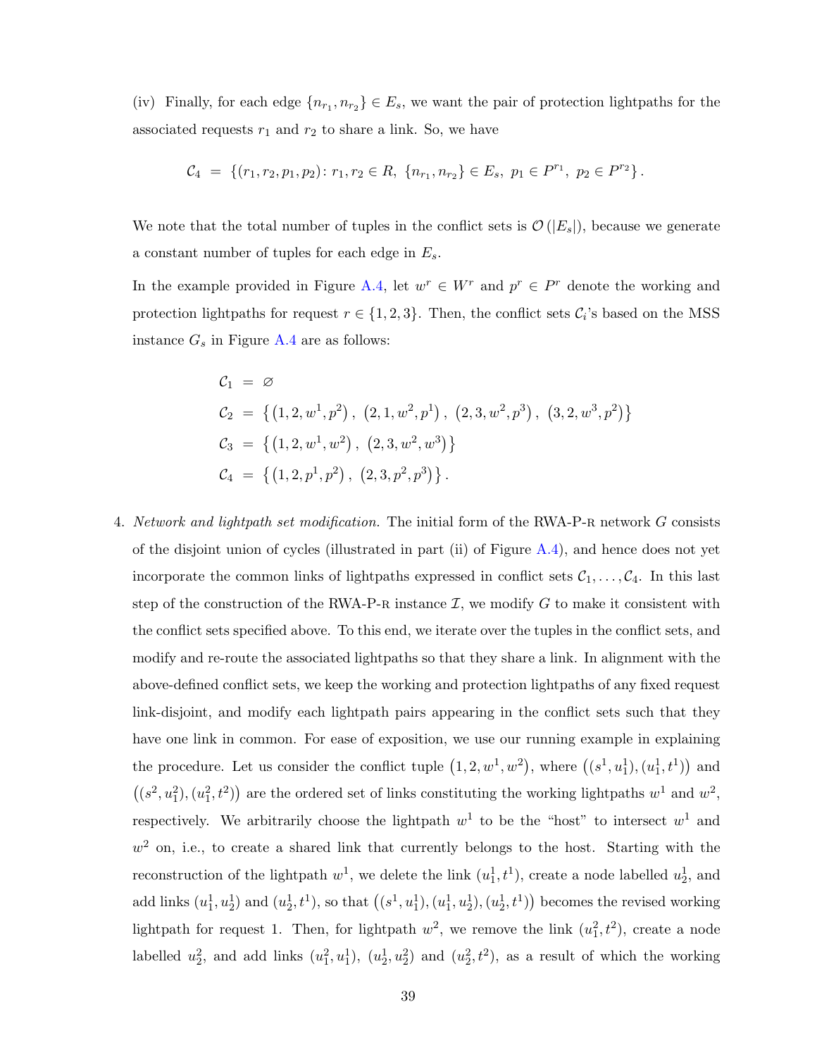(iv) Finally, for each edge $\{n_{r_1}, n_{r_2}\} \in E_s$, we want the pair of protection lightpaths for the associated requests $r_1$ and $r_2$ to share a link. So, we have

$$\mathcal{C}_4 \;=\; \{(r_1, r_2, p_1, p_2)\colon r_1, r_2 \in R,\ \{n_{r_1}, n_{r_2}\} \in E_s,\ p_1 \in P^{r_1},\ p_2 \in P^{r_2}\}\,.$$

We note that the total number of tuples in the conflict sets is $\mathcal{O}(|E_s|)$, because we generate a constant number of tuples for each edge in $E_s$.

In the example provided in Figure A.4, let $w^r \in W^r$ and $p^r \in P^r$ denote the working and protection lightpaths for request $r \in \{1, 2, 3\}$. Then, the conflict sets $\mathcal{C}_i$'s based on the MSS instance $G_s$ in Figure A.4 are as follows:

$$\begin{aligned}
\mathcal{C}_1 &= \varnothing \\
\mathcal{C}_2 &= \left\{ \left(1, 2, w^1, p^2\right),\ \left(2, 1, w^2, p^1\right),\ \left(2, 3, w^2, p^3\right),\ \left(3, 2, w^3, p^2\right) \right\} \\
\mathcal{C}_3 &= \left\{ \left(1, 2, w^1, w^2\right),\ \left(2, 3, w^2, w^3\right) \right\} \\
\mathcal{C}_4 &= \left\{ \left(1, 2, p^1, p^2\right),\ \left(2, 3, p^2, p^3\right) \right\}.
\end{aligned}$$

4. *Network and lightpath set modification.* The initial form of the RWA-P-R network $G$ consists of the disjoint union of cycles (illustrated in part (ii) of Figure A.4), and hence does not yet incorporate the common links of lightpaths expressed in conflict sets $\mathcal{C}_1, \ldots, \mathcal{C}_4$. In this last step of the construction of the RWA-P-R instance $\mathcal{I}$, we modify $G$ to make it consistent with the conflict sets specified above. To this end, we iterate over the tuples in the conflict sets, and modify and re-route the associated lightpaths so that they share a link. In alignment with the above-defined conflict sets, we keep the working and protection lightpaths of any fixed request link-disjoint, and modify each lightpath pairs appearing in the conflict sets such that they have one link in common. For ease of exposition, we use our running example in explaining the procedure. Let us consider the conflict tuple $\left(1, 2, w^1, w^2\right)$, where $\left((s^1, u_1^1), (u_1^1, t^1)\right)$ and $\left((s^2, u_1^2), (u_1^2, t^2)\right)$ are the ordered set of links constituting the working lightpaths $w^1$ and $w^2$, respectively. We arbitrarily choose the lightpath $w^1$ to be the "host" to intersect $w^1$ and $w^2$ on, i.e., to create a shared link that currently belongs to the host. Starting with the reconstruction of the lightpath $w^1$, we delete the link $(u_1^1, t^1)$, create a node labelled $u_2^1$, and add links $(u_1^1, u_2^1)$ and $(u_2^1, t^1)$, so that $\left((s^1, u_1^1), (u_1^1, u_2^1), (u_2^1, t^1)\right)$ becomes the revised working lightpath for request 1. Then, for lightpath $w^2$, we remove the link $(u_1^2, t^2)$, create a node labelled $u_2^2$, and add links $(u_1^2, u_1^1)$, $(u_2^1, u_2^2)$ and $(u_2^2, t^2)$, as a result of which the working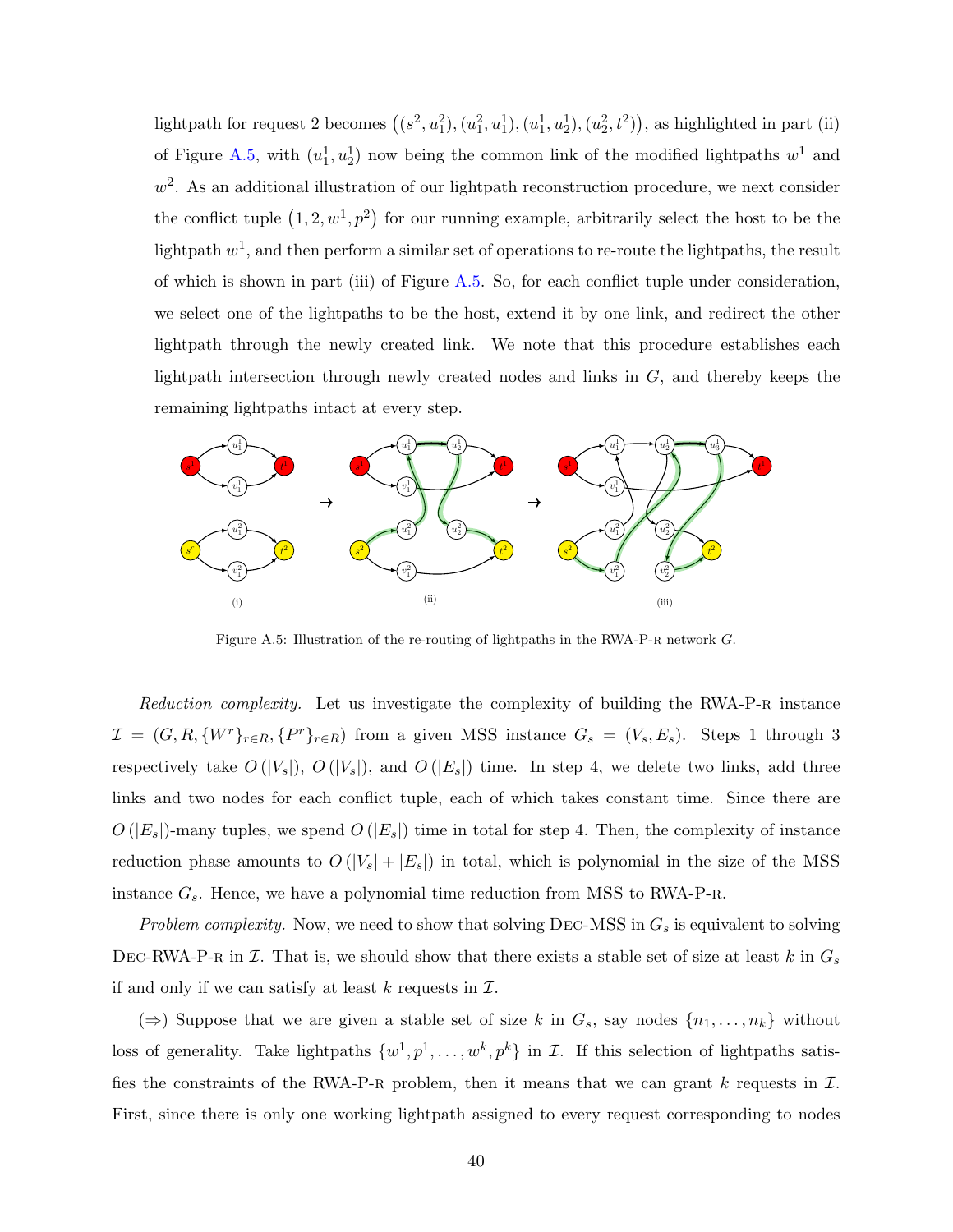lightpath for request 2 becomes $\left((s^2, u_1^2), (u_1^2, u_1^1), (u_1^1, u_2^1), (u_2^2, t^2)\right)$, as highlighted in part (ii) of Figure A.5, with $(u_1^1, u_2^1)$ now being the common link of the modified lightpaths $w^1$ and $w^2$. As an additional illustration of our lightpath reconstruction procedure, we next consider the conflict tuple $\left(1, 2, w^1, p^2\right)$ for our running example, arbitrarily select the host to be the lightpath $w^1$, and then perform a similar set of operations to re-route the lightpaths, the result of which is shown in part (iii) of Figure A.5. So, for each conflict tuple under consideration, we select one of the lightpaths to be the host, extend it by one link, and redirect the other lightpath through the newly created link. We note that this procedure establishes each lightpath intersection through newly created nodes and links in $G$, and thereby keeps the remaining lightpaths intact at every step.

Figure A.5: Illustration of the re-routing of lightpaths in the RWA-P-R network $G$.

*Reduction complexity.* Let us investigate the complexity of building the RWA-P-R instance $\mathcal{I} = (G, R, \{W^r\}_{r\in R}, \{P^r\}_{r\in R})$ from a given MSS instance $G_s = (V_s, E_s)$. Steps 1 through 3 respectively take $O\left(|V_s|\right)$, $O\left(|V_s|\right)$, and $O\left(|E_s|\right)$ time. In step 4, we delete two links, add three links and two nodes for each conflict tuple, each of which takes constant time. Since there are $O\left(|E_s|\right)$-many tuples, we spend $O\left(|E_s|\right)$ time in total for step 4. Then, the complexity of instance reduction phase amounts to $O\left(|V_s| + |E_s|\right)$ in total, which is polynomial in the size of the MSS instance $G_s$. Hence, we have a polynomial time reduction from MSS to RWA-P-R.

*Problem complexity.* Now, we need to show that solving DEC-MSS in $G_s$ is equivalent to solving DEC-RWA-P-R in $\mathcal{I}$. That is, we should show that there exists a stable set of size at least $k$ in $G_s$ if and only if we can satisfy at least $k$ requests in $\mathcal{I}$.

($\Rightarrow$) Suppose that we are given a stable set of size $k$ in $G_s$, say nodes $\{n_1, \ldots, n_k\}$ without loss of generality. Take lightpaths $\{w^1, p^1, \ldots, w^k, p^k\}$ in $\mathcal{I}$. If this selection of lightpaths satisfies the constraints of the RWA-P-R problem, then it means that we can grant $k$ requests in $\mathcal{I}$. First, since there is only one working lightpath assigned to every request corresponding to nodes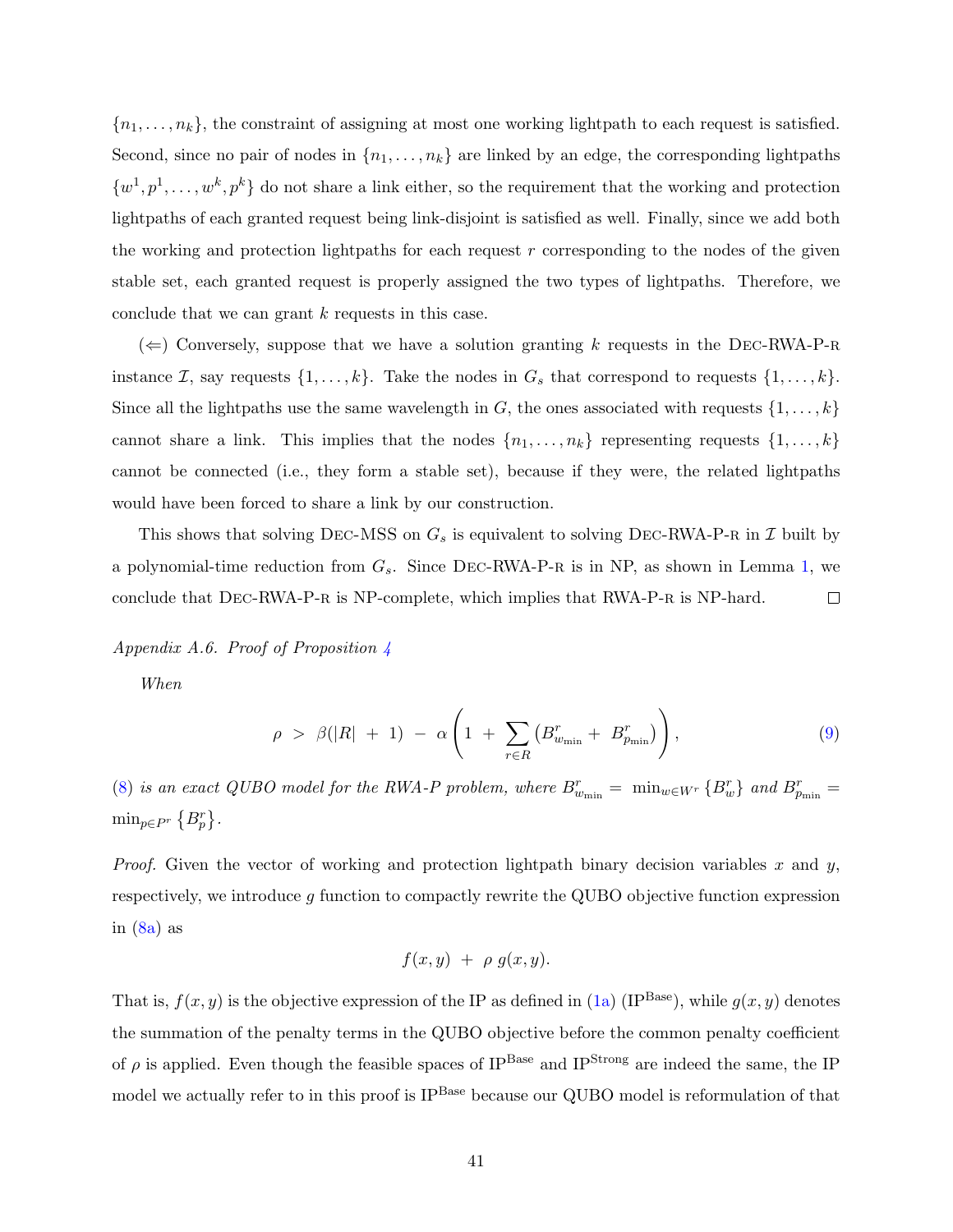$\{n_1, \ldots, n_k\}$, the constraint of assigning at most one working lightpath to each request is satisfied. Second, since no pair of nodes in $\{n_1, \ldots, n_k\}$ are linked by an edge, the corresponding lightpaths $\{w^1, p^1, \ldots, w^k, p^k\}$ do not share a link either, so the requirement that the working and protection lightpaths of each granted request being link-disjoint is satisfied as well. Finally, since we add both the working and protection lightpaths for each request $r$ corresponding to the nodes of the given stable set, each granted request is properly assigned the two types of lightpaths. Therefore, we conclude that we can grant $k$ requests in this case.

($\Leftarrow$) Conversely, suppose that we have a solution granting $k$ requests in the Dec-RWA-P-r instance $\mathcal{I}$, say requests $\{1, \ldots, k\}$. Take the nodes in $G_s$ that correspond to requests $\{1, \ldots, k\}$. Since all the lightpaths use the same wavelength in $G$, the ones associated with requests $\{1, \ldots, k\}$ cannot share a link. This implies that the nodes $\{n_1, \ldots, n_k\}$ representing requests $\{1, \ldots, k\}$ cannot be connected (i.e., they form a stable set), because if they were, the related lightpaths would have been forced to share a link by our construction.

This shows that solving Dec-MSS on $G_s$ is equivalent to solving Dec-RWA-P-r in $\mathcal{I}$ built by a polynomial-time reduction from $G_s$. Since Dec-RWA-P-r is in NP, as shown in Lemma 1, we conclude that Dec-RWA-P-r is NP-complete, which implies that RWA-P-r is NP-hard. $\square$

*Appendix A.6. Proof of Proposition 4*

*When*

$$\rho \; > \; \beta(|R| \; + \; 1) \; - \; \alpha\left(1 \; + \; \sum_{r \in R}\left(B^r_{w_{\min}} + \; B^r_{p_{\min}}\right)\right), \tag{9}$$

(8) *is an exact QUBO model for the RWA-P problem, where* $B^r_{w_{\min}} = \min_{w \in W^r}\{B^r_w\}$ *and* $B^r_{p_{\min}} = \min_{p \in P^r}\{B^r_p\}$.

*Proof.* Given the vector of working and protection lightpath binary decision variables $x$ and $y$, respectively, we introduce $g$ function to compactly rewrite the QUBO objective function expression in (8a) as

$$f(x, y) \; + \; \rho \; g(x, y).$$

That is, $f(x, y)$ is the objective expression of the IP as defined in (1a) (IP$^{\text{Base}}$), while $g(x, y)$ denotes the summation of the penalty terms in the QUBO objective before the common penalty coefficient of $\rho$ is applied. Even though the feasible spaces of IP$^{\text{Base}}$ and IP$^{\text{Strong}}$ are indeed the same, the IP model we actually refer to in this proof is IP$^{\text{Base}}$ because our QUBO model is reformulation of that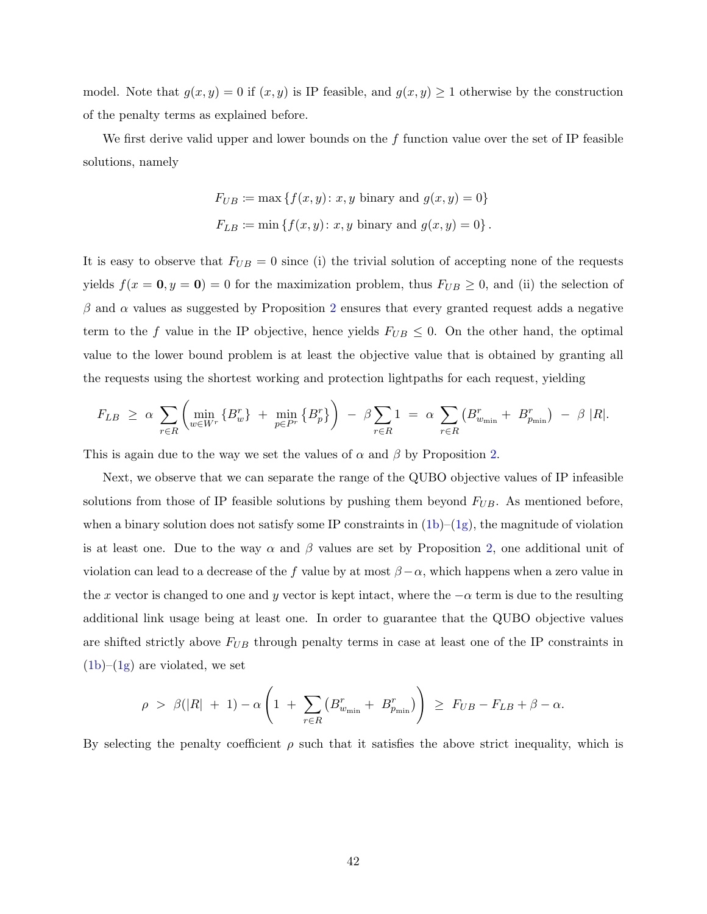model. Note that $g(x, y) = 0$ if $(x, y)$ is IP feasible, and $g(x, y) \geq 1$ otherwise by the construction of the penalty terms as explained before.

We first derive valid upper and lower bounds on the $f$ function value over the set of IP feasible solutions, namely

$$
\begin{aligned}
F_{UB} &:= \max \{f(x, y) \colon x, y \text{ binary and } g(x, y) = 0\} \\
F_{LB} &:= \min \{f(x, y) \colon x, y \text{ binary and } g(x, y) = 0\}.
\end{aligned}
$$

It is easy to observe that $F_{UB} = 0$ since (i) the trivial solution of accepting none of the requests yields $f(x = \mathbf{0}, y = \mathbf{0}) = 0$ for the maximization problem, thus $F_{UB} \geq 0$, and (ii) the selection of $\beta$ and $\alpha$ values as suggested by Proposition 2 ensures that every granted request adds a negative term to the $f$ value in the IP objective, hence yields $F_{UB} \leq 0$. On the other hand, the optimal value to the lower bound problem is at least the objective value that is obtained by granting all the requests using the shortest working and protection lightpaths for each request, yielding

$$
F_{LB} \;\geq\; \alpha \sum_{r \in R} \left( \min_{w \in W^r} \{B_w^r\} \;+\; \min_{p \in P^r} \{B_p^r\} \right) \;-\; \beta \sum_{r \in R} 1 \;=\; \alpha \sum_{r \in R} \left( B_{w_{\min}}^r + B_{p_{\min}}^r \right) \;-\; \beta\, |R|.
$$

This is again due to the way we set the values of $\alpha$ and $\beta$ by Proposition 2.

Next, we observe that we can separate the range of the QUBO objective values of IP infeasible solutions from those of IP feasible solutions by pushing them beyond $F_{UB}$. As mentioned before, when a binary solution does not satisfy some IP constraints in (1b)–(1g), the magnitude of violation is at least one. Due to the way $\alpha$ and $\beta$ values are set by Proposition 2, one additional unit of violation can lead to a decrease of the $f$ value by at most $\beta - \alpha$, which happens when a zero value in the $x$ vector is changed to one and $y$ vector is kept intact, where the $-\alpha$ term is due to the resulting additional link usage being at least one. In order to guarantee that the QUBO objective values are shifted strictly above $F_{UB}$ through penalty terms in case at least one of the IP constraints in (1b)–(1g) are violated, we set

$$
\rho \;>\; \beta(|R| \;+\; 1) - \alpha \left( 1 \;+\; \sum_{r \in R} \left( B_{w_{\min}}^r + B_{p_{\min}}^r \right) \right) \;\geq\; F_{UB} - F_{LB} + \beta - \alpha.
$$

By selecting the penalty coefficient $\rho$ such that it satisfies the above strict inequality, which is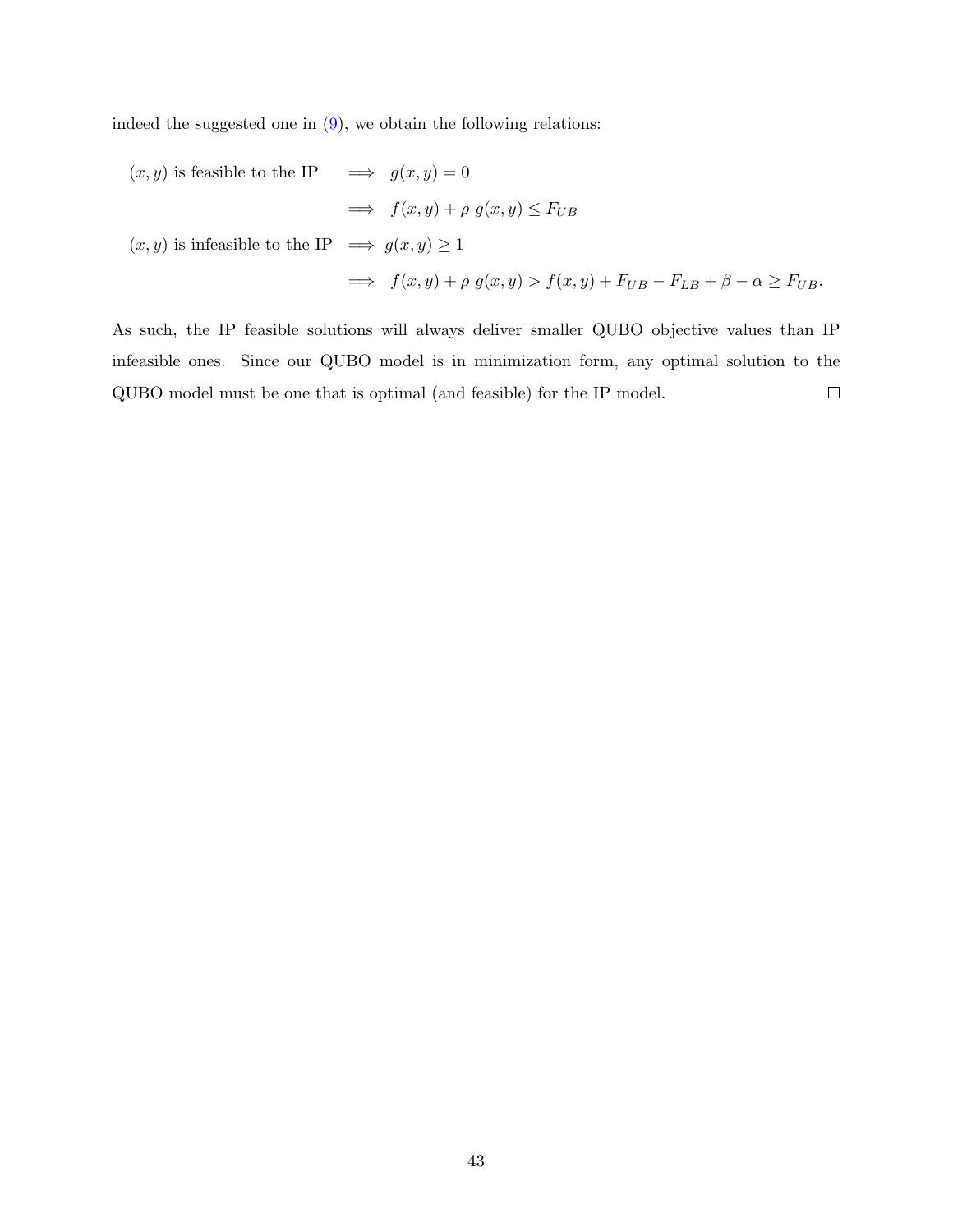indeed the suggested one in (9), we obtain the following relations:

$$
\begin{aligned}
(x, y) \text{ is feasible to the IP} \quad &\implies \quad g(x, y) = 0 \\
&\implies \quad f(x, y) + \rho \; g(x, y) \leq F_{UB} \\
(x, y) \text{ is infeasible to the IP} \quad &\implies \quad g(x, y) \geq 1 \\
&\implies \quad f(x, y) + \rho \; g(x, y) > f(x, y) + F_{UB} - F_{LB} + \beta - \alpha \geq F_{UB}.
\end{aligned}
$$

As such, the IP feasible solutions will always deliver smaller QUBO objective values than IP infeasible ones. Since our QUBO model is in minimization form, any optimal solution to the QUBO model must be one that is optimal (and feasible) for the IP model. □